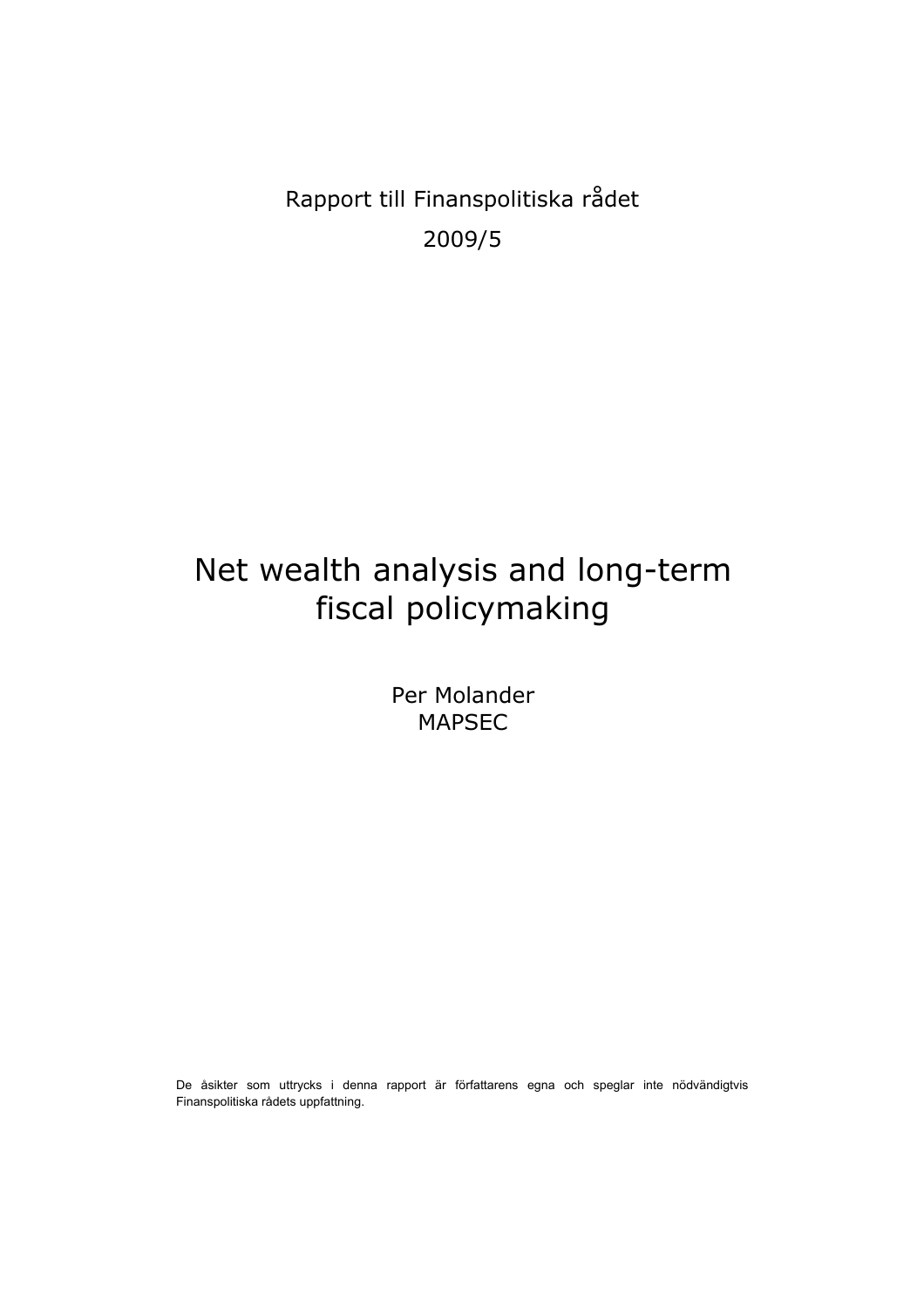Rapport till Finanspolitiska rådet

2009/5

# Net wealth analysis and long-term fiscal policymaking

Per Molander
MAPSEC

De åsikter som uttrycks i denna rapport är författarens egna och speglar inte nödvändigtvis Finanspolitiska rådets uppfattning.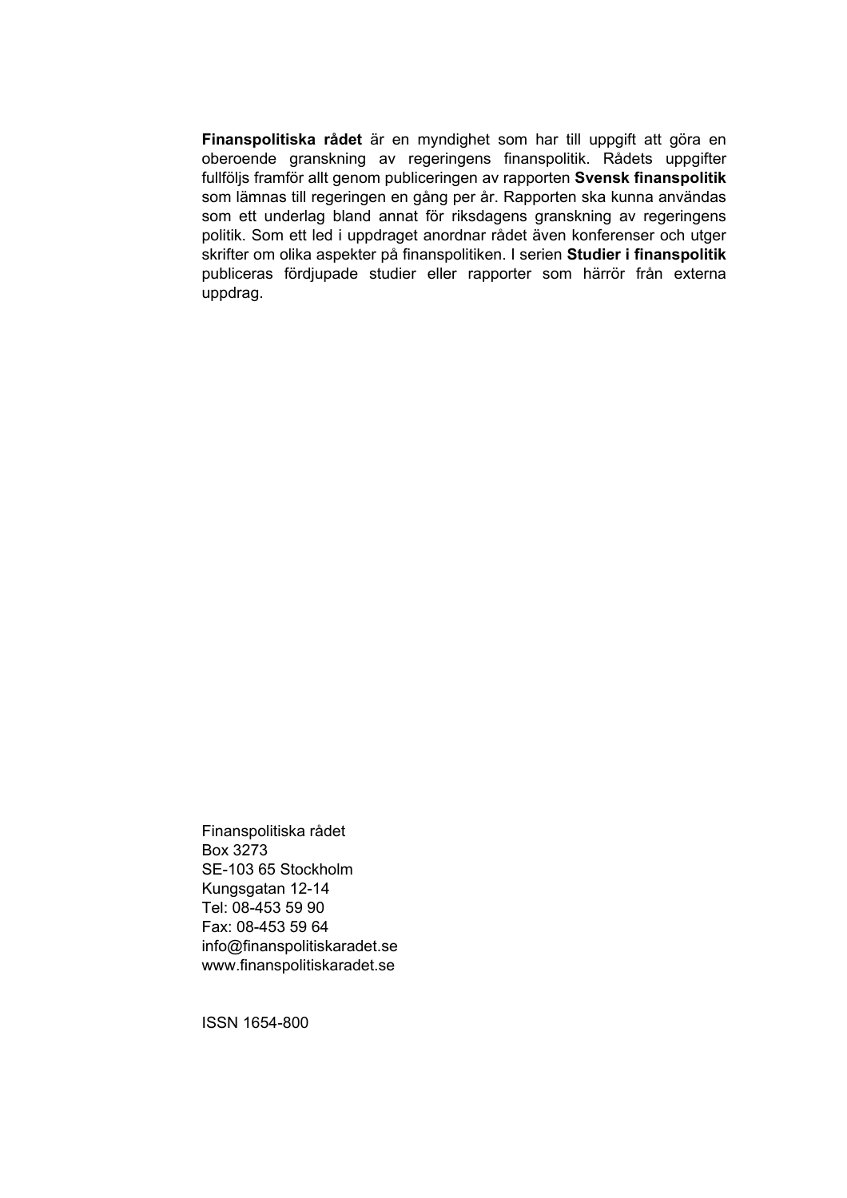**Finanspolitiska rådet** är en myndighet som har till uppgift att göra en oberoende granskning av regeringens finanspolitik. Rådets uppgifter fullföljs framför allt genom publiceringen av rapporten **Svensk finanspolitik** som lämnas till regeringen en gång per år. Rapporten ska kunna användas som ett underlag bland annat för riksdagens granskning av regeringens politik. Som ett led i uppdraget anordnar rådet även konferenser och utger skrifter om olika aspekter på finanspolitiken. I serien **Studier i finanspolitik** publiceras fördjupade studier eller rapporter som härrör från externa uppdrag.

Finanspolitiska rådet
Box 3273
SE-103 65 Stockholm
Kungsgatan 12-14
Tel: 08-453 59 90
Fax: 08-453 59 64
info@finanspolitiskaradet.se
www.finanspolitiskaradet.se

ISSN 1654-800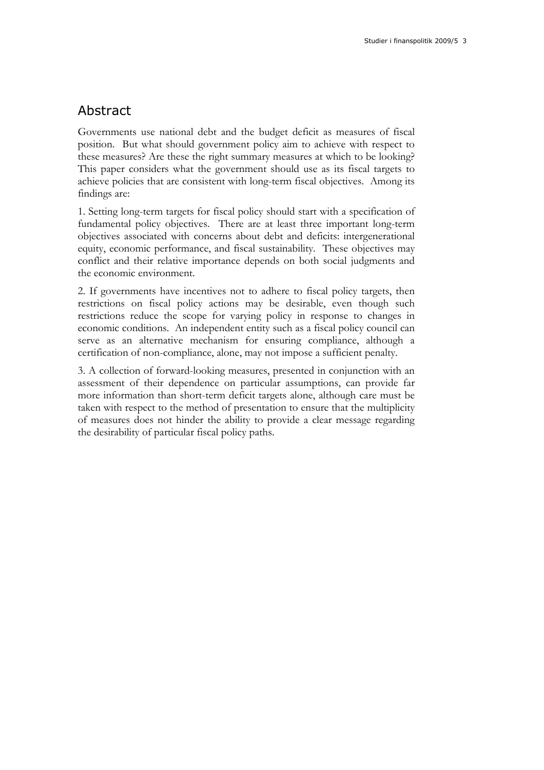## Abstract

Governments use national debt and the budget deficit as measures of fiscal position. But what should government policy aim to achieve with respect to these measures? Are these the right summary measures at which to be looking? This paper considers what the government should use as its fiscal targets to achieve policies that are consistent with long-term fiscal objectives. Among its findings are:

1. Setting long-term targets for fiscal policy should start with a specification of fundamental policy objectives. There are at least three important long-term objectives associated with concerns about debt and deficits: intergenerational equity, economic performance, and fiscal sustainability. These objectives may conflict and their relative importance depends on both social judgments and the economic environment.

2. If governments have incentives not to adhere to fiscal policy targets, then restrictions on fiscal policy actions may be desirable, even though such restrictions reduce the scope for varying policy in response to changes in economic conditions. An independent entity such as a fiscal policy council can serve as an alternative mechanism for ensuring compliance, although a certification of non-compliance, alone, may not impose a sufficient penalty.

3. A collection of forward-looking measures, presented in conjunction with an assessment of their dependence on particular assumptions, can provide far more information than short-term deficit targets alone, although care must be taken with respect to the method of presentation to ensure that the multiplicity of measures does not hinder the ability to provide a clear message regarding the desirability of particular fiscal policy paths.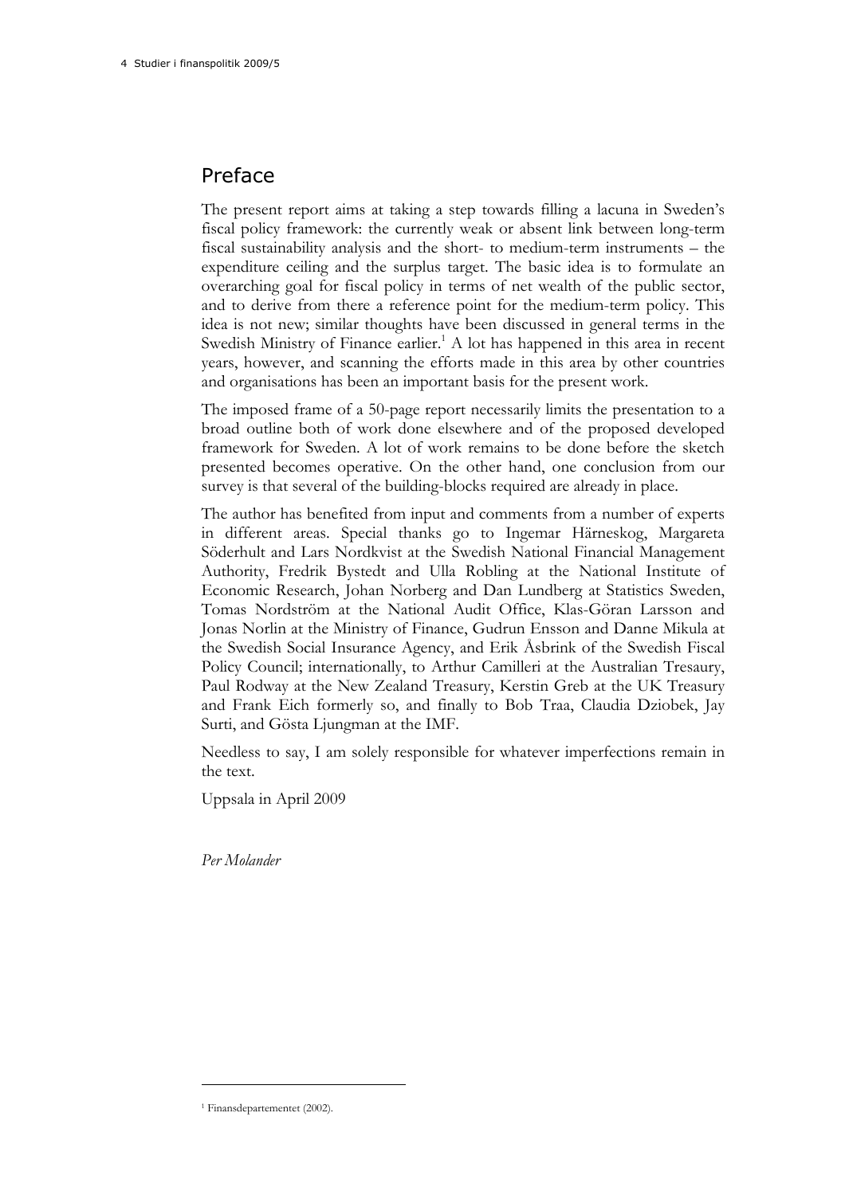## Preface

The present report aims at taking a step towards filling a lacuna in Sweden's fiscal policy framework: the currently weak or absent link between long-term fiscal sustainability analysis and the short- to medium-term instruments – the expenditure ceiling and the surplus target. The basic idea is to formulate an overarching goal for fiscal policy in terms of net wealth of the public sector, and to derive from there a reference point for the medium-term policy. This idea is not new; similar thoughts have been discussed in general terms in the Swedish Ministry of Finance earlier.[1] A lot has happened in this area in recent years, however, and scanning the efforts made in this area by other countries and organisations has been an important basis for the present work.

The imposed frame of a 50-page report necessarily limits the presentation to a broad outline both of work done elsewhere and of the proposed developed framework for Sweden. A lot of work remains to be done before the sketch presented becomes operative. On the other hand, one conclusion from our survey is that several of the building-blocks required are already in place.

The author has benefited from input and comments from a number of experts in different areas. Special thanks go to Ingemar Härneskog, Margareta Söderhult and Lars Nordkvist at the Swedish National Financial Management Authority, Fredrik Bystedt and Ulla Robling at the National Institute of Economic Research, Johan Norberg and Dan Lundberg at Statistics Sweden, Tomas Nordström at the National Audit Office, Klas-Göran Larsson and Jonas Norlin at the Ministry of Finance, Gudrun Ensson and Danne Mikula at the Swedish Social Insurance Agency, and Erik Åsbrink of the Swedish Fiscal Policy Council; internationally, to Arthur Camilleri at the Australian Tresaury, Paul Rodway at the New Zealand Treasury, Kerstin Greb at the UK Treasury and Frank Eich formerly so, and finally to Bob Traa, Claudia Dziobek, Jay Surti, and Gösta Ljungman at the IMF.

Needless to say, I am solely responsible for whatever imperfections remain in the text.

Uppsala in April 2009

*Per Molander*

---

[1] Finansdepartementet (2002).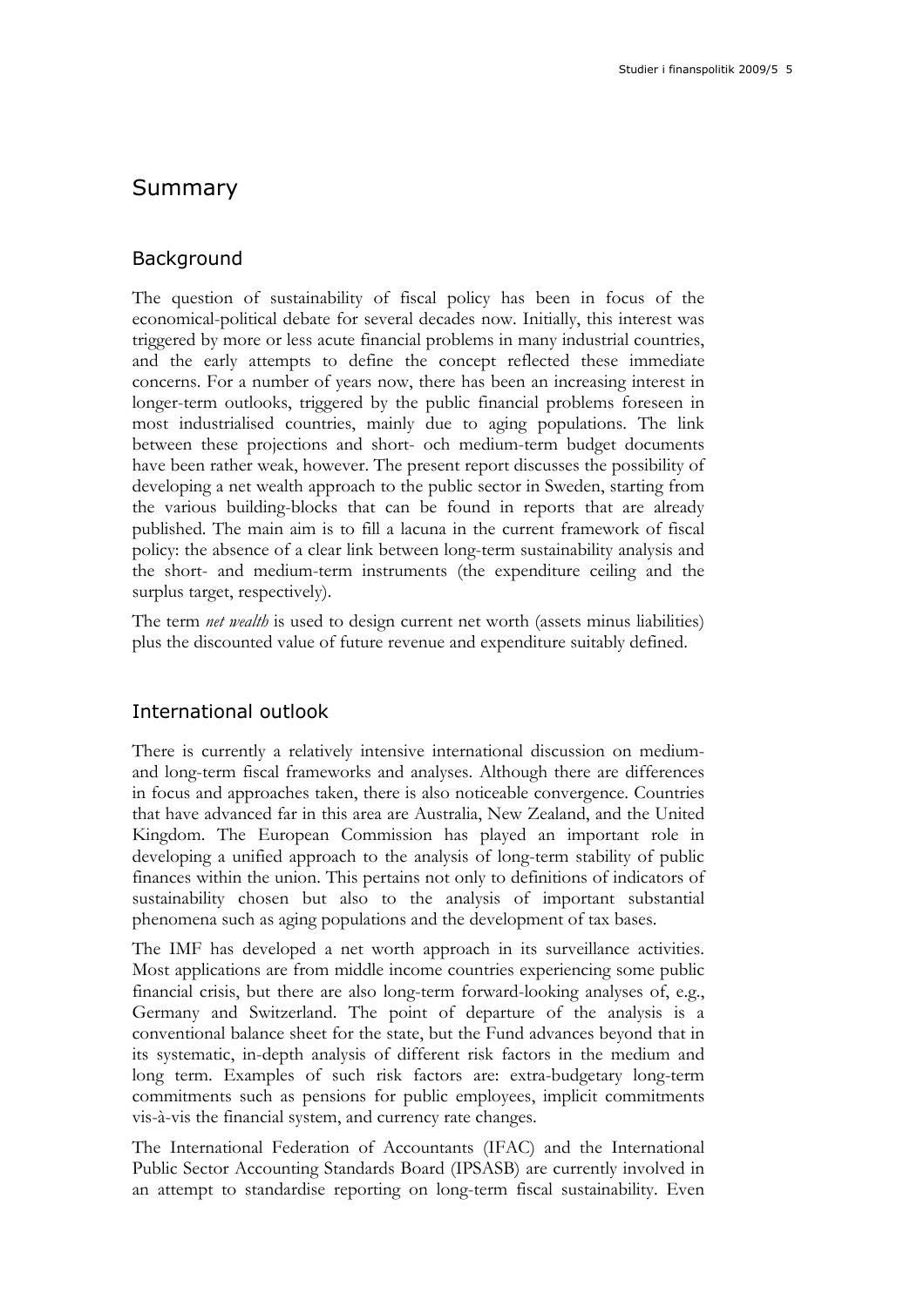# Summary

## Background

The question of sustainability of fiscal policy has been in focus of the economical-political debate for several decades now. Initially, this interest was triggered by more or less acute financial problems in many industrial countries, and the early attempts to define the concept reflected these immediate concerns. For a number of years now, there has been an increasing interest in longer-term outlooks, triggered by the public financial problems foreseen in most industrialised countries, mainly due to aging populations. The link between these projections and short- och medium-term budget documents have been rather weak, however. The present report discusses the possibility of developing a net wealth approach to the public sector in Sweden, starting from the various building-blocks that can be found in reports that are already published. The main aim is to fill a lacuna in the current framework of fiscal policy: the absence of a clear link between long-term sustainability analysis and the short- and medium-term instruments (the expenditure ceiling and the surplus target, respectively).

The term *net wealth* is used to design current net worth (assets minus liabilities) plus the discounted value of future revenue and expenditure suitably defined.

## International outlook

There is currently a relatively intensive international discussion on medium- and long-term fiscal frameworks and analyses. Although there are differences in focus and approaches taken, there is also noticeable convergence. Countries that have advanced far in this area are Australia, New Zealand, and the United Kingdom. The European Commission has played an important role in developing a unified approach to the analysis of long-term stability of public finances within the union. This pertains not only to definitions of indicators of sustainability chosen but also to the analysis of important substantial phenomena such as aging populations and the development of tax bases.

The IMF has developed a net worth approach in its surveillance activities. Most applications are from middle income countries experiencing some public financial crisis, but there are also long-term forward-looking analyses of, e.g., Germany and Switzerland. The point of departure of the analysis is a conventional balance sheet for the state, but the Fund advances beyond that in its systematic, in-depth analysis of different risk factors in the medium and long term. Examples of such risk factors are: extra-budgetary long-term commitments such as pensions for public employees, implicit commitments vis-à-vis the financial system, and currency rate changes.

The International Federation of Accountants (IFAC) and the International Public Sector Accounting Standards Board (IPSASB) are currently involved in an attempt to standardise reporting on long-term fiscal sustainability. Even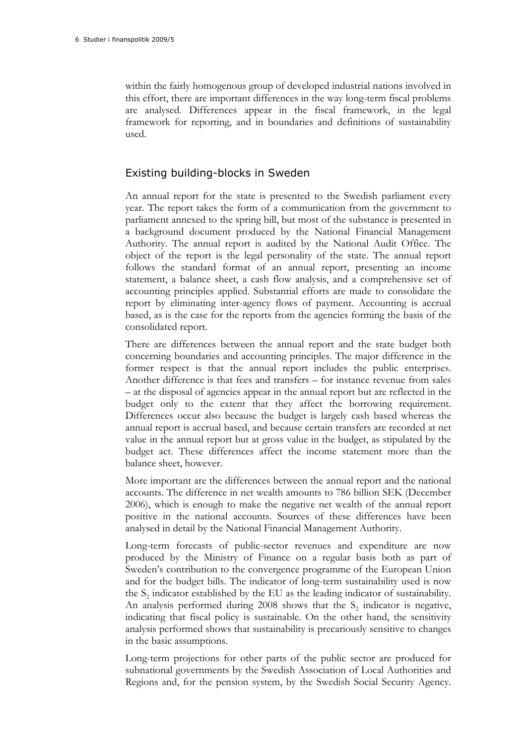within the fairly homogenous group of developed industrial nations involved in this effort, there are important differences in the way long-term fiscal problems are analysed. Differences appear in the fiscal framework, in the legal framework for reporting, and in boundaries and definitions of sustainability used.

## Existing building-blocks in Sweden

An annual report for the state is presented to the Swedish parliament every year. The report takes the form of a communication from the government to parliament annexed to the spring bill, but most of the substance is presented in a background document produced by the National Financial Management Authority. The annual report is audited by the National Audit Office. The object of the report is the legal personality of the state. The annual report follows the standard format of an annual report, presenting an income statement, a balance sheet, a cash flow analysis, and a comprehensive set of accounting principles applied. Substantial efforts are made to consolidate the report by eliminating inter-agency flows of payment. Accounting is accrual based, as is the case for the reports from the agencies forming the basis of the consolidated report.

There are differences between the annual report and the state budget both concerning boundaries and accounting principles. The major difference in the former respect is that the annual report includes the public enterprises. Another difference is that fees and transfers – for instance revenue from sales – at the disposal of agencies appear in the annual report but are reflected in the budget only to the extent that they affect the borrowing requirement. Differences occur also because the budget is largely cash based whereas the annual report is accrual based, and because certain transfers are recorded at net value in the annual report but at gross value in the budget, as stipulated by the budget act. These differences affect the income statement more than the balance sheet, however.

More important are the differences between the annual report and the national accounts. The difference in net wealth amounts to 786 billion SEK (December 2006), which is enough to make the negative net wealth of the annual report positive in the national accounts. Sources of these differences have been analysed in detail by the National Financial Management Authority.

Long-term forecasts of public-sector revenues and expenditure are now produced by the Ministry of Finance on a regular basis both as part of Sweden's contribution to the convergence programme of the European Union and for the budget bills. The indicator of long-term sustainability used is now the $S_2$ indicator established by the EU as the leading indicator of sustainability. An analysis performed during 2008 shows that the $S_2$ indicator is negative, indicating that fiscal policy is sustainable. On the other hand, the sensitivity analysis performed shows that sustainability is precariously sensitive to changes in the basic assumptions.

Long-term projections for other parts of the public sector are produced for subnational governments by the Swedish Association of Local Authorities and Regions and, for the pension system, by the Swedish Social Security Agency.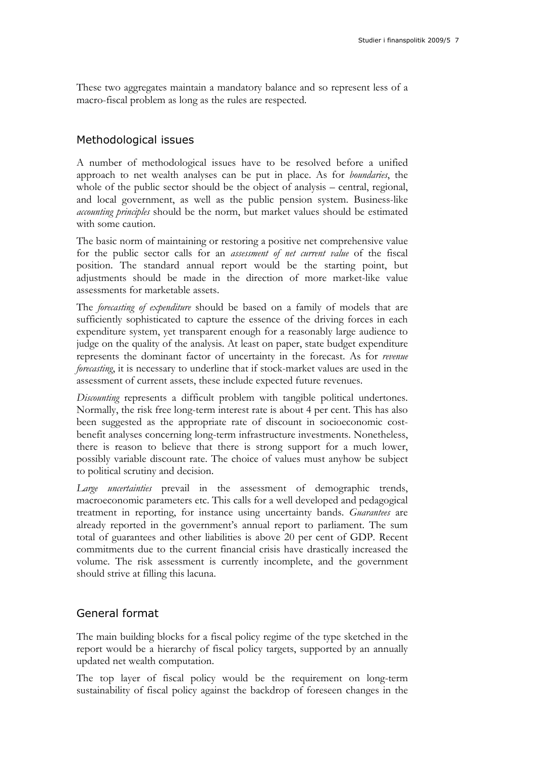These two aggregates maintain a mandatory balance and so represent less of a macro-fiscal problem as long as the rules are respected.

## Methodological issues

A number of methodological issues have to be resolved before a unified approach to net wealth analyses can be put in place. As for *boundaries*, the whole of the public sector should be the object of analysis – central, regional, and local government, as well as the public pension system. Business-like *accounting principles* should be the norm, but market values should be estimated with some caution.

The basic norm of maintaining or restoring a positive net comprehensive value for the public sector calls for an *assessment of net current value* of the fiscal position. The standard annual report would be the starting point, but adjustments should be made in the direction of more market-like value assessments for marketable assets.

The *forecasting of expenditure* should be based on a family of models that are sufficiently sophisticated to capture the essence of the driving forces in each expenditure system, yet transparent enough for a reasonably large audience to judge on the quality of the analysis. At least on paper, state budget expenditure represents the dominant factor of uncertainty in the forecast. As for *revenue forecasting*, it is necessary to underline that if stock-market values are used in the assessment of current assets, these include expected future revenues.

*Discounting* represents a difficult problem with tangible political undertones. Normally, the risk free long-term interest rate is about 4 per cent. This has also been suggested as the appropriate rate of discount in socioeconomic cost-benefit analyses concerning long-term infrastructure investments. Nonetheless, there is reason to believe that there is strong support for a much lower, possibly variable discount rate. The choice of values must anyhow be subject to political scrutiny and decision.

*Large uncertainties* prevail in the assessment of demographic trends, macroeconomic parameters etc. This calls for a well developed and pedagogical treatment in reporting, for instance using uncertainty bands. *Guarantees* are already reported in the government's annual report to parliament. The sum total of guarantees and other liabilities is above 20 per cent of GDP. Recent commitments due to the current financial crisis have drastically increased the volume. The risk assessment is currently incomplete, and the government should strive at filling this lacuna.

## General format

The main building blocks for a fiscal policy regime of the type sketched in the report would be a hierarchy of fiscal policy targets, supported by an annually updated net wealth computation.

The top layer of fiscal policy would be the requirement on long-term sustainability of fiscal policy against the backdrop of foreseen changes in the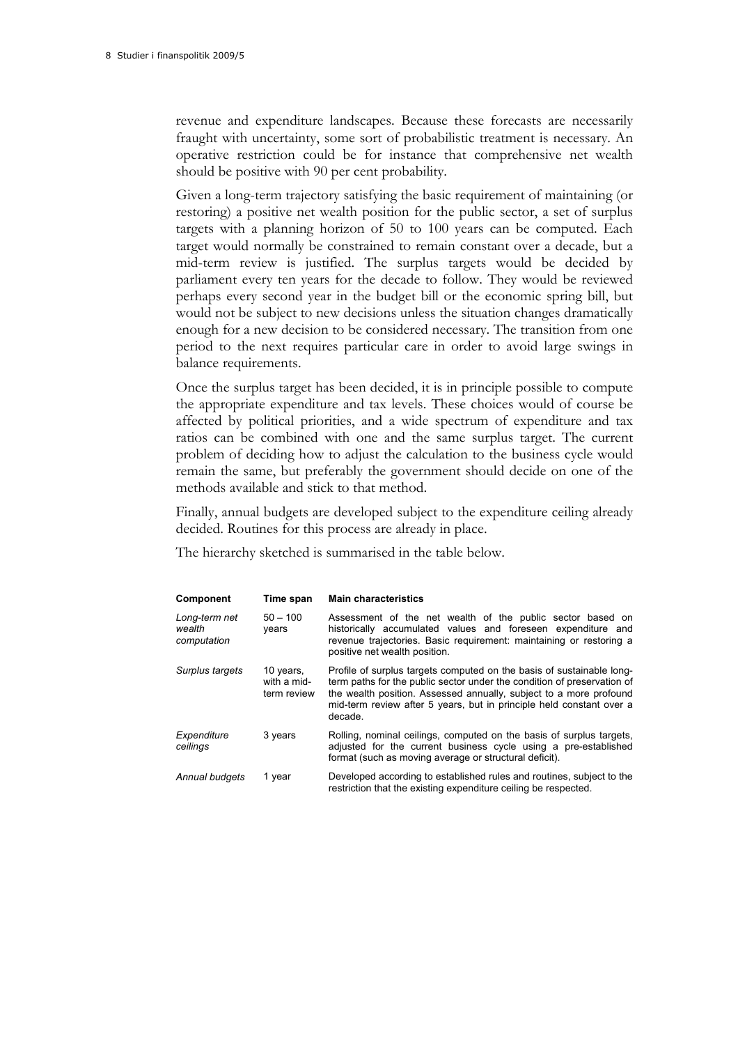revenue and expenditure landscapes. Because these forecasts are necessarily fraught with uncertainty, some sort of probabilistic treatment is necessary. An operative restriction could be for instance that comprehensive net wealth should be positive with 90 per cent probability.

Given a long-term trajectory satisfying the basic requirement of maintaining (or restoring) a positive net wealth position for the public sector, a set of surplus targets with a planning horizon of 50 to 100 years can be computed. Each target would normally be constrained to remain constant over a decade, but a mid-term review is justified. The surplus targets would be decided by parliament every ten years for the decade to follow. They would be reviewed perhaps every second year in the budget bill or the economic spring bill, but would not be subject to new decisions unless the situation changes dramatically enough for a new decision to be considered necessary. The transition from one period to the next requires particular care in order to avoid large swings in balance requirements.

Once the surplus target has been decided, it is in principle possible to compute the appropriate expenditure and tax levels. These choices would of course be affected by political priorities, and a wide spectrum of expenditure and tax ratios can be combined with one and the same surplus target. The current problem of deciding how to adjust the calculation to the business cycle would remain the same, but preferably the government should decide on one of the methods available and stick to that method.

Finally, annual budgets are developed subject to the expenditure ceiling already decided. Routines for this process are already in place.

The hierarchy sketched is summarised in the table below.

| Component | Time span | Main characteristics |
|---|---|---|
| *Long-term net wealth computation* | 50 – 100 years | Assessment of the net wealth of the public sector based on historically accumulated values and foreseen expenditure and revenue trajectories. Basic requirement: maintaining or restoring a positive net wealth position. |
| *Surplus targets* | 10 years, with a mid-term review | Profile of surplus targets computed on the basis of sustainable long-term paths for the public sector under the condition of preservation of the wealth position. Assessed annually, subject to a more profound mid-term review after 5 years, but in principle held constant over a decade. |
| *Expenditure ceilings* | 3 years | Rolling, nominal ceilings, computed on the basis of surplus targets, adjusted for the current business cycle using a pre-established format (such as moving average or structural deficit). |
| *Annual budgets* | 1 year | Developed according to established rules and routines, subject to the restriction that the existing expenditure ceiling be respected. |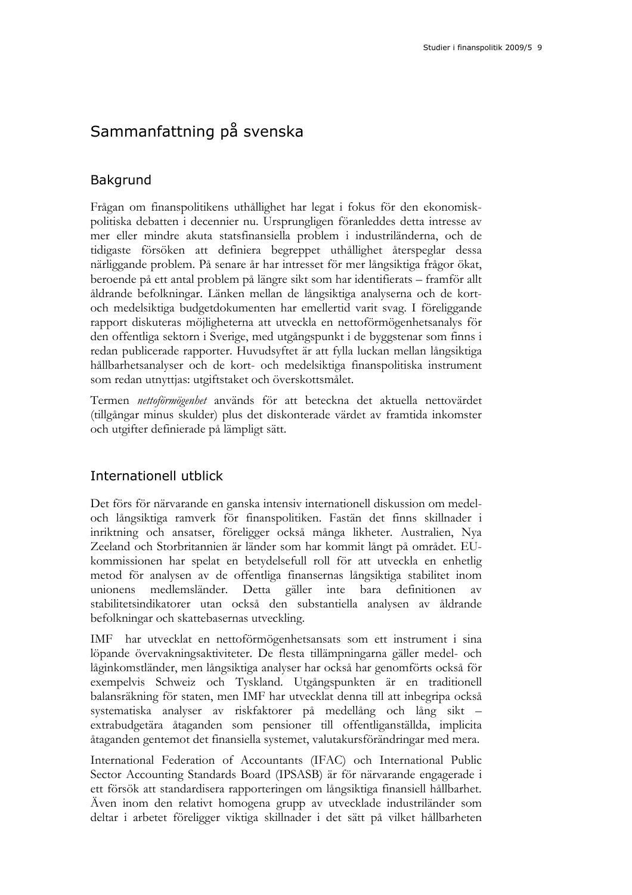# Sammanfattning på svenska

## Bakgrund

Frågan om finanspolitikens uthållighet har legat i fokus för den ekonomisk-politiska debatten i decennier nu. Ursprungligen föranleddes detta intresse av mer eller mindre akuta statsfinansiella problem i industriländerna, och de tidigaste försöken att definiera begreppet uthållighet återspeglar dessa närliggande problem. På senare år har intresset för mer långsiktiga frågor ökat, beroende på ett antal problem på längre sikt som har identifierats – framför allt åldrande befolkningar. Länken mellan de långsiktiga analyserna och de kort- och medelsiktiga budgetdokumenten har emellertid varit svag. I föreliggande rapport diskuteras möjligheterna att utveckla en nettoförmögenhetsanalys för den offentliga sektorn i Sverige, med utgångspunkt i de byggstenar som finns i redan publicerade rapporter. Huvudsyftet är att fylla luckan mellan långsiktiga hållbarhetsanalyser och de kort- och medelsiktiga finanspolitiska instrument som redan utnyttjas: utgiftstaket och överskottsmålet.

Termen *nettoförmögenhet* används för att beteckna det aktuella nettovärdet (tillgångar minus skulder) plus det diskonterade värdet av framtida inkomster och utgifter definierade på lämpligt sätt.

## Internationell utblick

Det förs för närvarande en ganska intensiv internationell diskussion om medel- och långsiktiga ramverk för finanspolitiken. Fastän det finns skillnader i inriktning och ansatser, föreligger också många likheter. Australien, Nya Zeeland och Storbritannien är länder som har kommit långt på området. EU-kommissionen har spelat en betydelsefull roll för att utveckla en enhetlig metod för analysen av de offentliga finansernas långsiktiga stabilitet inom unionens medlemsländer. Detta gäller inte bara definitionen av stabilitetsindikatorer utan också den substantiella analysen av åldrande befolkningar och skattebasernas utveckling.

IMF har utvecklat en nettoförmögenhetsansats som ett instrument i sina löpande övervakningsaktiviteter. De flesta tillämpningarna gäller medel- och låginkomstländer, men långsiktiga analyser har också har genomförts också för exempelvis Schweiz och Tyskland. Utgångspunkten är en traditionell balansräkning för staten, men IMF har utvecklat denna till att inbegripa också systematiska analyser av riskfaktorer på medellång och lång sikt – extrabudgetära åtaganden som pensioner till offentliganställda, implicita åtaganden gentemot det finansiella systemet, valutakursförändringar med mera.

International Federation of Accountants (IFAC) och International Public Sector Accounting Standards Board (IPSASB) är för närvarande engagerade i ett försök att standardisera rapporteringen om långsiktiga finansiell hållbarhet. Även inom den relativt homogena grupp av utvecklade industriländer som deltar i arbetet föreligger viktiga skillnader i det sätt på vilket hållbarheten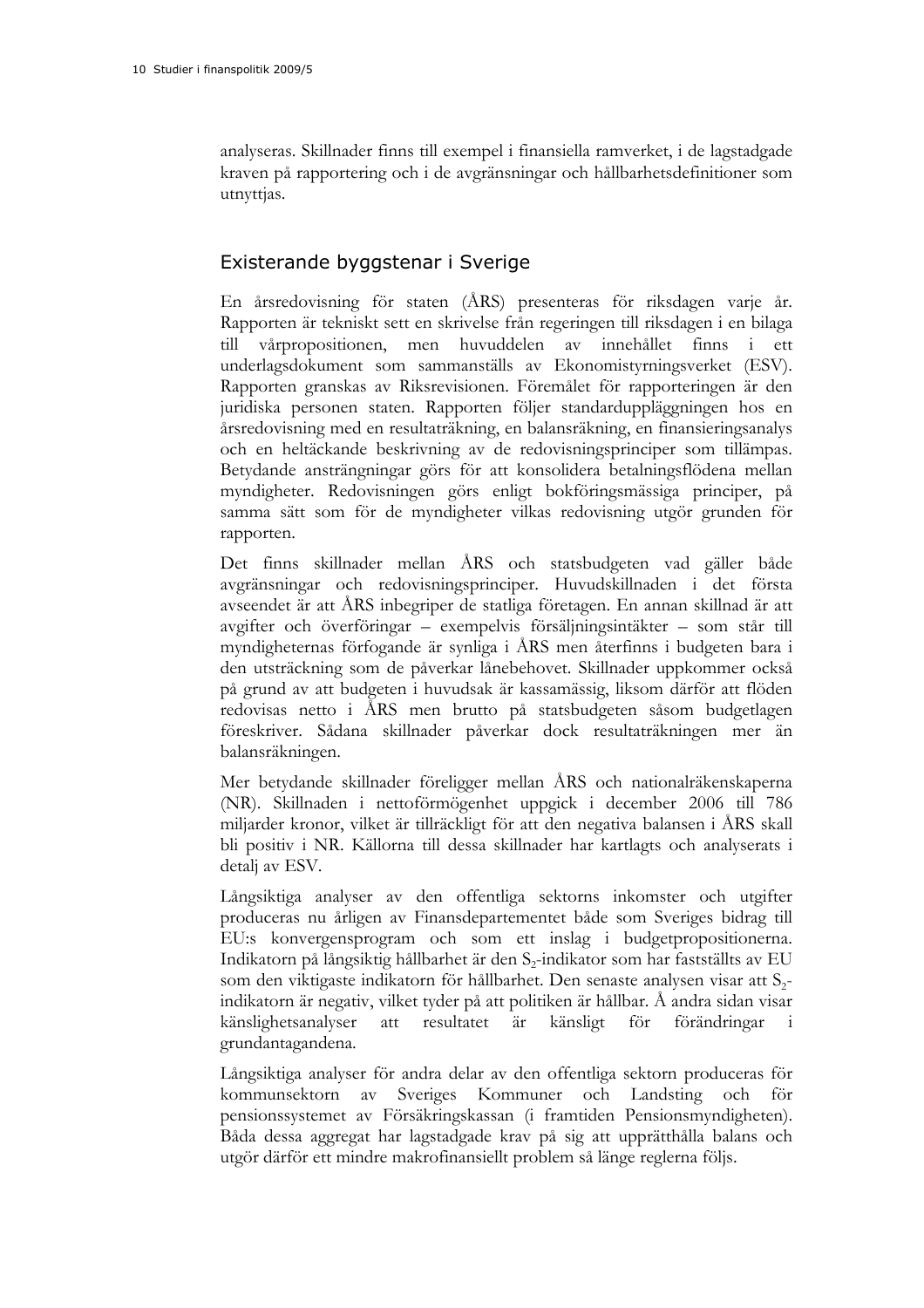analyseras. Skillnader finns till exempel i finansiella ramverket, i de lagstadgade kraven på rapportering och i de avgränsningar och hållbarhetsdefinitioner som utnyttjas.

## Existerande byggstenar i Sverige

En årsredovisning för staten (ÅRS) presenteras för riksdagen varje år. Rapporten är tekniskt sett en skrivelse från regeringen till riksdagen i en bilaga till vårpropositionen, men huvuddelen av innehållet finns i ett underlagsdokument som sammanställs av Ekonomistyrningsverket (ESV). Rapporten granskas av Riksrevisionen. Föremålet för rapporteringen är den juridiska personen staten. Rapporten följer standardupplägg­ningen hos en årsredovisning med en resultaträkning, en balansräkning, en finansieringsanalys och en heltäckande beskrivning av de redovisningsprinciper som tillämpas. Betydande ansträngningar görs för att konsolidera betalningsflödena mellan myndigheter. Redovisningen görs enligt bokföringsmässiga principer, på samma sätt som för de myndigheter vilkas redovisning utgör grunden för rapporten.

Det finns skillnader mellan ÅRS och statsbudgeten vad gäller både avgränsningar och redovisningsprinciper. Huvudskillnaden i det första avseendet är att ÅRS inbegriper de statliga företagen. En annan skillnad är att avgifter och överföringar – exempelvis försäljningsintäkter – som står till myndigheternas förfogande är synliga i ÅRS men återfinns i budgeten bara i den utsträckning som de påverkar lånebehovet. Skillnader uppkommer också på grund av att budgeten i huvudsak är kassamässig, liksom därför att flöden redovisas netto i ÅRS men brutto på statsbudgeten såsom budgetlagen föreskriver. Sådana skillnader påverkar dock resultaträkningen mer än balansräkningen.

Mer betydande skillnader föreligger mellan ÅRS och nationalräkenskaperna (NR). Skillnaden i nettoförmögenhet uppgick i december 2006 till 786 miljarder kronor, vilket är tillräckligt för att den negativa balansen i ÅRS skall bli positiv i NR. Källorna till dessa skillnader har kartlagts och analyserats i detalj av ESV.

Långsiktiga analyser av den offentliga sektorns inkomster och utgifter produceras nu årligen av Finansdepartementet både som Sveriges bidrag till EU:s konvergensprogram och som ett inslag i budgetpropositionerna. Indikatorn på långsiktig hållbarhet är den $S_2$-indikator som har fastställts av EU som den viktigaste indikatorn för hållbarhet. Den senaste analysen visar att $S_2$-indikatorn är negativ, vilket tyder på att politiken är hållbar. Å andra sidan visar känslighetsanalyser att resultatet är känsligt för förändringar i grundantagandena.

Långsiktiga analyser för andra delar av den offentliga sektorn produceras för kommunsektorn av Sveriges Kommuner och Landsting och för pensionssystemet av Försäkringskassan (i framtiden Pensionsmyndigheten). Båda dessa aggregat har lagstadgade krav på sig att upprätthålla balans och utgör därför ett mindre makrofinansiellt problem så länge reglerna följs.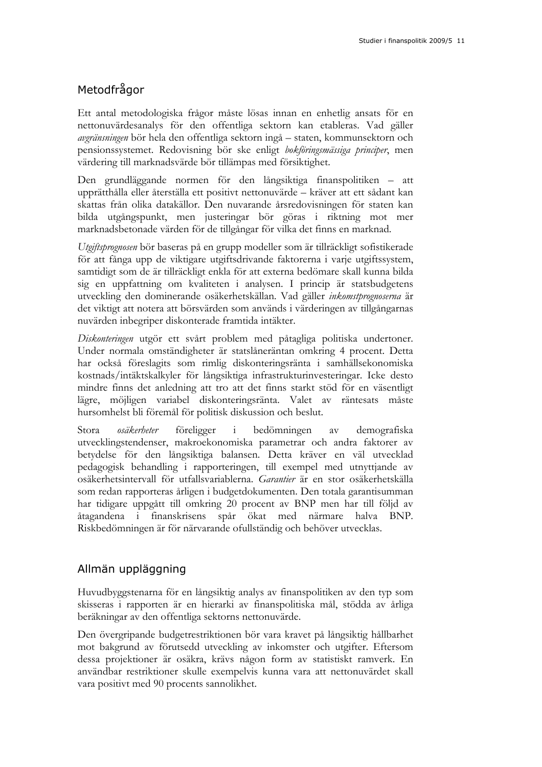## Metodfrågor

Ett antal metodologiska frågor måste lösas innan en enhetlig ansats för en nettonuvärdesanalys för den offentliga sektorn kan etableras. Vad gäller *avgränsningen* bör hela den offentliga sektorn ingå – staten, kommunsektorn och pensionssystemet. Redovisning bör ske enligt *bokföringsmässiga principer*, men värdering till marknadsvärde bör tillämpas med försiktighet.

Den grundläggande normen för den långsiktiga finanspolitiken – att upprätthålla eller återställa ett positivt nettonuvärde – kräver att ett sådant kan skattas från olika datakällor. Den nuvarande årsredovisningen för staten kan bilda utgångspunkt, men justeringar bör göras i riktning mot mer marknadsbetonade värden för de tillgångar för vilka det finns en marknad.

*Utgiftsprognosen* bör baseras på en grupp modeller som är tillräckligt sofistikerade för att fånga upp de viktigare utgiftsdrivande faktorerna i varje utgiftssystem, samtidigt som de är tillräckligt enkla för att externa bedömare skall kunna bilda sig en uppfattning om kvaliteten i analysen. I princip är statsbudgetens utveckling den dominerande osäkerhetskällan. Vad gäller *inkomstprognoserna* är det viktigt att notera att börsvärden som används i värderingen av tillgångarnas nuvärden inbegriper diskonterade framtida intäkter.

*Diskonteringen* utgör ett svårt problem med påtagliga politiska undertoner. Under normala omständigheter är statslåneräntan omkring 4 procent. Detta har också föreslagits som rimlig diskonteringsränta i samhällsekonomiska kostnads/intäktskalkyler för långsiktiga infrastrukturinvesteringar. Icke desto mindre finns det anledning att tro att det finns starkt stöd för en väsentligt lägre, möjligen variabel diskonteringsränta. Valet av räntesats måste hursomhelst bli föremål för politisk diskussion och beslut.

Stora *osäkerheter* föreligger i bedömningen av demografiska utvecklingstendenser, makroekonomiska parametrar och andra faktorer av betydelse för den långsiktiga balansen. Detta kräver en väl utvecklad pedagogisk behandling i rapporteringen, till exempel med utnyttjande av osäkerhetsintervall för utfallsvariablerna. *Garantier* är en stor osäkerhetskälla som redan rapporteras årligen i budgetdokumenten. Den totala garantisumman har tidigare uppgått till omkring 20 procent av BNP men har till följd av åtagandena i finanskrisens spår ökat med närmare halva BNP. Riskbedömningen är för närvarande ofullständig och behöver utvecklas.

## Allmän uppläggning

Huvudbyggstenarna för en långsiktig analys av finanspolitiken av den typ som skisseras i rapporten är en hierarki av finanspolitiska mål, stödda av årliga beräkningar av den offentliga sektorns nettonuvärde.

Den övergripande budgetrestriktionen bör vara kravet på långsiktig hållbarhet mot bakgrund av förutsedd utveckling av inkomster och utgifter. Eftersom dessa projektioner är osäkra, krävs någon form av statistiskt ramverk. En användbar restriktioner skulle exempelvis kunna vara att nettonuvärdet skall vara positivt med 90 procents sannolikhet.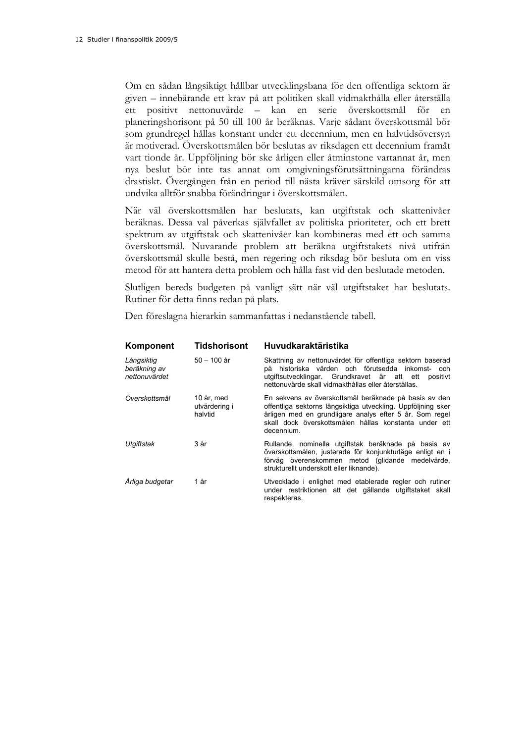Om en sådan långsiktigt hållbar utvecklingsbana för den offentliga sektorn är given – innebärande ett krav på att politiken skall vidmakthålla eller återställa ett positivt nettonuvärde – kan en serie överskottsmål för en planeringshorisont på 50 till 100 år beräknas. Varje sådant överskottsmål bör som grundregel hållas konstant under ett decennium, men en halvtidsöversyn är motiverad. Överskottsmålen bör beslutas av riksdagen ett decennium framåt vart tionde år. Uppföljning bör ske årligen eller åtminstone vartannat år, men nya beslut bör inte tas annat om omgivningsförutsättningarna förändras drastiskt. Övergången från en period till nästa kräver särskild omsorg för att undvika alltför snabba förändringar i överskottsmålen.

När väl överskottsmålen har beslutats, kan utgiftstak och skattenivåer beräknas. Dessa val påverkas självfallet av politiska prioriteter, och ett brett spektrum av utgiftstak och skattenivåer kan kombineras med ett och samma överskottsmål. Nuvarande problem att beräkna utgiftstakets nivå utifrån överskottsmål skulle bestå, men regering och riksdag bör besluta om en viss metod för att hantera detta problem och hålla fast vid den beslutade metoden.

Slutligen bereds budgeten på vanligt sätt när väl utgiftstaket har beslutats. Rutiner för detta finns redan på plats.

Den föreslagna hierarkin sammanfattas i nedanstående tabell.

| **Komponent** | **Tidshorisont** | **Huvudkaraktäristika** |
|---|---|---|
| *Långsiktig beräkning av nettonuvärdet* | 50 – 100 år | Skattning av nettonuvärdet för offentliga sektorn baserad på historiska värden och förutsedda inkomst- och utgiftsutvecklingar. Grundkravet är att ett positivt nettonuvärde skall vidmakthållas eller återställas. |
| *Överskottsmål* | 10 år, med utvärdering i halvtid | En sekvens av överskottsmål beräknade på basis av den offentliga sektorns långsiktiga utveckling. Uppföljning sker årligen med en grundligare analys efter 5 år. Som regel skall dock överskottsmålen hållas konstanta under ett decennium. |
| *Utgiftstak* | 3 år | Rullande, nominella utgiftstak beräknade på basis av överskottsmålen, justerade för konjunkturläge enligt en i förväg överenskommen metod (glidande medelvärde, strukturellt underskott eller liknande). |
| *Årliga budgetar* | 1 år | Utvecklade i enlighet med etablerade regler och rutiner under restriktionen att det gällande utgiftstaket skall respekteras. |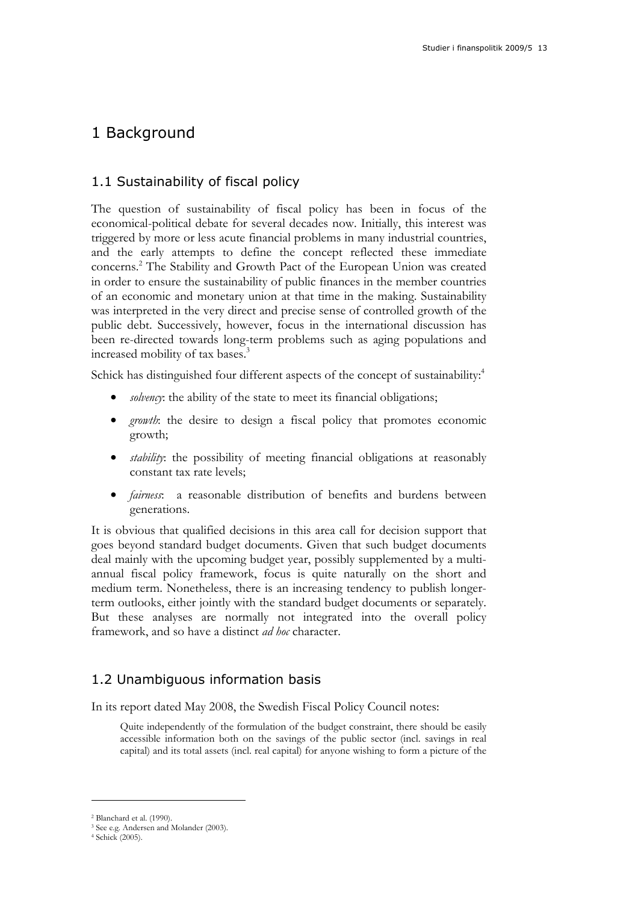# 1 Background

## 1.1 Sustainability of fiscal policy

The question of sustainability of fiscal policy has been in focus of the economical-political debate for several decades now. Initially, this interest was triggered by more or less acute financial problems in many industrial countries, and the early attempts to define the concept reflected these immediate concerns.[2] The Stability and Growth Pact of the European Union was created in order to ensure the sustainability of public finances in the member countries of an economic and monetary union at that time in the making. Sustainability was interpreted in the very direct and precise sense of controlled growth of the public debt. Successively, however, focus in the international discussion has been re-directed towards long-term problems such as aging populations and increased mobility of tax bases.[3]

Schick has distinguished four different aspects of the concept of sustainability:[4]

- *solvency*: the ability of the state to meet its financial obligations;
- *growth*: the desire to design a fiscal policy that promotes economic growth;
- *stability*: the possibility of meeting financial obligations at reasonably constant tax rate levels;
- *fairness*: a reasonable distribution of benefits and burdens between generations.

It is obvious that qualified decisions in this area call for decision support that goes beyond standard budget documents. Given that such budget documents deal mainly with the upcoming budget year, possibly supplemented by a multi-annual fiscal policy framework, focus is quite naturally on the short and medium term. Nonetheless, there is an increasing tendency to publish longer-term outlooks, either jointly with the standard budget documents or separately. But these analyses are normally not integrated into the overall policy framework, and so have a distinct *ad hoc* character.

## 1.2 Unambiguous information basis

In its report dated May 2008, the Swedish Fiscal Policy Council notes:

> Quite independently of the formulation of the budget constraint, there should be easily accessible information both on the savings of the public sector (incl. savings in real capital) and its total assets (incl. real capital) for anyone wishing to form a picture of the

---

[2] Blanchard et al. (1990).

[3] See e.g. Andersen and Molander (2003).

[4] Schick (2005).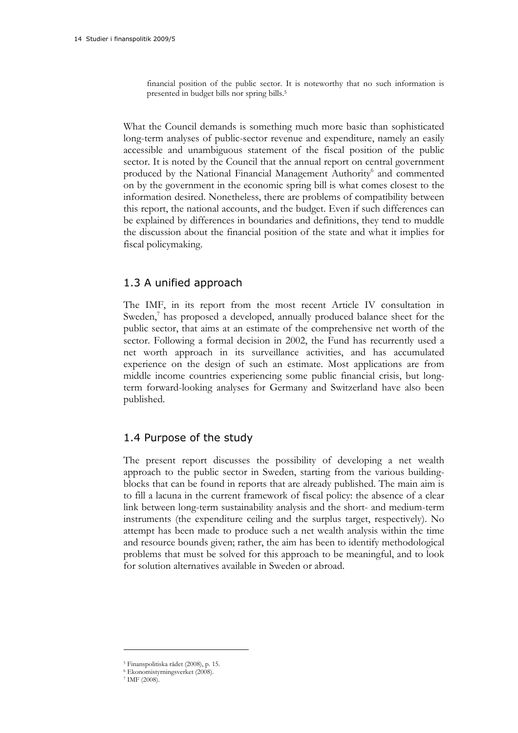> financial position of the public sector. It is noteworthy that no such information is presented in budget bills nor spring bills.[5]

What the Council demands is something much more basic than sophisticated long-term analyses of public-sector revenue and expenditure, namely an easily accessible and unambiguous statement of the fiscal position of the public sector. It is noted by the Council that the annual report on central government produced by the National Financial Management Authority[6] and commented on by the government in the economic spring bill is what comes closest to the information desired. Nonetheless, there are problems of compatibility between this report, the national accounts, and the budget. Even if such differences can be explained by differences in boundaries and definitions, they tend to muddle the discussion about the financial position of the state and what it implies for fiscal policymaking.

## 1.3 A unified approach

The IMF, in its report from the most recent Article IV consultation in Sweden,[7] has proposed a developed, annually produced balance sheet for the public sector, that aims at an estimate of the comprehensive net worth of the sector. Following a formal decision in 2002, the Fund has recurrently used a net worth approach in its surveillance activities, and has accumulated experience on the design of such an estimate. Most applications are from middle income countries experiencing some public financial crisis, but long-term forward-looking analyses for Germany and Switzerland have also been published.

## 1.4 Purpose of the study

The present report discusses the possibility of developing a net wealth approach to the public sector in Sweden, starting from the various building-blocks that can be found in reports that are already published. The main aim is to fill a lacuna in the current framework of fiscal policy: the absence of a clear link between long-term sustainability analysis and the short- and medium-term instruments (the expenditure ceiling and the surplus target, respectively). No attempt has been made to produce such a net wealth analysis within the time and resource bounds given; rather, the aim has been to identify methodological problems that must be solved for this approach to be meaningful, and to look for solution alternatives available in Sweden or abroad.

---

[5] Finanspolitiska rådet (2008), p. 15.

[6] Ekonomistyrningsverket (2008).

[7] IMF (2008).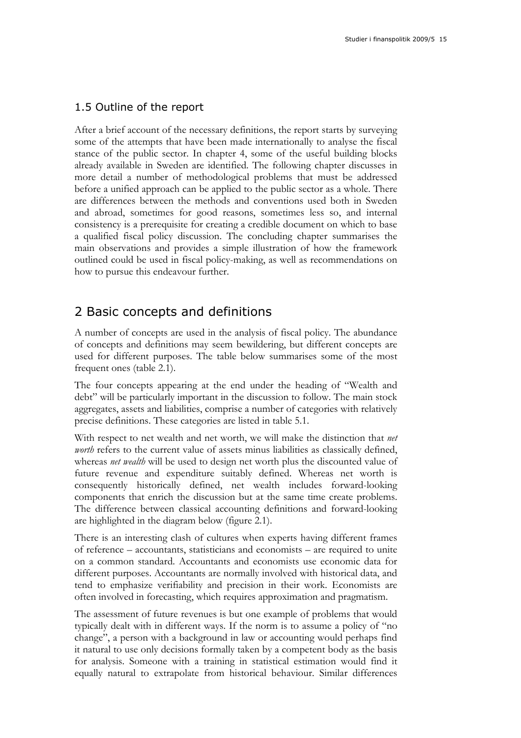### 1.5 Outline of the report

After a brief account of the necessary definitions, the report starts by surveying some of the attempts that have been made internationally to analyse the fiscal stance of the public sector. In chapter 4, some of the useful building blocks already available in Sweden are identified. The following chapter discusses in more detail a number of methodological problems that must be addressed before a unified approach can be applied to the public sector as a whole. There are differences between the methods and conventions used both in Sweden and abroad, sometimes for good reasons, sometimes less so, and internal consistency is a prerequisite for creating a credible document on which to base a qualified fiscal policy discussion. The concluding chapter summarises the main observations and provides a simple illustration of how the framework outlined could be used in fiscal policy-making, as well as recommendations on how to pursue this endeavour further.

## 2 Basic concepts and definitions

A number of concepts are used in the analysis of fiscal policy. The abundance of concepts and definitions may seem bewildering, but different concepts are used for different purposes. The table below summarises some of the most frequent ones (table 2.1).

The four concepts appearing at the end under the heading of "Wealth and debt" will be particularly important in the discussion to follow. The main stock aggregates, assets and liabilities, comprise a number of categories with relatively precise definitions. These categories are listed in table 5.1.

With respect to net wealth and net worth, we will make the distinction that *net worth* refers to the current value of assets minus liabilities as classically defined, whereas *net wealth* will be used to design net worth plus the discounted value of future revenue and expenditure suitably defined. Whereas net worth is consequently historically defined, net wealth includes forward-looking components that enrich the discussion but at the same time create problems. The difference between classical accounting definitions and forward-looking are highlighted in the diagram below (figure 2.1).

There is an interesting clash of cultures when experts having different frames of reference – accountants, statisticians and economists – are required to unite on a common standard. Accountants and economists use economic data for different purposes. Accountants are normally involved with historical data, and tend to emphasize verifiability and precision in their work. Economists are often involved in forecasting, which requires approximation and pragmatism.

The assessment of future revenues is but one example of problems that would typically dealt with in different ways. If the norm is to assume a policy of "no change", a person with a background in law or accounting would perhaps find it natural to use only decisions formally taken by a competent body as the basis for analysis. Someone with a training in statistical estimation would find it equally natural to extrapolate from historical behaviour. Similar differences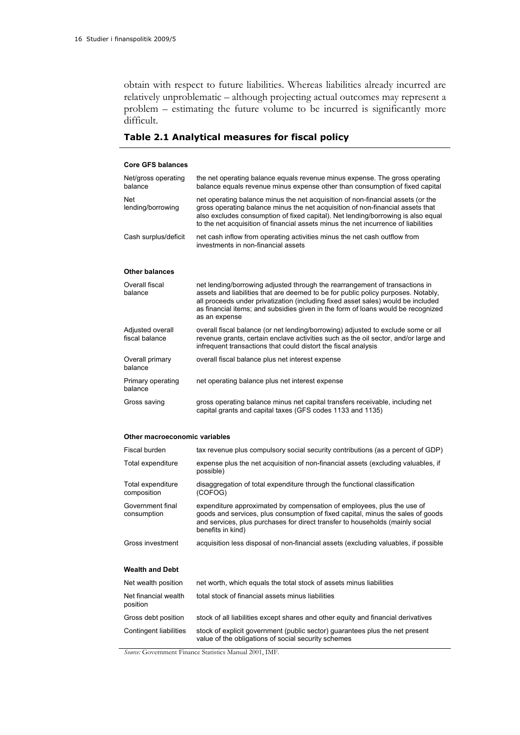obtain with respect to future liabilities. Whereas liabilities already incurred are relatively unproblematic – although projecting actual outcomes may represent a problem – estimating the future volume to be incurred is significantly more difficult.

### Table 2.1 Analytical measures for fiscal policy

| | |
|---|---|
| **Core GFS balances** | |
| Net/gross operating balance | the net operating balance equals revenue minus expense. The gross operating balance equals revenue minus expense other than consumption of fixed capital |
| Net lending/borrowing | net operating balance minus the net acquisition of non-financial assets (or the gross operating balance minus the net acquisition of non-financial assets that also excludes consumption of fixed capital). Net lending/borrowing is also equal to the net acquisition of financial assets minus the net incurrence of liabilities |
| Cash surplus/deficit | net cash inflow from operating activities minus the net cash outflow from investments in non-financial assets |
| **Other balances** | |
| Overall fiscal balance | net lending/borrowing adjusted through the rearrangement of transactions in assets and liabilities that are deemed to be for public policy purposes. Notably, all proceeds under privatization (including fixed asset sales) would be included as financial items; and subsidies given in the form of loans would be recognized as an expense |
| Adjusted overall fiscal balance | overall fiscal balance (or net lending/borrowing) adjusted to exclude some or all revenue grants, certain enclave activities such as the oil sector, and/or large and infrequent transactions that could distort the fiscal analysis |
| Overall primary balance | overall fiscal balance plus net interest expense |
| Primary operating balance | net operating balance plus net interest expense |
| Gross saving | gross operating balance minus net capital transfers receivable, including net capital grants and capital taxes (GFS codes 1133 and 1135) |
| **Other macroeconomic variables** | |
| Fiscal burden | tax revenue plus compulsory social security contributions (as a percent of GDP) |
| Total expenditure | expense plus the net acquisition of non-financial assets (excluding valuables, if possible) |
| Total expenditure composition | disaggregation of total expenditure through the functional classification (COFOG) |
| Government final consumption | expenditure approximated by compensation of employees, plus the use of goods and services, plus consumption of fixed capital, minus the sales of goods and services, plus purchases for direct transfer to households (mainly social benefits in kind) |
| Gross investment | acquisition less disposal of non-financial assets (excluding valuables, if possible |
| **Wealth and Debt** | |
| Net wealth position | net worth, which equals the total stock of assets minus liabilities |
| Net financial wealth position | total stock of financial assets minus liabilities |
| Gross debt position | stock of all liabilities except shares and other equity and financial derivatives |
| Contingent liabilities | stock of explicit government (public sector) guarantees plus the net present value of the obligations of social security schemes |

*Source:* Government Finance Statistics Manual 2001, IMF.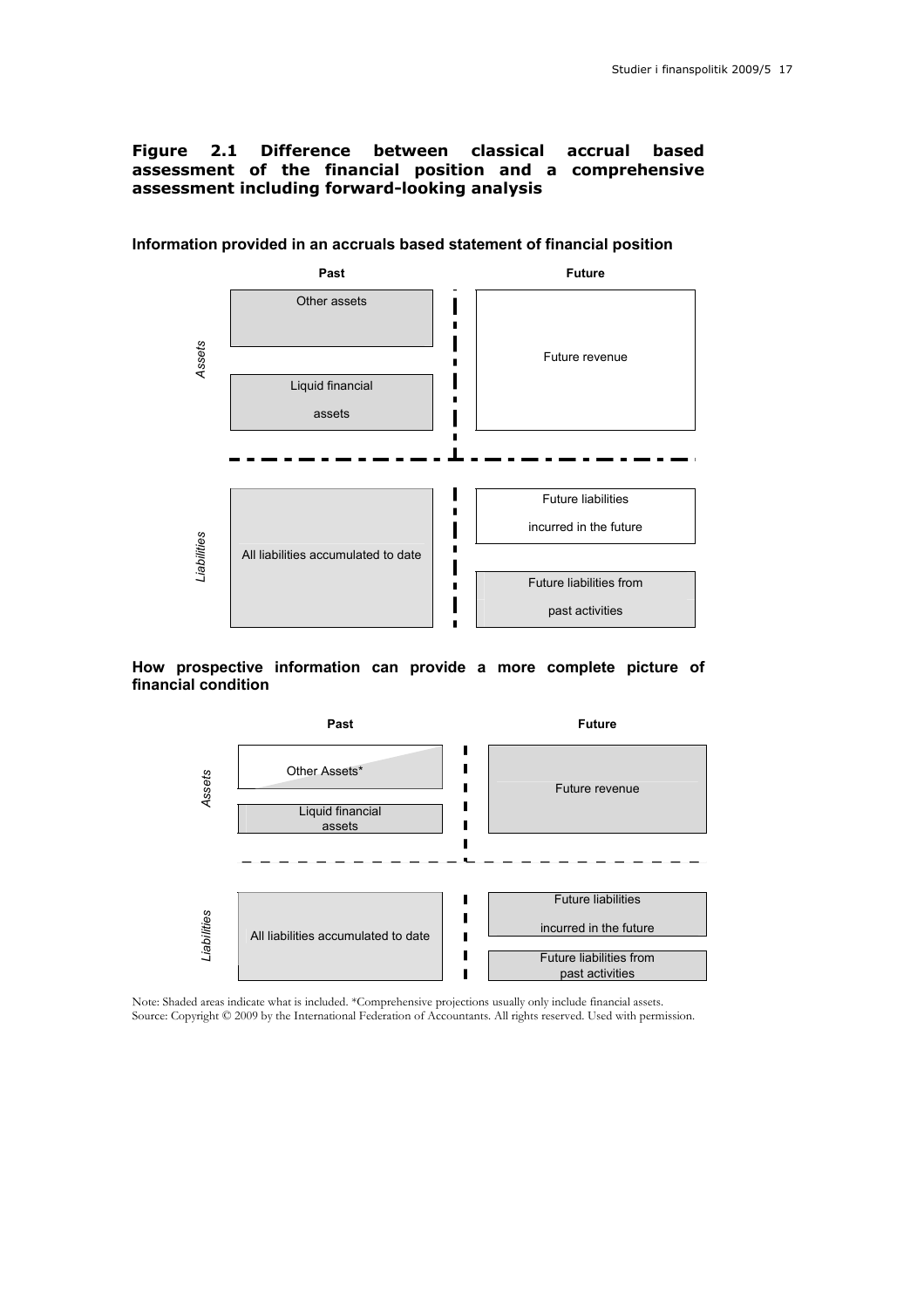**Figure 2.1 Difference between classical accrual based assessment of the financial position and a comprehensive assessment including forward-looking analysis**

**Information provided in an accruals based statement of financial position**

| | Past | Future |
|---|---|---|
| *Assets* | Other assets | Future revenue |
| | Liquid financial assets | |
| *Liabilities* | All liabilities accumulated to date | Future liabilities incurred in the future |
| | | Future liabilities from past activities |

**How prospective information can provide a more complete picture of financial condition**

| | Past | Future |
|---|---|---|
| *Assets* | Other Assets* | Future revenue |
| | Liquid financial assets | |
| *Liabilities* | All liabilities accumulated to date | Future liabilities incurred in the future |
| | | Future liabilities from past activities |

Note: Shaded areas indicate what is included. *Comprehensive projections usually only include financial assets.
Source: Copyright © 2009 by the International Federation of Accountants. All rights reserved. Used with permission.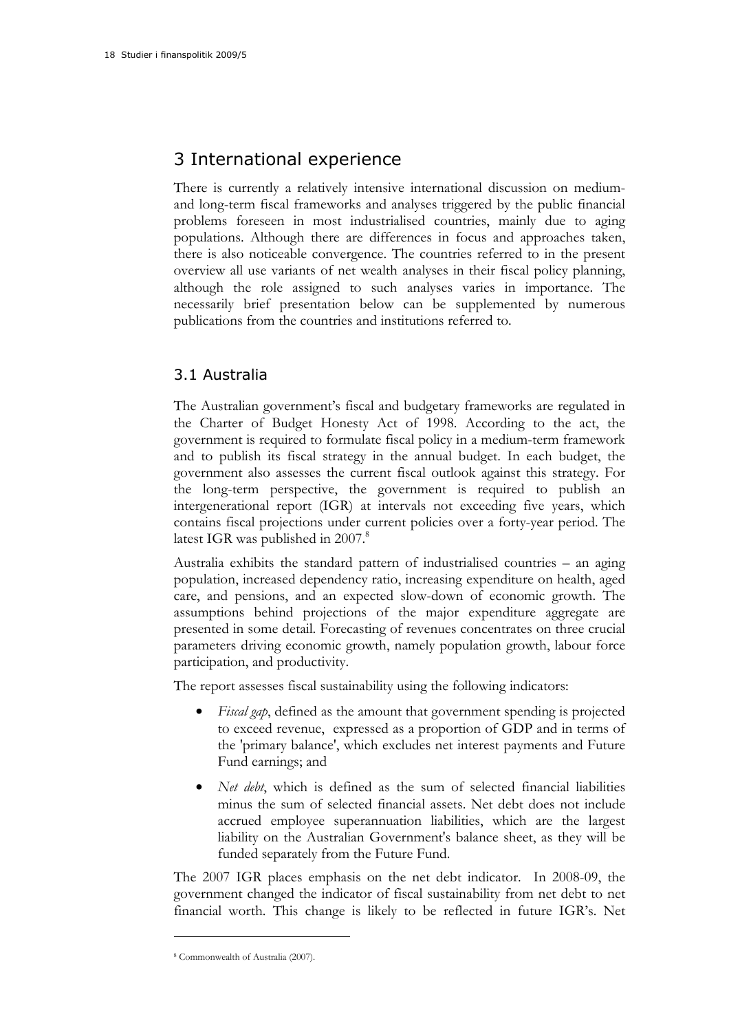# 3 International experience

There is currently a relatively intensive international discussion on medium- and long-term fiscal frameworks and analyses triggered by the public financial problems foreseen in most industrialised countries, mainly due to aging populations. Although there are differences in focus and approaches taken, there is also noticeable convergence. The countries referred to in the present overview all use variants of net wealth analyses in their fiscal policy planning, although the role assigned to such analyses varies in importance. The necessarily brief presentation below can be supplemented by numerous publications from the countries and institutions referred to.

## 3.1 Australia

The Australian government's fiscal and budgetary frameworks are regulated in the Charter of Budget Honesty Act of 1998. According to the act, the government is required to formulate fiscal policy in a medium-term framework and to publish its fiscal strategy in the annual budget. In each budget, the government also assesses the current fiscal outlook against this strategy. For the long-term perspective, the government is required to publish an intergenerational report (IGR) at intervals not exceeding five years, which contains fiscal projections under current policies over a forty-year period. The latest IGR was published in 2007.[8]

Australia exhibits the standard pattern of industrialised countries – an aging population, increased dependency ratio, increasing expenditure on health, aged care, and pensions, and an expected slow-down of economic growth. The assumptions behind projections of the major expenditure aggregate are presented in some detail. Forecasting of revenues concentrates on three crucial parameters driving economic growth, namely population growth, labour force participation, and productivity.

The report assesses fiscal sustainability using the following indicators:

- *Fiscal gap*, defined as the amount that government spending is projected to exceed revenue, expressed as a proportion of GDP and in terms of the 'primary balance', which excludes net interest payments and Future Fund earnings; and
- *Net debt*, which is defined as the sum of selected financial liabilities minus the sum of selected financial assets. Net debt does not include accrued employee superannuation liabilities, which are the largest liability on the Australian Government's balance sheet, as they will be funded separately from the Future Fund.

The 2007 IGR places emphasis on the net debt indicator. In 2008-09, the government changed the indicator of fiscal sustainability from net debt to net financial worth. This change is likely to be reflected in future IGR's. Net

[8] Commonwealth of Australia (2007).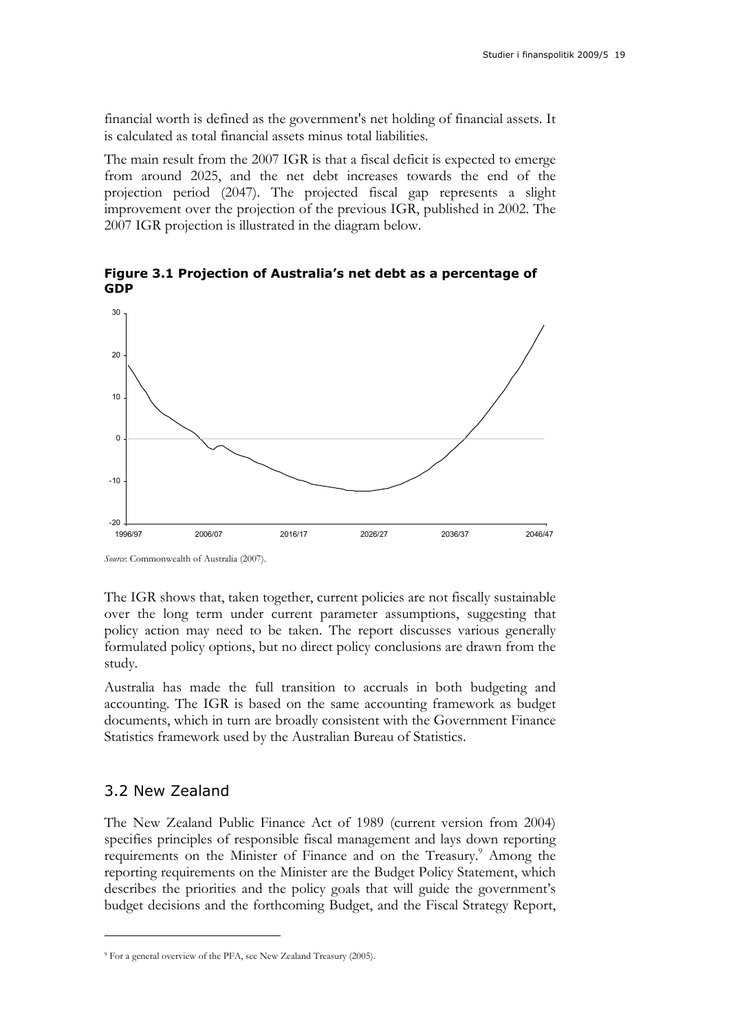financial worth is defined as the government's net holding of financial assets. It is calculated as total financial assets minus total liabilities.

The main result from the 2007 IGR is that a fiscal deficit is expected to emerge from around 2025, and the net debt increases towards the end of the projection period (2047). The projected fiscal gap represents a slight improvement over the projection of the previous IGR, published in 2002. The 2007 IGR projection is illustrated in the diagram below.

**Figure 3.1 Projection of Australia's net debt as a percentage of GDP**

*Source*: Commonwealth of Australia (2007).

The IGR shows that, taken together, current policies are not fiscally sustainable over the long term under current parameter assumptions, suggesting that policy action may need to be taken. The report discusses various generally formulated policy options, but no direct policy conclusions are drawn from the study.

Australia has made the full transition to accruals in both budgeting and accounting. The IGR is based on the same accounting framework as budget documents, which in turn are broadly consistent with the Government Finance Statistics framework used by the Australian Bureau of Statistics.

## 3.2 New Zealand

The New Zealand Public Finance Act of 1989 (current version from 2004) specifies principles of responsible fiscal management and lays down reporting requirements on the Minister of Finance and on the Treasury.[9] Among the reporting requirements on the Minister are the Budget Policy Statement, which describes the priorities and the policy goals that will guide the government's budget decisions and the forthcoming Budget, and the Fiscal Strategy Report,

[9] For a general overview of the PFA, see New Zealand Treasury (2005).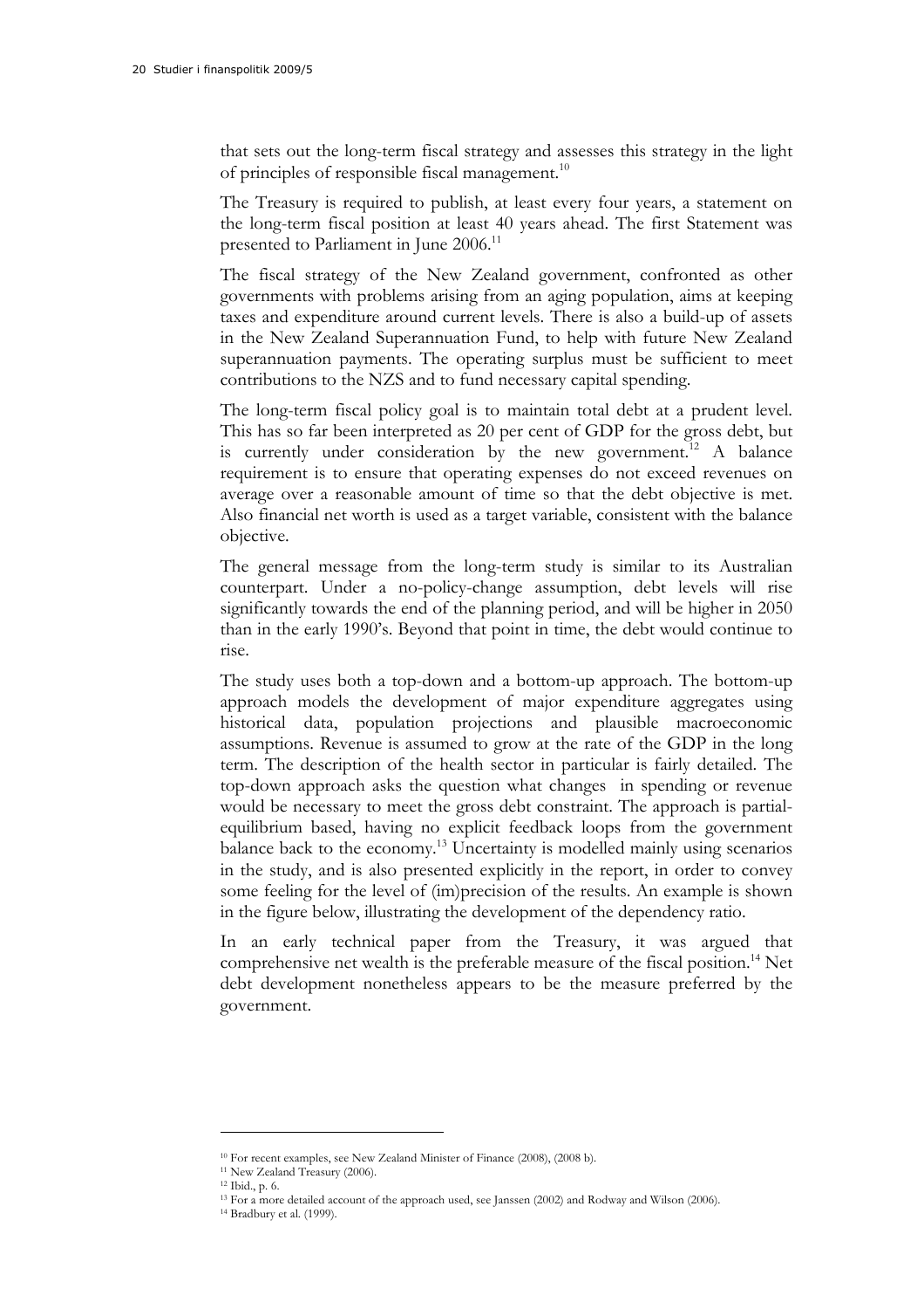that sets out the long-term fiscal strategy and assesses this strategy in the light of principles of responsible fiscal management.[10]

The Treasury is required to publish, at least every four years, a statement on the long-term fiscal position at least 40 years ahead. The first Statement was presented to Parliament in June 2006.[11]

The fiscal strategy of the New Zealand government, confronted as other governments with problems arising from an aging population, aims at keeping taxes and expenditure around current levels. There is also a build-up of assets in the New Zealand Superannuation Fund, to help with future New Zealand superannuation payments. The operating surplus must be sufficient to meet contributions to the NZS and to fund necessary capital spending.

The long-term fiscal policy goal is to maintain total debt at a prudent level. This has so far been interpreted as 20 per cent of GDP for the gross debt, but is currently under consideration by the new government.[12] A balance requirement is to ensure that operating expenses do not exceed revenues on average over a reasonable amount of time so that the debt objective is met. Also financial net worth is used as a target variable, consistent with the balance objective.

The general message from the long-term study is similar to its Australian counterpart. Under a no-policy-change assumption, debt levels will rise significantly towards the end of the planning period, and will be higher in 2050 than in the early 1990's. Beyond that point in time, the debt would continue to rise.

The study uses both a top-down and a bottom-up approach. The bottom-up approach models the development of major expenditure aggregates using historical data, population projections and plausible macroeconomic assumptions. Revenue is assumed to grow at the rate of the GDP in the long term. The description of the health sector in particular is fairly detailed. The top-down approach asks the question what changes in spending or revenue would be necessary to meet the gross debt constraint. The approach is partial-equilibrium based, having no explicit feedback loops from the government balance back to the economy.[13] Uncertainty is modelled mainly using scenarios in the study, and is also presented explicitly in the report, in order to convey some feeling for the level of (im)precision of the results. An example is shown in the figure below, illustrating the development of the dependency ratio.

In an early technical paper from the Treasury, it was argued that comprehensive net wealth is the preferable measure of the fiscal position.[14] Net debt development nonetheless appears to be the measure preferred by the government.

---

[10] For recent examples, see New Zealand Minister of Finance (2008), (2008 b).

[11] New Zealand Treasury (2006).

[12] Ibid., p. 6.

[13] For a more detailed account of the approach used, see Janssen (2002) and Rodway and Wilson (2006).

[14] Bradbury et al. (1999).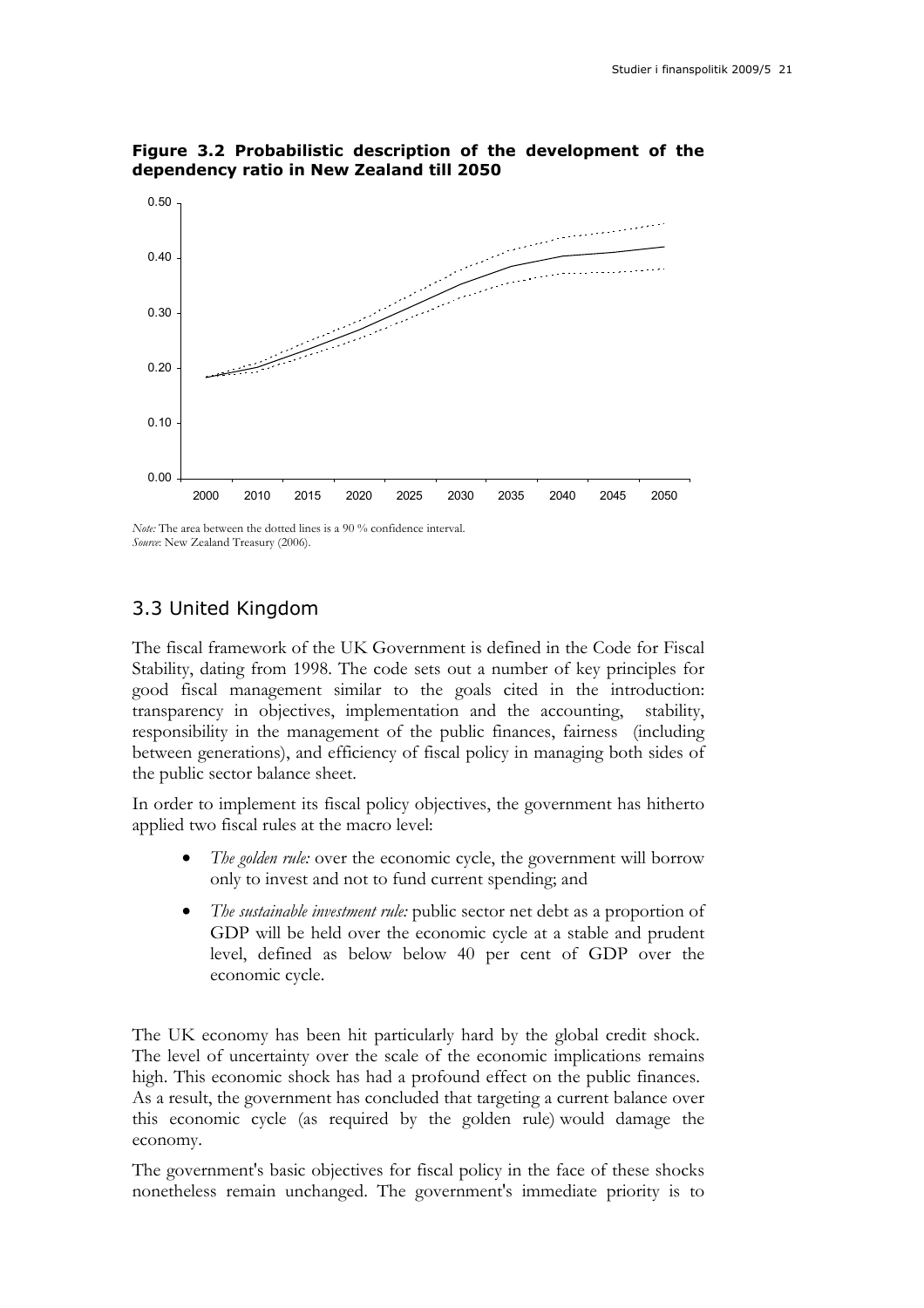**Figure 3.2 Probabilistic description of the development of the dependency ratio in New Zealand till 2050**

*Note:* The area between the dotted lines is a 90 % confidence interval.
*Source*: New Zealand Treasury (2006).

## 3.3 United Kingdom

The fiscal framework of the UK Government is defined in the Code for Fiscal Stability, dating from 1998. The code sets out a number of key principles for good fiscal management similar to the goals cited in the introduction: transparency in objectives, implementation and the accounting, stability, responsibility in the management of the public finances, fairness (including between generations), and efficiency of fiscal policy in managing both sides of the public sector balance sheet.

In order to implement its fiscal policy objectives, the government has hitherto applied two fiscal rules at the macro level:

- *The golden rule:* over the economic cycle, the government will borrow only to invest and not to fund current spending; and
- *The sustainable investment rule:* public sector net debt as a proportion of GDP will be held over the economic cycle at a stable and prudent level, defined as below below 40 per cent of GDP over the economic cycle.

The UK economy has been hit particularly hard by the global credit shock. The level of uncertainty over the scale of the economic implications remains high. This economic shock has had a profound effect on the public finances. As a result, the government has concluded that targeting a current balance over this economic cycle (as required by the golden rule) would damage the economy.

The government's basic objectives for fiscal policy in the face of these shocks nonetheless remain unchanged. The government's immediate priority is to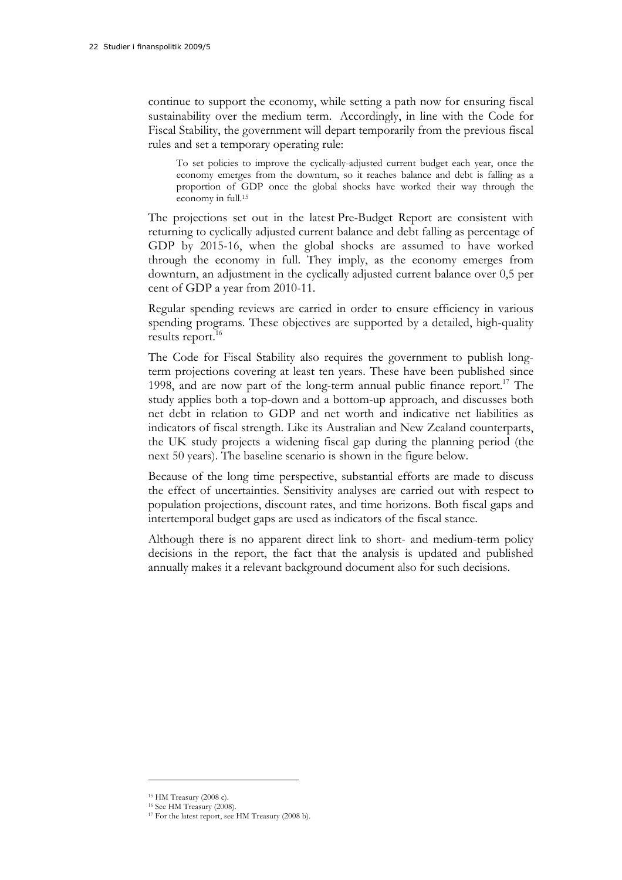continue to support the economy, while setting a path now for ensuring fiscal sustainability over the medium term. Accordingly, in line with the Code for Fiscal Stability, the government will depart temporarily from the previous fiscal rules and set a temporary operating rule:

> To set policies to improve the cyclically-adjusted current budget each year, once the economy emerges from the downturn, so it reaches balance and debt is falling as a proportion of GDP once the global shocks have worked their way through the economy in full.[15]

The projections set out in the latest Pre-Budget Report are consistent with returning to cyclically adjusted current balance and debt falling as percentage of GDP by 2015-16, when the global shocks are assumed to have worked through the economy in full. They imply, as the economy emerges from downturn, an adjustment in the cyclically adjusted current balance over 0,5 per cent of GDP a year from 2010-11.

Regular spending reviews are carried in order to ensure efficiency in various spending programs. These objectives are supported by a detailed, high-quality results report.[16]

The Code for Fiscal Stability also requires the government to publish long-term projections covering at least ten years. These have been published since 1998, and are now part of the long-term annual public finance report.[17] The study applies both a top-down and a bottom-up approach, and discusses both net debt in relation to GDP and net worth and indicative net liabilities as indicators of fiscal strength. Like its Australian and New Zealand counterparts, the UK study projects a widening fiscal gap during the planning period (the next 50 years). The baseline scenario is shown in the figure below.

Because of the long time perspective, substantial efforts are made to discuss the effect of uncertainties. Sensitivity analyses are carried out with respect to population projections, discount rates, and time horizons. Both fiscal gaps and intertemporal budget gaps are used as indicators of the fiscal stance.

Although there is no apparent direct link to short- and medium-term policy decisions in the report, the fact that the analysis is updated and published annually makes it a relevant background document also for such decisions.

---

[15] HM Treasury (2008 c).

[16] See HM Treasury (2008).

[17] For the latest report, see HM Treasury (2008 b).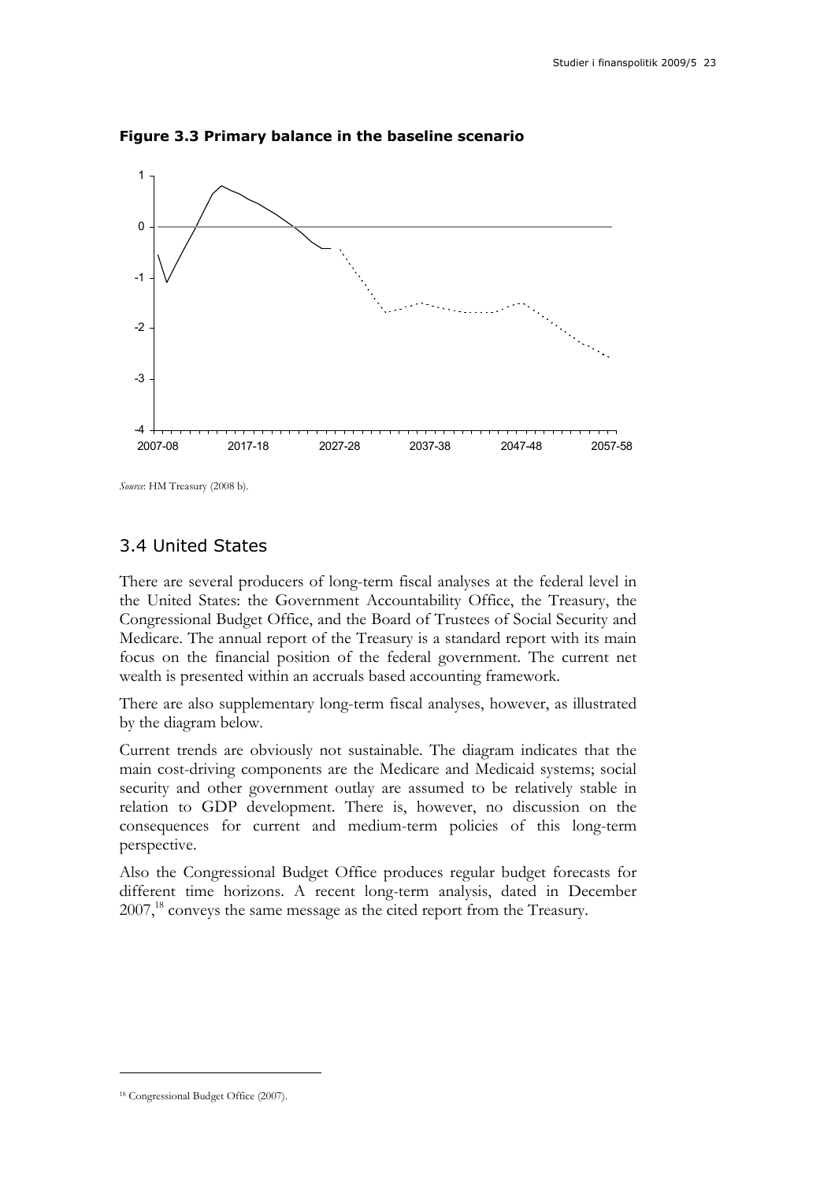**Figure 3.3 Primary balance in the baseline scenario**

*Source*: HM Treasury (2008 b).

## 3.4 United States

There are several producers of long-term fiscal analyses at the federal level in the United States: the Government Accountability Office, the Treasury, the Congressional Budget Office, and the Board of Trustees of Social Security and Medicare. The annual report of the Treasury is a standard report with its main focus on the financial position of the federal government. The current net wealth is presented within an accruals based accounting framework.

There are also supplementary long-term fiscal analyses, however, as illustrated by the diagram below.

Current trends are obviously not sustainable. The diagram indicates that the main cost-driving components are the Medicare and Medicaid systems; social security and other government outlay are assumed to be relatively stable in relation to GDP development. There is, however, no discussion on the consequences for current and medium-term policies of this long-term perspective.

Also the Congressional Budget Office produces regular budget forecasts for different time horizons. A recent long-term analysis, dated in December 2007,[18] conveys the same message as the cited report from the Treasury.

[18] Congressional Budget Office (2007).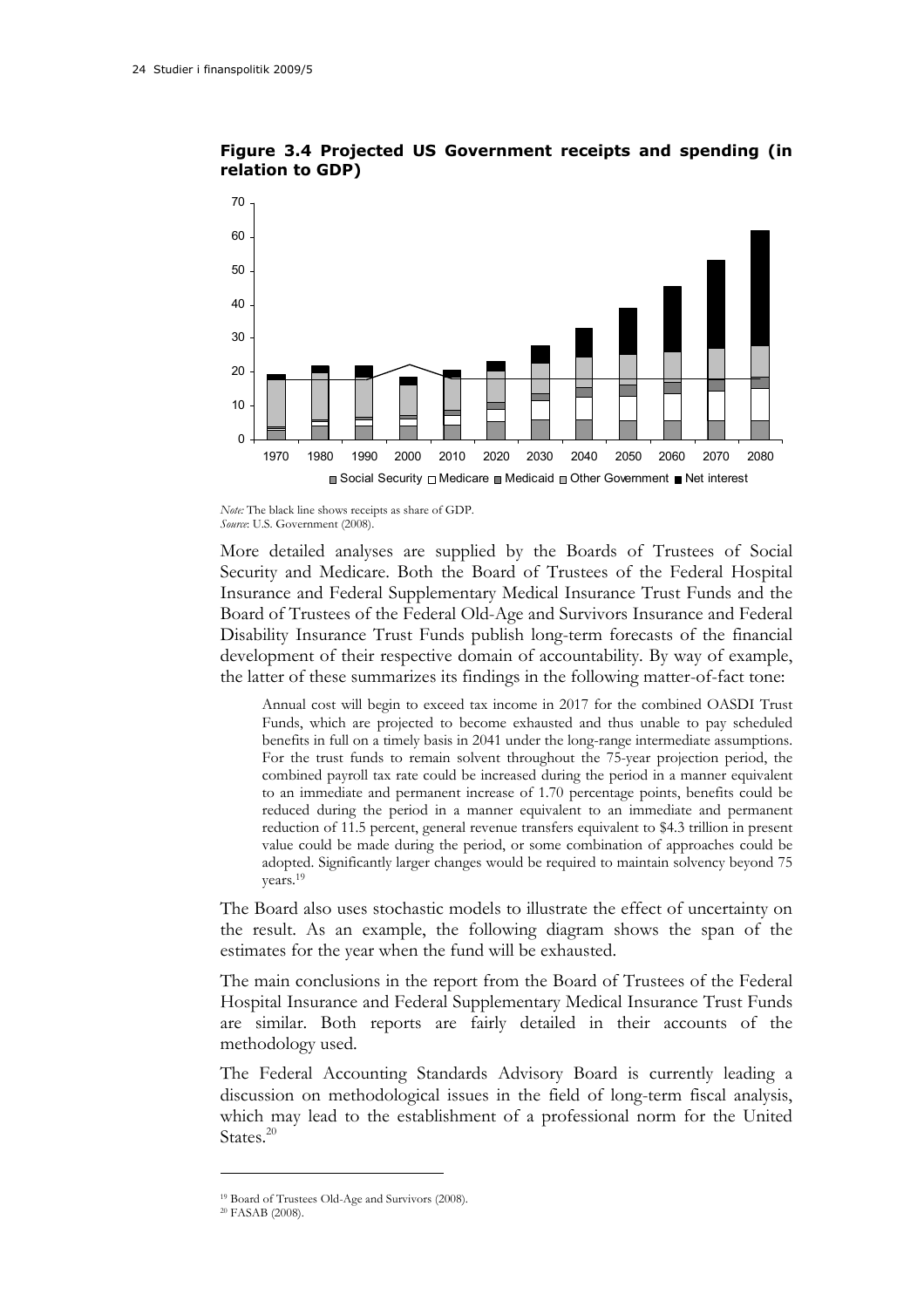**Figure 3.4 Projected US Government receipts and spending (in relation to GDP)**

*Note:* The black line shows receipts as share of GDP.
*Source*: U.S. Government (2008).

More detailed analyses are supplied by the Boards of Trustees of Social Security and Medicare. Both the Board of Trustees of the Federal Hospital Insurance and Federal Supplementary Medical Insurance Trust Funds and the Board of Trustees of the Federal Old-Age and Survivors Insurance and Federal Disability Insurance Trust Funds publish long-term forecasts of the financial development of their respective domain of accountability. By way of example, the latter of these summarizes its findings in the following matter-of-fact tone:

> Annual cost will begin to exceed tax income in 2017 for the combined OASDI Trust Funds, which are projected to become exhausted and thus unable to pay scheduled benefits in full on a timely basis in 2041 under the long-range intermediate assumptions. For the trust funds to remain solvent throughout the 75-year projection period, the combined payroll tax rate could be increased during the period in a manner equivalent to an immediate and permanent increase of 1.70 percentage points, benefits could be reduced during the period in a manner equivalent to an immediate and permanent reduction of 11.5 percent, general revenue transfers equivalent to $4.3 trillion in present value could be made during the period, or some combination of approaches could be adopted. Significantly larger changes would be required to maintain solvency beyond 75 years.[19]

The Board also uses stochastic models to illustrate the effect of uncertainty on the result. As an example, the following diagram shows the span of the estimates for the year when the fund will be exhausted.

The main conclusions in the report from the Board of Trustees of the Federal Hospital Insurance and Federal Supplementary Medical Insurance Trust Funds are similar. Both reports are fairly detailed in their accounts of the methodology used.

The Federal Accounting Standards Advisory Board is currently leading a discussion on methodological issues in the field of long-term fiscal analysis, which may lead to the establishment of a professional norm for the United States.[20]

---

[19] Board of Trustees Old-Age and Survivors (2008).

[20] FASAB (2008).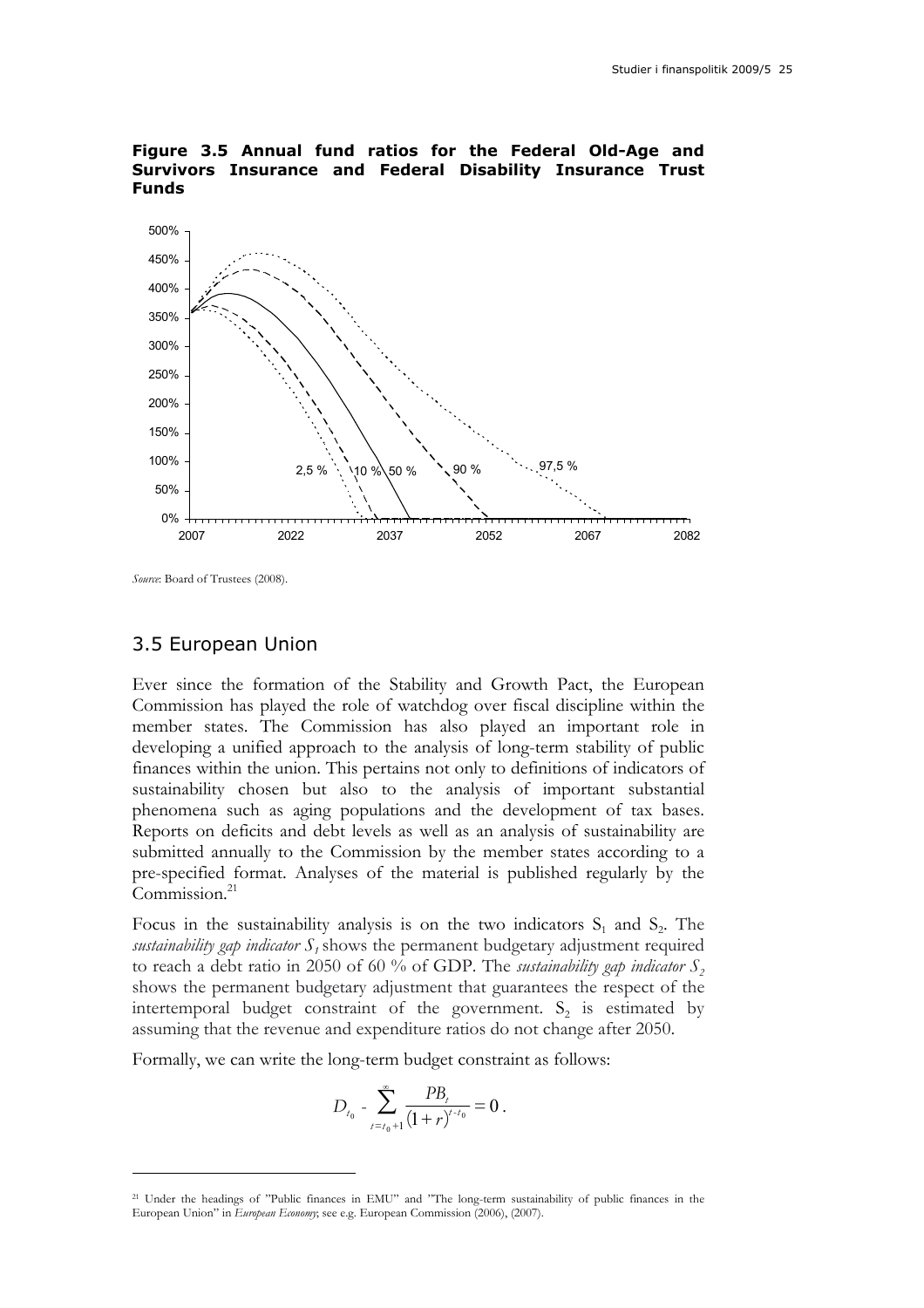**Figure 3.5 Annual fund ratios for the Federal Old-Age and Survivors Insurance and Federal Disability Insurance Trust Funds**

*Source*: Board of Trustees (2008).

## 3.5 European Union

Ever since the formation of the Stability and Growth Pact, the European Commission has played the role of watchdog over fiscal discipline within the member states. The Commission has also played an important role in developing a unified approach to the analysis of long-term stability of public finances within the union. This pertains not only to definitions of indicators of sustainability chosen but also to the analysis of important substantial phenomena such as aging populations and the development of tax bases. Reports on deficits and debt levels as well as an analysis of sustainability are submitted annually to the Commission by the member states according to a pre-specified format. Analyses of the material is published regularly by the Commission.[21]

Focus in the sustainability analysis is on the two indicators $S_1$ and $S_2$. The *sustainability gap indicator $S_1$* shows the permanent budgetary adjustment required to reach a debt ratio in 2050 of 60 % of GDP. The *sustainability gap indicator $S_2$* shows the permanent budgetary adjustment that guarantees the respect of the intertemporal budget constraint of the government. $S_2$ is estimated by assuming that the revenue and expenditure ratios do not change after 2050.

Formally, we can write the long-term budget constraint as follows:

$$D_{t_0} - \sum_{t=t_0+1}^{\infty} \frac{PB_t}{(1+r)^{t-t_0}} = 0 .$$

[21] Under the headings of "Public finances in EMU" and "The long-term sustainability of public finances in the European Union" in *European Economy*; see e.g. European Commission (2006), (2007).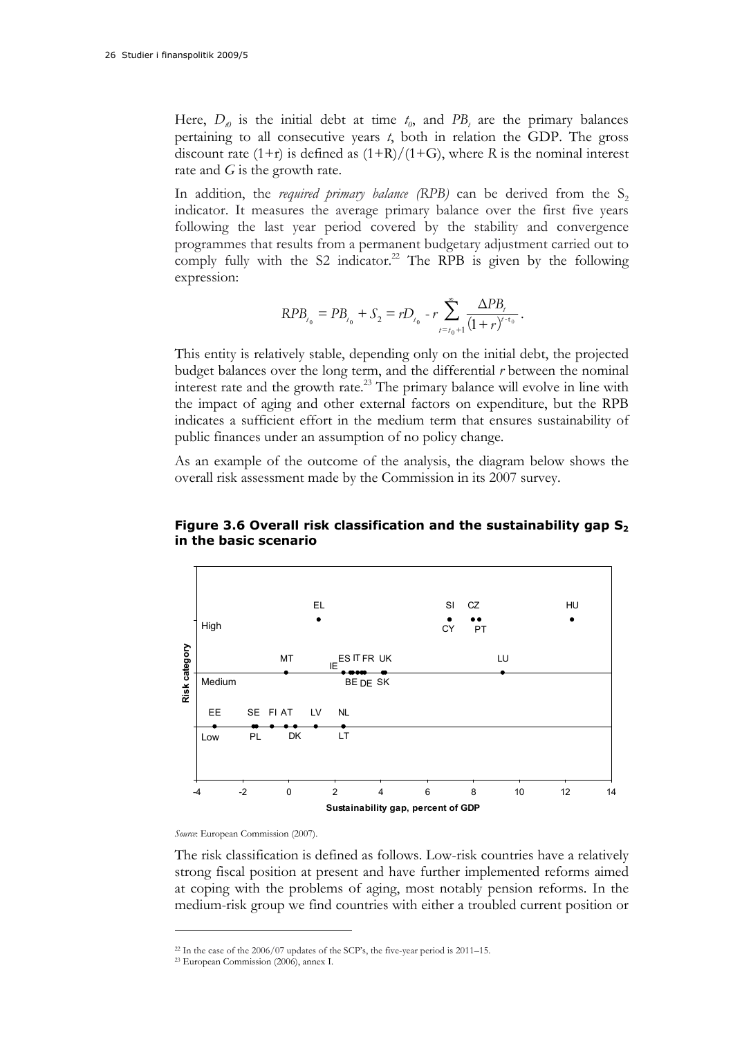Here, $D_{t0}$ is the initial debt at time $t_0$, and $PB_t$ are the primary balances pertaining to all consecutive years $t$, both in relation the GDP. The gross discount rate $(1+r)$ is defined as $(1+R)/(1+G)$, where $R$ is the nominal interest rate and $G$ is the growth rate.

In addition, the *required primary balance (RPB)* can be derived from the $S_2$ indicator. It measures the average primary balance over the first five years following the last year period covered by the stability and convergence programmes that results from a permanent budgetary adjustment carried out to comply fully with the S2 indicator.[22] The RPB is given by the following expression:

$$RPB_{t_0} = PB_{t_0} + S_2 = rD_{t_0} - r\sum_{t=t_0+1}^{\infty} \frac{\Delta PB_t}{(1+r)^{t-t_0}}.$$

This entity is relatively stable, depending only on the initial debt, the projected budget balances over the long term, and the differential $r$ between the nominal interest rate and the growth rate.[23] The primary balance will evolve in line with the impact of aging and other external factors on expenditure, but the RPB indicates a sufficient effort in the medium term that ensures sustainability of public finances under an assumption of no policy change.

As an example of the outcome of the analysis, the diagram below shows the overall risk assessment made by the Commission in its 2007 survey.

**Figure 3.6 Overall risk classification and the sustainability gap $S_2$ in the basic scenario**

*Source*: European Commission (2007).

The risk classification is defined as follows. Low-risk countries have a relatively strong fiscal position at present and have further implemented reforms aimed at coping with the problems of aging, most notably pension reforms. In the medium-risk group we find countries with either a troubled current position or

---

[22] In the case of the 2006/07 updates of the SCP's, the five-year period is 2011–15.

[23] European Commission (2006), annex I.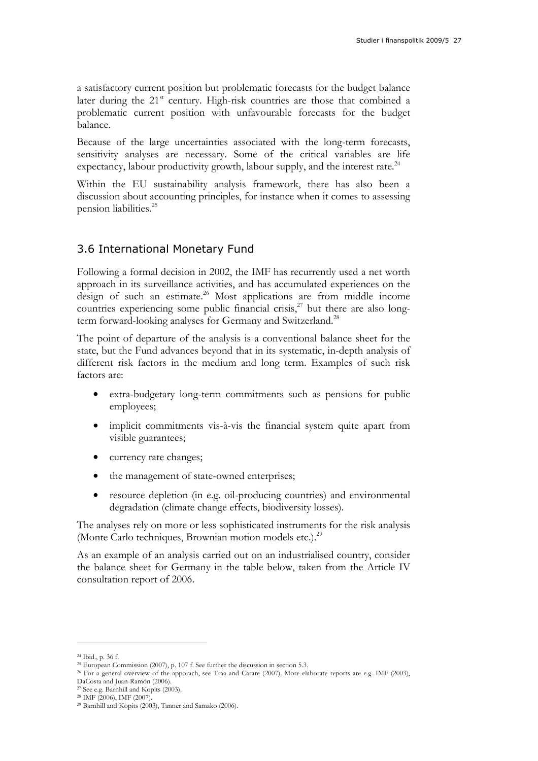a satisfactory current position but problematic forecasts for the budget balance later during the 21st century. High-risk countries are those that combined a problematic current position with unfavourable forecasts for the budget balance.

Because of the large uncertainties associated with the long-term forecasts, sensitivity analyses are necessary. Some of the critical variables are life expectancy, labour productivity growth, labour supply, and the interest rate.[24]

Within the EU sustainability analysis framework, there has also been a discussion about accounting principles, for instance when it comes to assessing pension liabilities.[25]

## 3.6 International Monetary Fund

Following a formal decision in 2002, the IMF has recurrently used a net worth approach in its surveillance activities, and has accumulated experiences on the design of such an estimate.[26] Most applications are from middle income countries experiencing some public financial crisis,[27] but there are also long-term forward-looking analyses for Germany and Switzerland.[28]

The point of departure of the analysis is a conventional balance sheet for the state, but the Fund advances beyond that in its systematic, in-depth analysis of different risk factors in the medium and long term. Examples of such risk factors are:

- extra-budgetary long-term commitments such as pensions for public employees;
- implicit commitments vis-à-vis the financial system quite apart from visible guarantees;
- currency rate changes;
- the management of state-owned enterprises;
- resource depletion (in e.g. oil-producing countries) and environmental degradation (climate change effects, biodiversity losses).

The analyses rely on more or less sophisticated instruments for the risk analysis (Monte Carlo techniques, Brownian motion models etc.).[29]

As an example of an analysis carried out on an industrialised country, consider the balance sheet for Germany in the table below, taken from the Article IV consultation report of 2006.

---

[24] Ibid., p. 36 f.

[25] European Commission (2007), p. 107 f. See further the discussion in section 5.3.

[26] For a general overview of the apporach, see Traa and Carare (2007). More elaborate reports are e.g. IMF (2003), DaCosta and Juan-Ramón (2006).

[27] See e.g. Barnhill and Kopits (2003).

[28] IMF (2006), IMF (2007).

[29] Barnhill and Kopits (2003), Tanner and Samako (2006).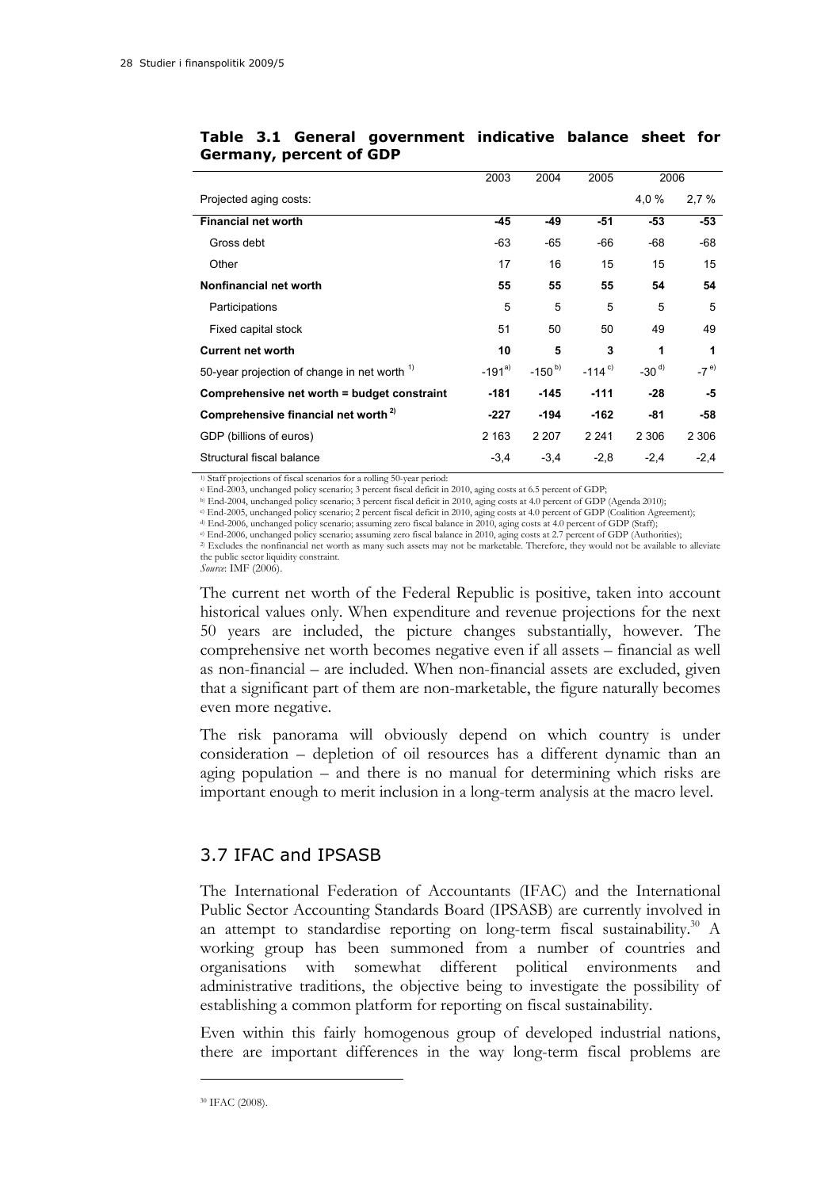**Table 3.1 General government indicative balance sheet for Germany, percent of GDP**

| | 2003 | 2004 | 2005 | 2006 | |
|---|---|---|---|---|---|
| Projected aging costs: | | | | 4,0 % | 2,7 % |
| **Financial net worth** | **-45** | **-49** | **-51** | **-53** | **-53** |
| Gross debt | -63 | -65 | -66 | -68 | -68 |
| Other | 17 | 16 | 15 | 15 | 15 |
| **Nonfinancial net worth** | **55** | **55** | **55** | **54** | **54** |
| Participations | 5 | 5 | 5 | 5 | 5 |
| Fixed capital stock | 51 | 50 | 50 | 49 | 49 |
| **Current net worth** | **10** | **5** | **3** | **1** | **1** |
| 50-year projection of change in net worth [1)] | -191 [a)] | -150 [b)] | -114 [c)] | -30 [d)] | -7 [e)] |
| **Comprehensive net worth = budget constraint** | **-181** | **-145** | **-111** | **-28** | **-5** |
| **Comprehensive financial net worth [2)]** | **-227** | **-194** | **-162** | **-81** | **-58** |
| GDP (billions of euros) | 2 163 | 2 207 | 2 241 | 2 306 | 2 306 |
| Structural fiscal balance | -3,4 | -3,4 | -2,8 | -2,4 | -2,4 |

[1)] Staff projections of fiscal scenarios for a rolling 50-year period:
[a)] End-2003, unchanged policy scenario; 3 percent fiscal deficit in 2010, aging costs at 6.5 percent of GDP;
[b)] End-2004, unchanged policy scenario; 3 percent fiscal deficit in 2010, aging costs at 4.0 percent of GDP (Agenda 2010);
[c)] End-2005, unchanged policy scenario; 2 percent fiscal deficit in 2010, aging costs at 4.0 percent of GDP (Coalition Agreement);
[d)] End-2006, unchanged policy scenario; assuming zero fiscal balance in 2010, aging costs at 4.0 percent of GDP (Staff);
[e)] End-2006, unchanged policy scenario; assuming zero fiscal balance in 2010, aging costs at 2.7 percent of GDP (Authorities);
[2)] Excludes the nonfinancial net worth as many such assets may not be marketable. Therefore, they would not be available to alleviate the public sector liquidity constraint.
*Source*: IMF (2006).

The current net worth of the Federal Republic is positive, taken into account historical values only. When expenditure and revenue projections for the next 50 years are included, the picture changes substantially, however. The comprehensive net worth becomes negative even if all assets – financial as well as non-financial – are included. When non-financial assets are excluded, given that a significant part of them are non-marketable, the figure naturally becomes even more negative.

The risk panorama will obviously depend on which country is under consideration – depletion of oil resources has a different dynamic than an aging population – and there is no manual for determining which risks are important enough to merit inclusion in a long-term analysis at the macro level.

## 3.7 IFAC and IPSASB

The International Federation of Accountants (IFAC) and the International Public Sector Accounting Standards Board (IPSASB) are currently involved in an attempt to standardise reporting on long-term fiscal sustainability.[30] A working group has been summoned from a number of countries and organisations with somewhat different political environments and administrative traditions, the objective being to investigate the possibility of establishing a common platform for reporting on fiscal sustainability.

Even within this fairly homogenous group of developed industrial nations, there are important differences in the way long-term fiscal problems are

[30] IFAC (2008).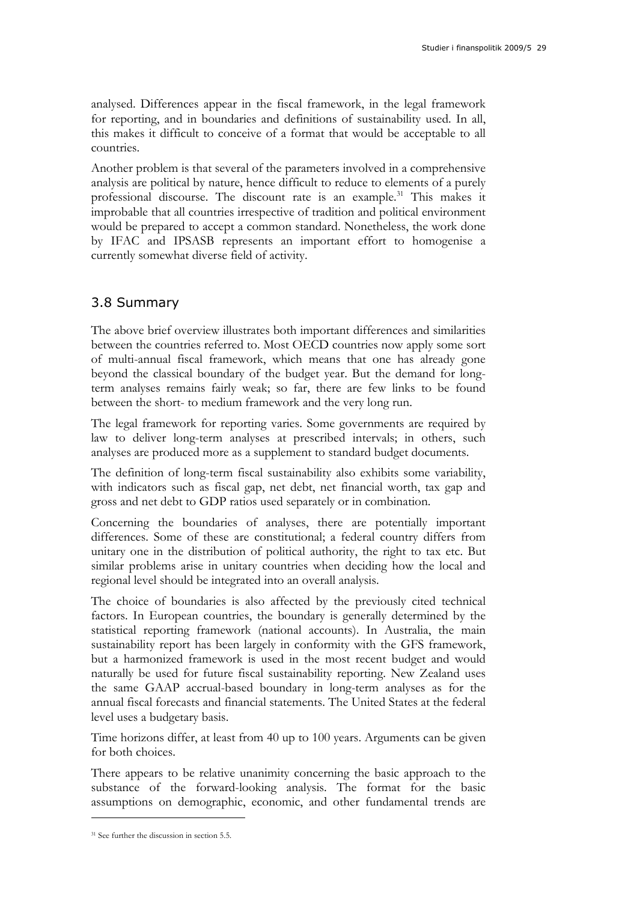analysed. Differences appear in the fiscal framework, in the legal framework for reporting, and in boundaries and definitions of sustainability used. In all, this makes it difficult to conceive of a format that would be acceptable to all countries.

Another problem is that several of the parameters involved in a comprehensive analysis are political by nature, hence difficult to reduce to elements of a purely professional discourse. The discount rate is an example.[31] This makes it improbable that all countries irrespective of tradition and political environment would be prepared to accept a common standard. Nonetheless, the work done by IFAC and IPSASB represents an important effort to homogenise a currently somewhat diverse field of activity.

## 3.8 Summary

The above brief overview illustrates both important differences and similarities between the countries referred to. Most OECD countries now apply some sort of multi-annual fiscal framework, which means that one has already gone beyond the classical boundary of the budget year. But the demand for long-term analyses remains fairly weak; so far, there are few links to be found between the short- to medium framework and the very long run.

The legal framework for reporting varies. Some governments are required by law to deliver long-term analyses at prescribed intervals; in others, such analyses are produced more as a supplement to standard budget documents.

The definition of long-term fiscal sustainability also exhibits some variability, with indicators such as fiscal gap, net debt, net financial worth, tax gap and gross and net debt to GDP ratios used separately or in combination.

Concerning the boundaries of analyses, there are potentially important differences. Some of these are constitutional; a federal country differs from unitary one in the distribution of political authority, the right to tax etc. But similar problems arise in unitary countries when deciding how the local and regional level should be integrated into an overall analysis.

The choice of boundaries is also affected by the previously cited technical factors. In European countries, the boundary is generally determined by the statistical reporting framework (national accounts). In Australia, the main sustainability report has been largely in conformity with the GFS framework, but a harmonized framework is used in the most recent budget and would naturally be used for future fiscal sustainability reporting. New Zealand uses the same GAAP accrual-based boundary in long-term analyses as for the annual fiscal forecasts and financial statements. The United States at the federal level uses a budgetary basis.

Time horizons differ, at least from 40 up to 100 years. Arguments can be given for both choices.

There appears to be relative unanimity concerning the basic approach to the substance of the forward-looking analysis. The format for the basic assumptions on demographic, economic, and other fundamental trends are

[31] See further the discussion in section 5.5.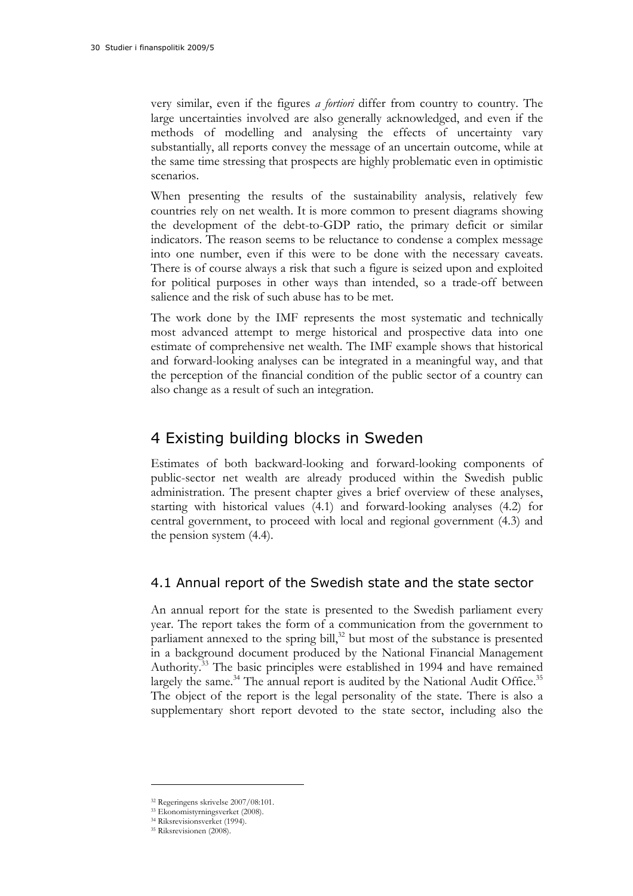very similar, even if the figures *a fortiori* differ from country to country. The large uncertainties involved are also generally acknowledged, and even if the methods of modelling and analysing the effects of uncertainty vary substantially, all reports convey the message of an uncertain outcome, while at the same time stressing that prospects are highly problematic even in optimistic scenarios.

When presenting the results of the sustainability analysis, relatively few countries rely on net wealth. It is more common to present diagrams showing the development of the debt-to-GDP ratio, the primary deficit or similar indicators. The reason seems to be reluctance to condense a complex message into one number, even if this were to be done with the necessary caveats. There is of course always a risk that such a figure is seized upon and exploited for political purposes in other ways than intended, so a trade-off between salience and the risk of such abuse has to be met.

The work done by the IMF represents the most systematic and technically most advanced attempt to merge historical and prospective data into one estimate of comprehensive net wealth. The IMF example shows that historical and forward-looking analyses can be integrated in a meaningful way, and that the perception of the financial condition of the public sector of a country can also change as a result of such an integration.

## 4 Existing building blocks in Sweden

Estimates of both backward-looking and forward-looking components of public-sector net wealth are already produced within the Swedish public administration. The present chapter gives a brief overview of these analyses, starting with historical values (4.1) and forward-looking analyses (4.2) for central government, to proceed with local and regional government (4.3) and the pension system (4.4).

### 4.1 Annual report of the Swedish state and the state sector

An annual report for the state is presented to the Swedish parliament every year. The report takes the form of a communication from the government to parliament annexed to the spring bill,[32] but most of the substance is presented in a background document produced by the National Financial Management Authority.[33] The basic principles were established in 1994 and have remained largely the same.[34] The annual report is audited by the National Audit Office.[35] The object of the report is the legal personality of the state. There is also a supplementary short report devoted to the state sector, including also the

[32] Regeringens skrivelse 2007/08:101.

[33] Ekonomistyrningsverket (2008).

[34] Riksrevisionsverket (1994).

[35] Riksrevisionen (2008).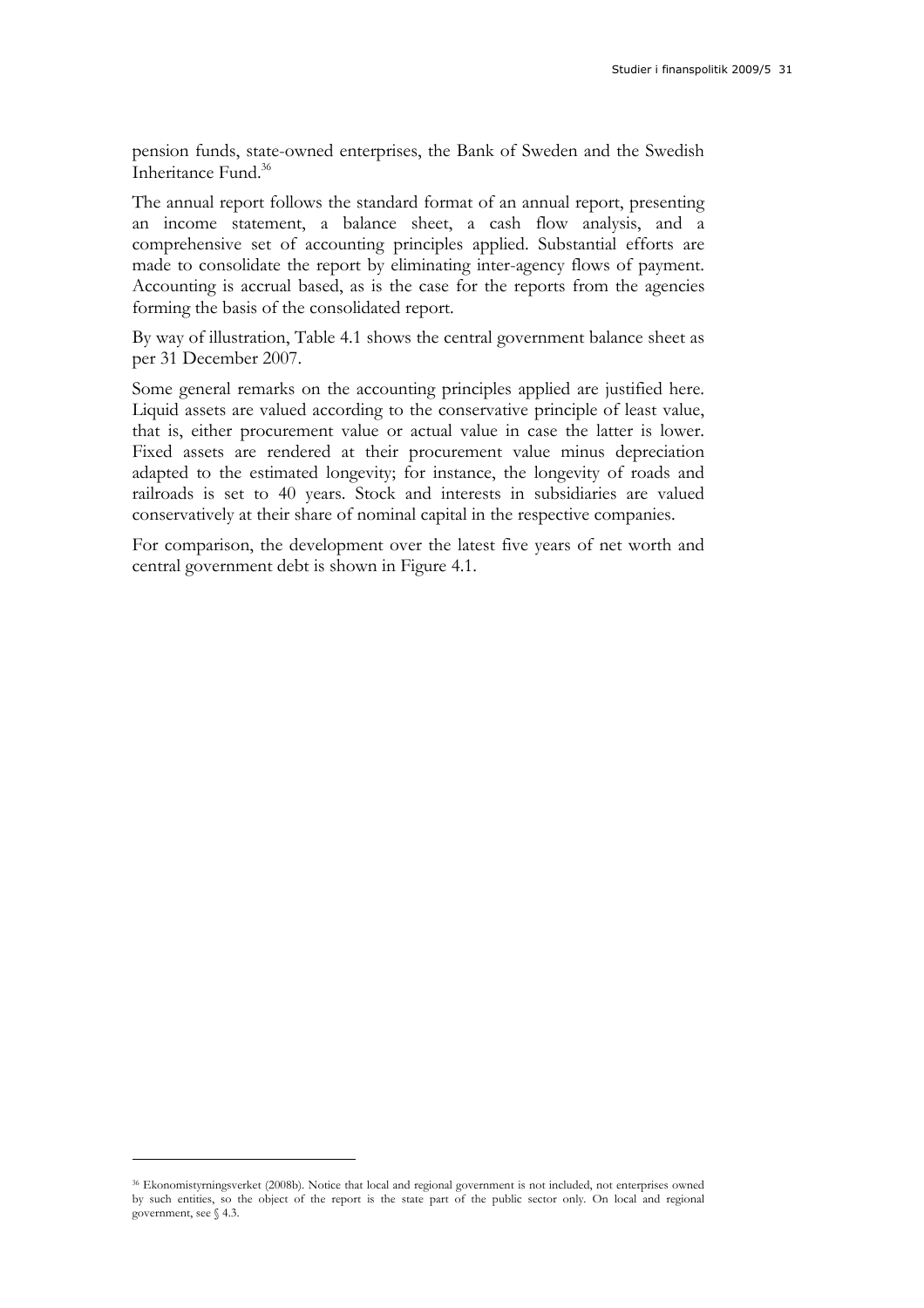pension funds, state-owned enterprises, the Bank of Sweden and the Swedish Inheritance Fund.[36]

The annual report follows the standard format of an annual report, presenting an income statement, a balance sheet, a cash flow analysis, and a comprehensive set of accounting principles applied. Substantial efforts are made to consolidate the report by eliminating inter-agency flows of payment. Accounting is accrual based, as is the case for the reports from the agencies forming the basis of the consolidated report.

By way of illustration, Table 4.1 shows the central government balance sheet as per 31 December 2007.

Some general remarks on the accounting principles applied are justified here. Liquid assets are valued according to the conservative principle of least value, that is, either procurement value or actual value in case the latter is lower. Fixed assets are rendered at their procurement value minus depreciation adapted to the estimated longevity; for instance, the longevity of roads and railroads is set to 40 years. Stock and interests in subsidiaries are valued conservatively at their share of nominal capital in the respective companies.

For comparison, the development over the latest five years of net worth and central government debt is shown in Figure 4.1.

[36] Ekonomistyrningsverket (2008b). Notice that local and regional government is not included, not enterprises owned by such entities, so the object of the report is the state part of the public sector only. On local and regional government, see § 4.3.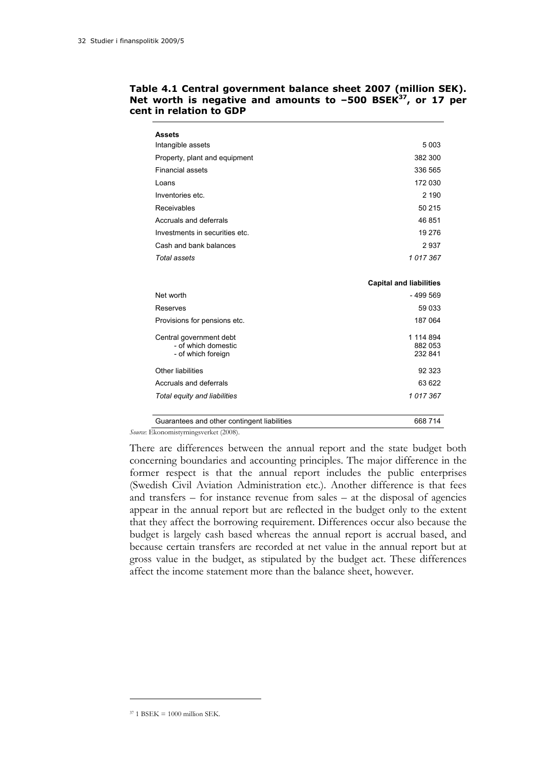**Table 4.1 Central government balance sheet 2007 (million SEK). Net worth is negative and amounts to –500 BSEK[37], or 17 per cent in relation to GDP**

| **Assets** | |
|---|---|
| Intangible assets | 5 003 |
| Property, plant and equipment | 382 300 |
| Financial assets | 336 565 |
| Loans | 172 030 |
| Inventories etc. | 2 190 |
| Receivables | 50 215 |
| Accruals and deferrals | 46 851 |
| Investments in securities etc. | 19 276 |
| Cash and bank balances | 2 937 |
| *Total assets* | *1 017 367* |
| | **Capital and liabilities** |
| Net worth | - 499 569 |
| Reserves | 59 033 |
| Provisions for pensions etc. | 187 064 |
| Central government debt | 1 114 894 |
| - of which domestic | 882 053 |
| - of which foreign | 232 841 |
| Other liabilities | 92 323 |
| Accruals and deferrals | 63 622 |
| *Total equity and liabilities* | *1 017 367* |
| Guarantees and other contingent liabilities | 668 714 |

*Source*: Ekonomistyrningsverket (2008).

There are differences between the annual report and the state budget both concerning boundaries and accounting principles. The major difference in the former respect is that the annual report includes the public enterprises (Swedish Civil Aviation Administration etc.). Another difference is that fees and transfers – for instance revenue from sales – at the disposal of agencies appear in the annual report but are reflected in the budget only to the extent that they affect the borrowing requirement. Differences occur also because the budget is largely cash based whereas the annual report is accrual based, and because certain transfers are recorded at net value in the annual report but at gross value in the budget, as stipulated by the budget act. These differences affect the income statement more than the balance sheet, however.

[37] 1 BSEK = 1000 million SEK.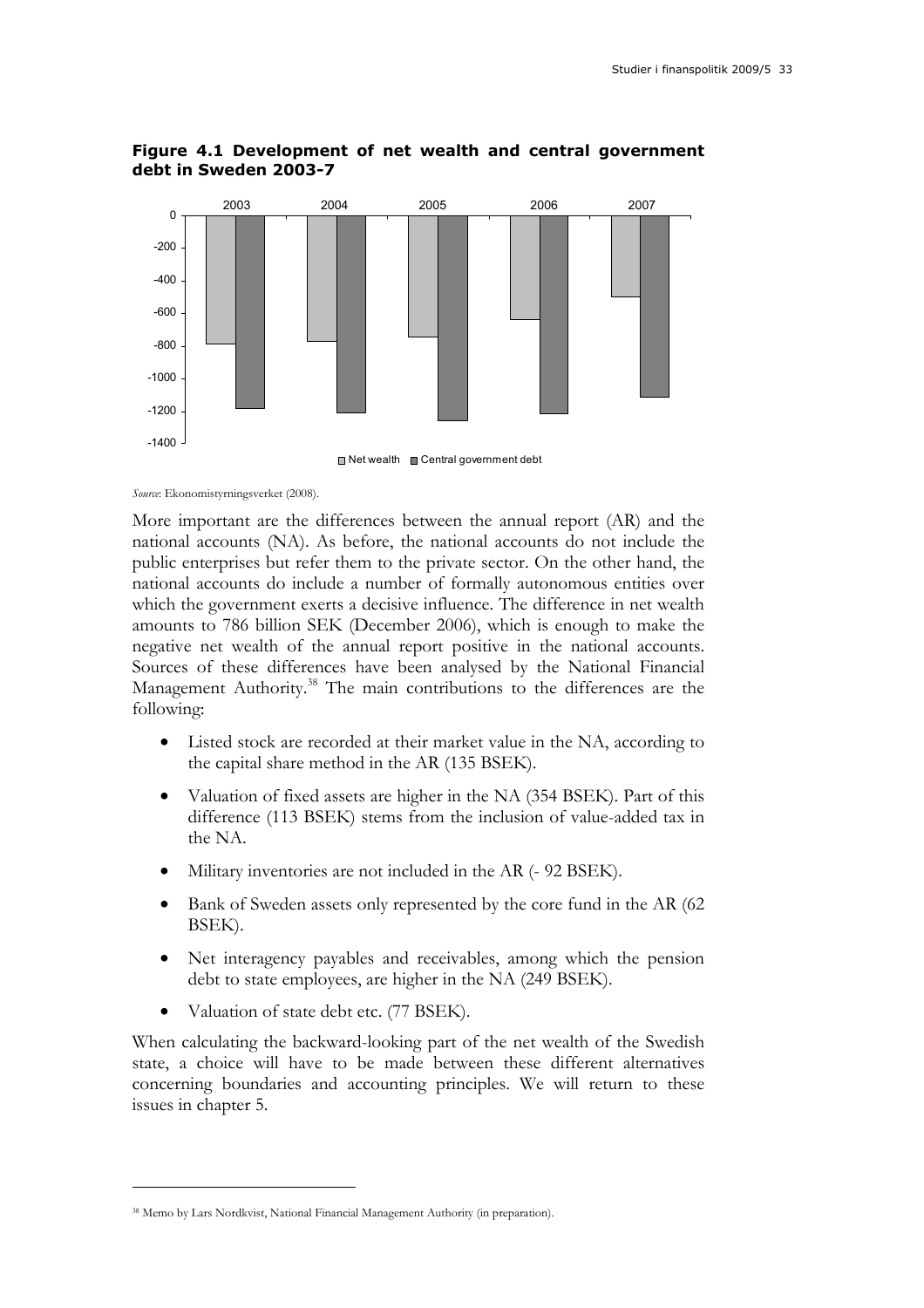**Figure 4.1 Development of net wealth and central government debt in Sweden 2003-7**

*Source*: Ekonomistyrningsverket (2008).

More important are the differences between the annual report (AR) and the national accounts (NA). As before, the national accounts do not include the public enterprises but refer them to the private sector. On the other hand, the national accounts do include a number of formally autonomous entities over which the government exerts a decisive influence. The difference in net wealth amounts to 786 billion SEK (December 2006), which is enough to make the negative net wealth of the annual report positive in the national accounts. Sources of these differences have been analysed by the National Financial Management Authority.[38] The main contributions to the differences are the following:

- Listed stock are recorded at their market value in the NA, according to the capital share method in the AR (135 BSEK).
- Valuation of fixed assets are higher in the NA (354 BSEK). Part of this difference (113 BSEK) stems from the inclusion of value-added tax in the NA.
- Military inventories are not included in the AR (- 92 BSEK).
- Bank of Sweden assets only represented by the core fund in the AR (62 BSEK).
- Net interagency payables and receivables, among which the pension debt to state employees, are higher in the NA (249 BSEK).
- Valuation of state debt etc. (77 BSEK).

When calculating the backward-looking part of the net wealth of the Swedish state, a choice will have to be made between these different alternatives concerning boundaries and accounting principles. We will return to these issues in chapter 5.

[38] Memo by Lars Nordkvist, National Financial Management Authority (in preparation).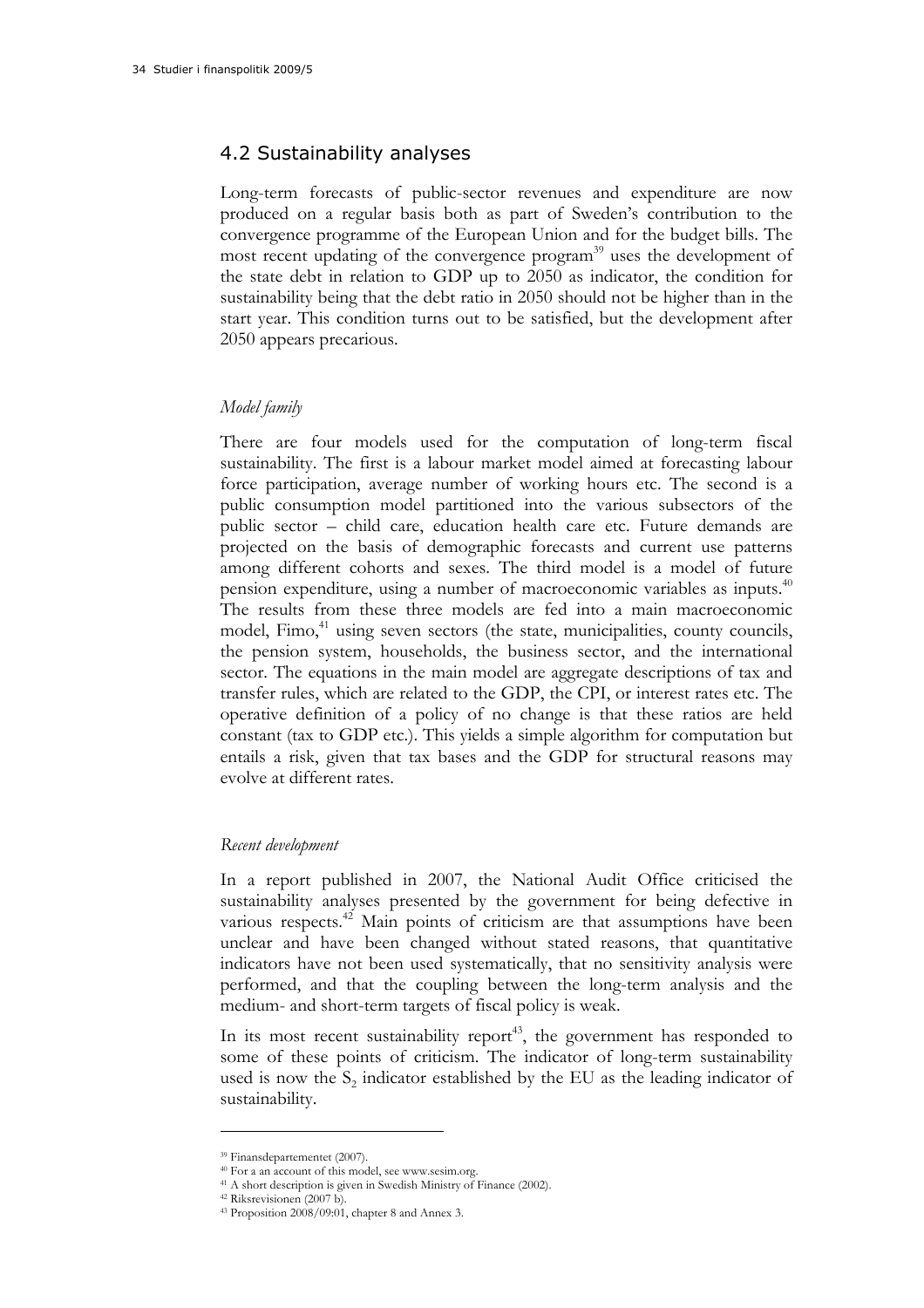## 4.2 Sustainability analyses

Long-term forecasts of public-sector revenues and expenditure are now produced on a regular basis both as part of Sweden's contribution to the convergence programme of the European Union and for the budget bills. The most recent updating of the convergence program[39] uses the development of the state debt in relation to GDP up to 2050 as indicator, the condition for sustainability being that the debt ratio in 2050 should not be higher than in the start year. This condition turns out to be satisfied, but the development after 2050 appears precarious.

### *Model family*

There are four models used for the computation of long-term fiscal sustainability. The first is a labour market model aimed at forecasting labour force participation, average number of working hours etc. The second is a public consumption model partitioned into the various subsectors of the public sector – child care, education health care etc. Future demands are projected on the basis of demographic forecasts and current use patterns among different cohorts and sexes. The third model is a model of future pension expenditure, using a number of macroeconomic variables as inputs.[40] The results from these three models are fed into a main macroeconomic model, Fimo,[41] using seven sectors (the state, municipalities, county councils, the pension system, households, the business sector, and the international sector. The equations in the main model are aggregate descriptions of tax and transfer rules, which are related to the GDP, the CPI, or interest rates etc. The operative definition of a policy of no change is that these ratios are held constant (tax to GDP etc.). This yields a simple algorithm for computation but entails a risk, given that tax bases and the GDP for structural reasons may evolve at different rates.

### *Recent development*

In a report published in 2007, the National Audit Office criticised the sustainability analyses presented by the government for being defective in various respects.[42] Main points of criticism are that assumptions have been unclear and have been changed without stated reasons, that quantitative indicators have not been used systematically, that no sensitivity analysis were performed, and that the coupling between the long-term analysis and the medium- and short-term targets of fiscal policy is weak.

In its most recent sustainability report[43], the government has responded to some of these points of criticism. The indicator of long-term sustainability used is now the $S_2$ indicator established by the EU as the leading indicator of sustainability.

---

[39] Finansdepartementet (2007).

[40] For a an account of this model, see www.sesim.org.

[41] A short description is given in Swedish Ministry of Finance (2002).

[42] Riksrevisionen (2007 b).

[43] Proposition 2008/09:01, chapter 8 and Annex 3.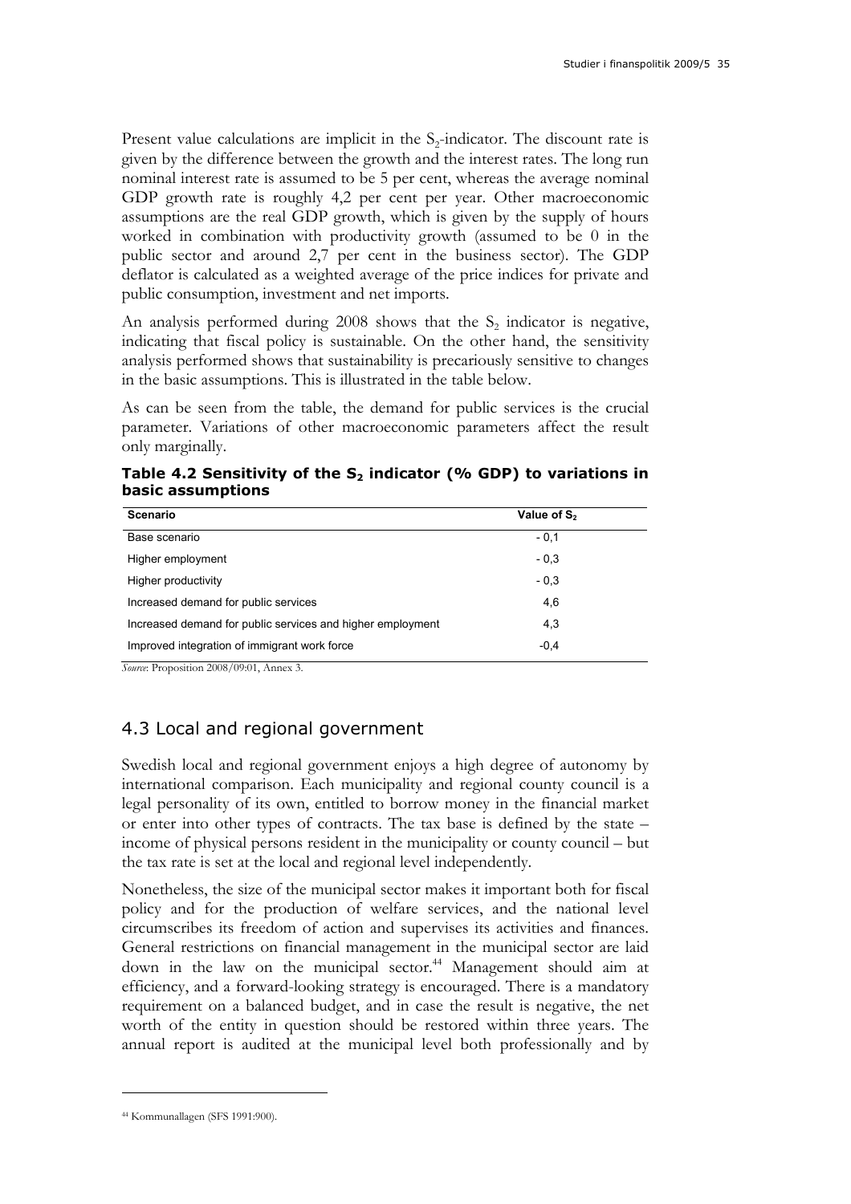Present value calculations are implicit in the $S_2$-indicator. The discount rate is given by the difference between the growth and the interest rates. The long run nominal interest rate is assumed to be 5 per cent, whereas the average nominal GDP growth rate is roughly 4,2 per cent per year. Other macroeconomic assumptions are the real GDP growth, which is given by the supply of hours worked in combination with productivity growth (assumed to be 0 in the public sector and around 2,7 per cent in the business sector). The GDP deflator is calculated as a weighted average of the price indices for private and public consumption, investment and net imports.

An analysis performed during 2008 shows that the $S_2$ indicator is negative, indicating that fiscal policy is sustainable. On the other hand, the sensitivity analysis performed shows that sustainability is precariously sensitive to changes in the basic assumptions. This is illustrated in the table below.

As can be seen from the table, the demand for public services is the crucial parameter. Variations of other macroeconomic parameters affect the result only marginally.

**Table 4.2 Sensitivity of the $S_2$ indicator (% GDP) to variations in basic assumptions**

| Scenario | Value of $S_2$ |
|---|---|
| Base scenario | - 0,1 |
| Higher employment | - 0,3 |
| Higher productivity | - 0,3 |
| Increased demand for public services | 4,6 |
| Increased demand for public services and higher employment | 4,3 |
| Improved integration of immigrant work force | -0,4 |

*Source*: Proposition 2008/09:01, Annex 3.

## 4.3 Local and regional government

Swedish local and regional government enjoys a high degree of autonomy by international comparison. Each municipality and regional county council is a legal personality of its own, entitled to borrow money in the financial market or enter into other types of contracts. The tax base is defined by the state – income of physical persons resident in the municipality or county council – but the tax rate is set at the local and regional level independently.

Nonetheless, the size of the municipal sector makes it important both for fiscal policy and for the production of welfare services, and the national level circumscribes its freedom of action and supervises its activities and finances. General restrictions on financial management in the municipal sector are laid down in the law on the municipal sector.[44] Management should aim at efficiency, and a forward-looking strategy is encouraged. There is a mandatory requirement on a balanced budget, and in case the result is negative, the net worth of the entity in question should be restored within three years. The annual report is audited at the municipal level both professionally and by

[44] Kommunallagen (SFS 1991:900).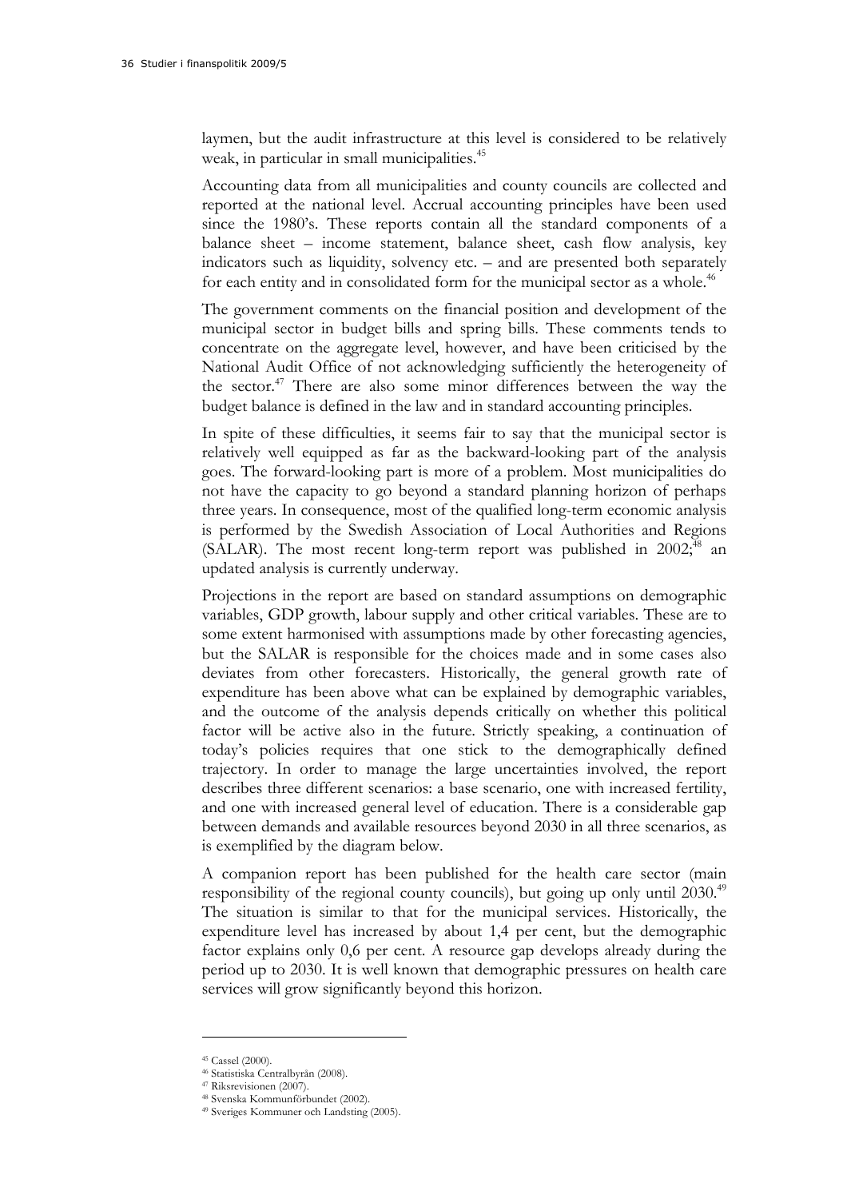laymen, but the audit infrastructure at this level is considered to be relatively weak, in particular in small municipalities.[45]

Accounting data from all municipalities and county councils are collected and reported at the national level. Accrual accounting principles have been used since the 1980's. These reports contain all the standard components of a balance sheet – income statement, balance sheet, cash flow analysis, key indicators such as liquidity, solvency etc. – and are presented both separately for each entity and in consolidated form for the municipal sector as a whole.[46]

The government comments on the financial position and development of the municipal sector in budget bills and spring bills. These comments tends to concentrate on the aggregate level, however, and have been criticised by the National Audit Office of not acknowledging sufficiently the heterogeneity of the sector.[47] There are also some minor differences between the way the budget balance is defined in the law and in standard accounting principles.

In spite of these difficulties, it seems fair to say that the municipal sector is relatively well equipped as far as the backward-looking part of the analysis goes. The forward-looking part is more of a problem. Most municipalities do not have the capacity to go beyond a standard planning horizon of perhaps three years. In consequence, most of the qualified long-term economic analysis is performed by the Swedish Association of Local Authorities and Regions (SALAR). The most recent long-term report was published in 2002;[48] an updated analysis is currently underway.

Projections in the report are based on standard assumptions on demographic variables, GDP growth, labour supply and other critical variables. These are to some extent harmonised with assumptions made by other forecasting agencies, but the SALAR is responsible for the choices made and in some cases also deviates from other forecasters. Historically, the general growth rate of expenditure has been above what can be explained by demographic variables, and the outcome of the analysis depends critically on whether this political factor will be active also in the future. Strictly speaking, a continuation of today's policies requires that one stick to the demographically defined trajectory. In order to manage the large uncertainties involved, the report describes three different scenarios: a base scenario, one with increased fertility, and one with increased general level of education. There is a considerable gap between demands and available resources beyond 2030 in all three scenarios, as is exemplified by the diagram below.

A companion report has been published for the health care sector (main responsibility of the regional county councils), but going up only until 2030.[49] The situation is similar to that for the municipal services. Historically, the expenditure level has increased by about 1,4 per cent, but the demographic factor explains only 0,6 per cent. A resource gap develops already during the period up to 2030. It is well known that demographic pressures on health care services will grow significantly beyond this horizon.

---

[45] Cassel (2000).

[46] Statistiska Centralbyrån (2008).

[47] Riksrevisionen (2007).

[48] Svenska Kommunförbundet (2002).

[49] Sveriges Kommuner och Landsting (2005).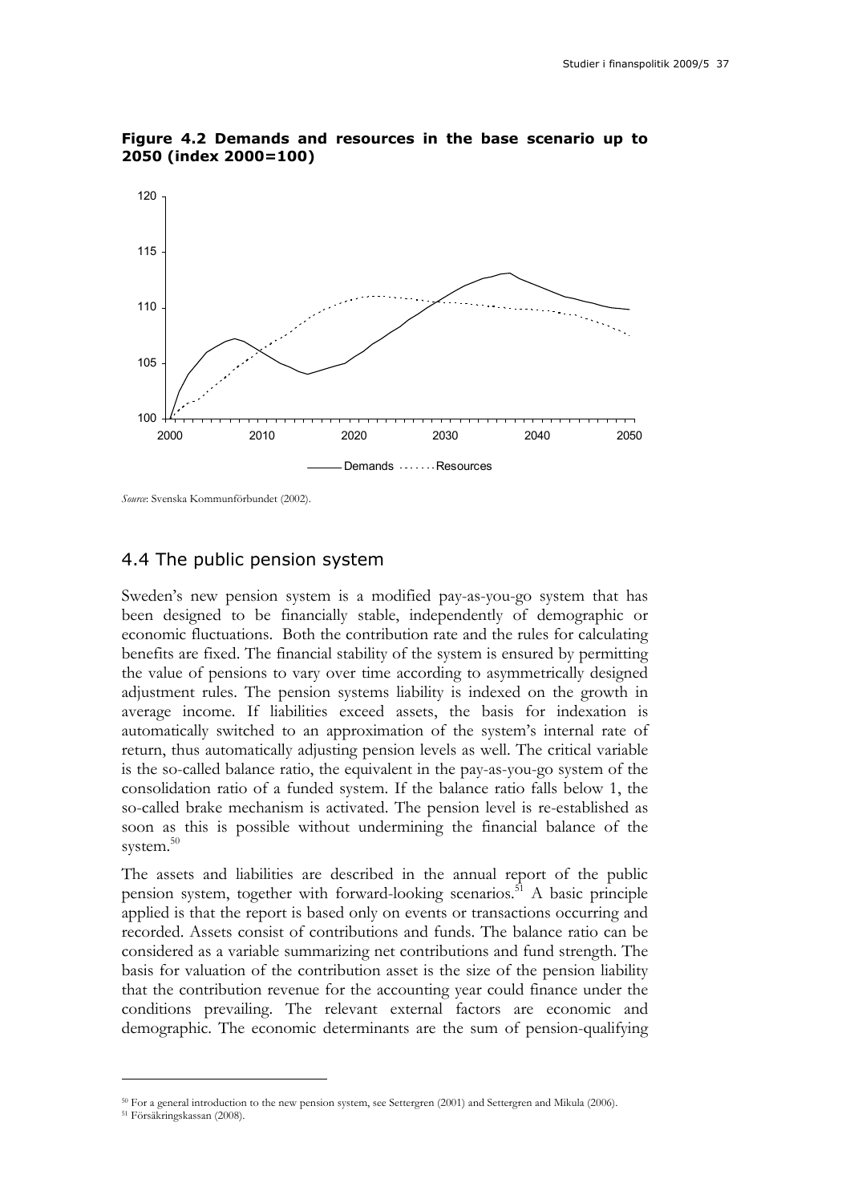**Figure 4.2 Demands and resources in the base scenario up to 2050 (index 2000=100)**

*Source*: Svenska Kommunförbundet (2002).

## 4.4 The public pension system

Sweden's new pension system is a modified pay-as-you-go system that has been designed to be financially stable, independently of demographic or economic fluctuations. Both the contribution rate and the rules for calculating benefits are fixed. The financial stability of the system is ensured by permitting the value of pensions to vary over time according to asymmetrically designed adjustment rules. The pension systems liability is indexed on the growth in average income. If liabilities exceed assets, the basis for indexation is automatically switched to an approximation of the system's internal rate of return, thus automatically adjusting pension levels as well. The critical variable is the so-called balance ratio, the equivalent in the pay-as-you-go system of the consolidation ratio of a funded system. If the balance ratio falls below 1, the so-called brake mechanism is activated. The pension level is re-established as soon as this is possible without undermining the financial balance of the system.[50]

The assets and liabilities are described in the annual report of the public pension system, together with forward-looking scenarios.[51] A basic principle applied is that the report is based only on events or transactions occurring and recorded. Assets consist of contributions and funds. The balance ratio can be considered as a variable summarizing net contributions and fund strength. The basis for valuation of the contribution asset is the size of the pension liability that the contribution revenue for the accounting year could finance under the conditions prevailing. The relevant external factors are economic and demographic. The economic determinants are the sum of pension-qualifying

[50] For a general introduction to the new pension system, see Settergren (2001) and Settergren and Mikula (2006).

[51] Försäkringskassan (2008).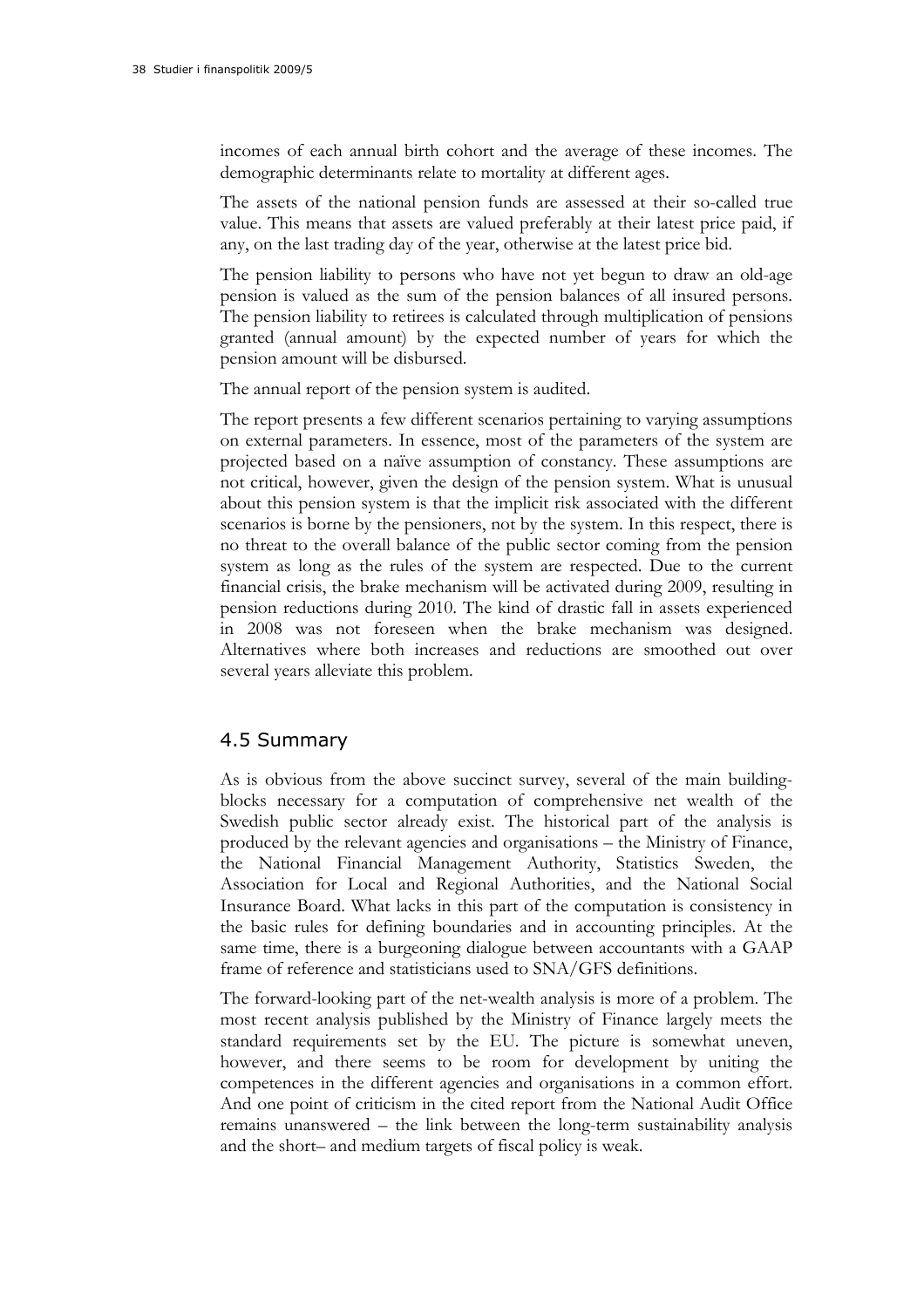incomes of each annual birth cohort and the average of these incomes. The demographic determinants relate to mortality at different ages.

The assets of the national pension funds are assessed at their so-called true value. This means that assets are valued preferably at their latest price paid, if any, on the last trading day of the year, otherwise at the latest price bid.

The pension liability to persons who have not yet begun to draw an old-age pension is valued as the sum of the pension balances of all insured persons. The pension liability to retirees is calculated through multiplication of pensions granted (annual amount) by the expected number of years for which the pension amount will be disbursed.

The annual report of the pension system is audited.

The report presents a few different scenarios pertaining to varying assumptions on external parameters. In essence, most of the parameters of the system are projected based on a naïve assumption of constancy. These assumptions are not critical, however, given the design of the pension system. What is unusual about this pension system is that the implicit risk associated with the different scenarios is borne by the pensioners, not by the system. In this respect, there is no threat to the overall balance of the public sector coming from the pension system as long as the rules of the system are respected. Due to the current financial crisis, the brake mechanism will be activated during 2009, resulting in pension reductions during 2010. The kind of drastic fall in assets experienced in 2008 was not foreseen when the brake mechanism was designed. Alternatives where both increases and reductions are smoothed out over several years alleviate this problem.

## 4.5 Summary

As is obvious from the above succinct survey, several of the main building-blocks necessary for a computation of comprehensive net wealth of the Swedish public sector already exist. The historical part of the analysis is produced by the relevant agencies and organisations – the Ministry of Finance, the National Financial Management Authority, Statistics Sweden, the Association for Local and Regional Authorities, and the National Social Insurance Board. What lacks in this part of the computation is consistency in the basic rules for defining boundaries and in accounting principles. At the same time, there is a burgeoning dialogue between accountants with a GAAP frame of reference and statisticians used to SNA/GFS definitions.

The forward-looking part of the net-wealth analysis is more of a problem. The most recent analysis published by the Ministry of Finance largely meets the standard requirements set by the EU. The picture is somewhat uneven, however, and there seems to be room for development by uniting the competences in the different agencies and organisations in a common effort. And one point of criticism in the cited report from the National Audit Office remains unanswered – the link between the long-term sustainability analysis and the short– and medium targets of fiscal policy is weak.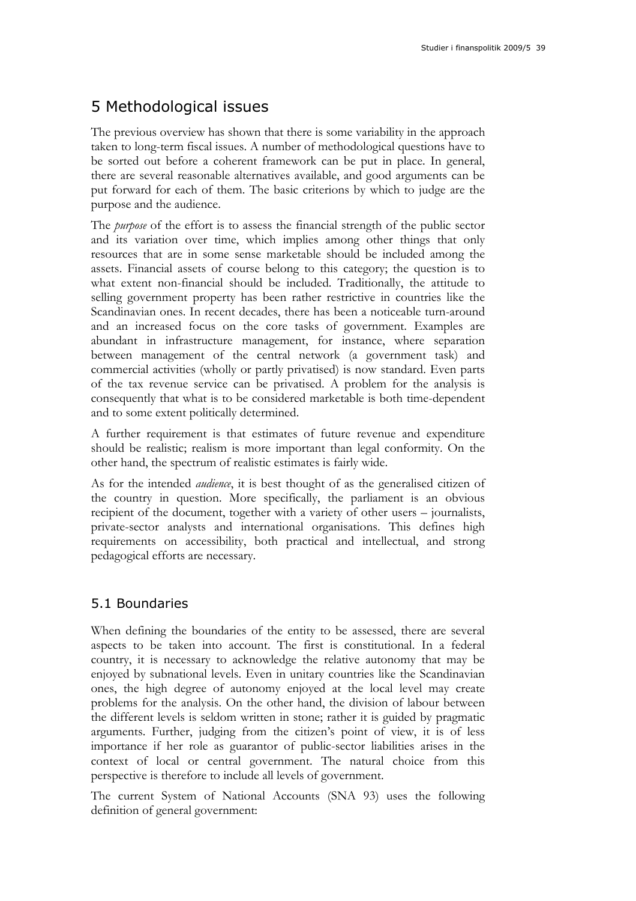## 5 Methodological issues

The previous overview has shown that there is some variability in the approach taken to long-term fiscal issues. A number of methodological questions have to be sorted out before a coherent framework can be put in place. In general, there are several reasonable alternatives available, and good arguments can be put forward for each of them. The basic criterions by which to judge are the purpose and the audience.

The *purpose* of the effort is to assess the financial strength of the public sector and its variation over time, which implies among other things that only resources that are in some sense marketable should be included among the assets. Financial assets of course belong to this category; the question is to what extent non-financial should be included. Traditionally, the attitude to selling government property has been rather restrictive in countries like the Scandinavian ones. In recent decades, there has been a noticeable turn-around and an increased focus on the core tasks of government. Examples are abundant in infrastructure management, for instance, where separation between management of the central network (a government task) and commercial activities (wholly or partly privatised) is now standard. Even parts of the tax revenue service can be privatised. A problem for the analysis is consequently that what is to be considered marketable is both time-dependent and to some extent politically determined.

A further requirement is that estimates of future revenue and expenditure should be realistic; realism is more important than legal conformity. On the other hand, the spectrum of realistic estimates is fairly wide.

As for the intended *audience*, it is best thought of as the generalised citizen of the country in question. More specifically, the parliament is an obvious recipient of the document, together with a variety of other users – journalists, private-sector analysts and international organisations. This defines high requirements on accessibility, both practical and intellectual, and strong pedagogical efforts are necessary.

### 5.1 Boundaries

When defining the boundaries of the entity to be assessed, there are several aspects to be taken into account. The first is constitutional. In a federal country, it is necessary to acknowledge the relative autonomy that may be enjoyed by subnational levels. Even in unitary countries like the Scandinavian ones, the high degree of autonomy enjoyed at the local level may create problems for the analysis. On the other hand, the division of labour between the different levels is seldom written in stone; rather it is guided by pragmatic arguments. Further, judging from the citizen's point of view, it is of less importance if her role as guarantor of public-sector liabilities arises in the context of local or central government. The natural choice from this perspective is therefore to include all levels of government.

The current System of National Accounts (SNA 93) uses the following definition of general government: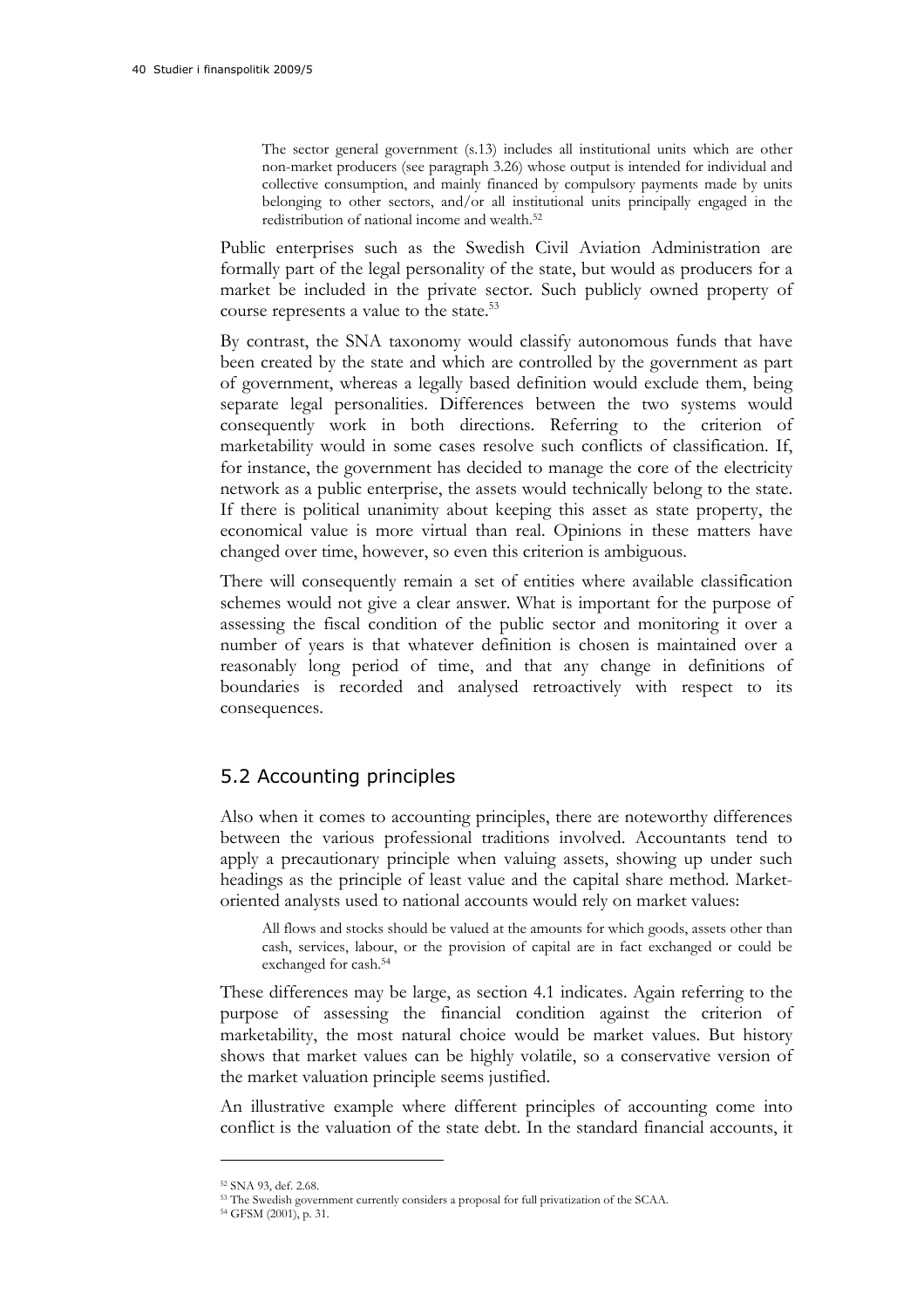> The sector general government (s.13) includes all institutional units which are other non-market producers (see paragraph 3.26) whose output is intended for individual and collective consumption, and mainly financed by compulsory payments made by units belonging to other sectors, and/or all institutional units principally engaged in the redistribution of national income and wealth.[52]

Public enterprises such as the Swedish Civil Aviation Administration are formally part of the legal personality of the state, but would as producers for a market be included in the private sector. Such publicly owned property of course represents a value to the state.[53]

By contrast, the SNA taxonomy would classify autonomous funds that have been created by the state and which are controlled by the government as part of government, whereas a legally based definition would exclude them, being separate legal personalities. Differences between the two systems would consequently work in both directions. Referring to the criterion of marketability would in some cases resolve such conflicts of classification. If, for instance, the government has decided to manage the core of the electricity network as a public enterprise, the assets would technically belong to the state. If there is political unanimity about keeping this asset as state property, the economical value is more virtual than real. Opinions in these matters have changed over time, however, so even this criterion is ambiguous.

There will consequently remain a set of entities where available classification schemes would not give a clear answer. What is important for the purpose of assessing the fiscal condition of the public sector and monitoring it over a number of years is that whatever definition is chosen is maintained over a reasonably long period of time, and that any change in definitions of boundaries is recorded and analysed retroactively with respect to its consequences.

## 5.2 Accounting principles

Also when it comes to accounting principles, there are noteworthy differences between the various professional traditions involved. Accountants tend to apply a precautionary principle when valuing assets, showing up under such headings as the principle of least value and the capital share method. Market-oriented analysts used to national accounts would rely on market values:

> All flows and stocks should be valued at the amounts for which goods, assets other than cash, services, labour, or the provision of capital are in fact exchanged or could be exchanged for cash.[54]

These differences may be large, as section 4.1 indicates. Again referring to the purpose of assessing the financial condition against the criterion of marketability, the most natural choice would be market values. But history shows that market values can be highly volatile, so a conservative version of the market valuation principle seems justified.

An illustrative example where different principles of accounting come into conflict is the valuation of the state debt. In the standard financial accounts, it

---

[52] SNA 93, def. 2.68.

[53] The Swedish government currently considers a proposal for full privatization of the SCAA.

[54] GFSM (2001), p. 31.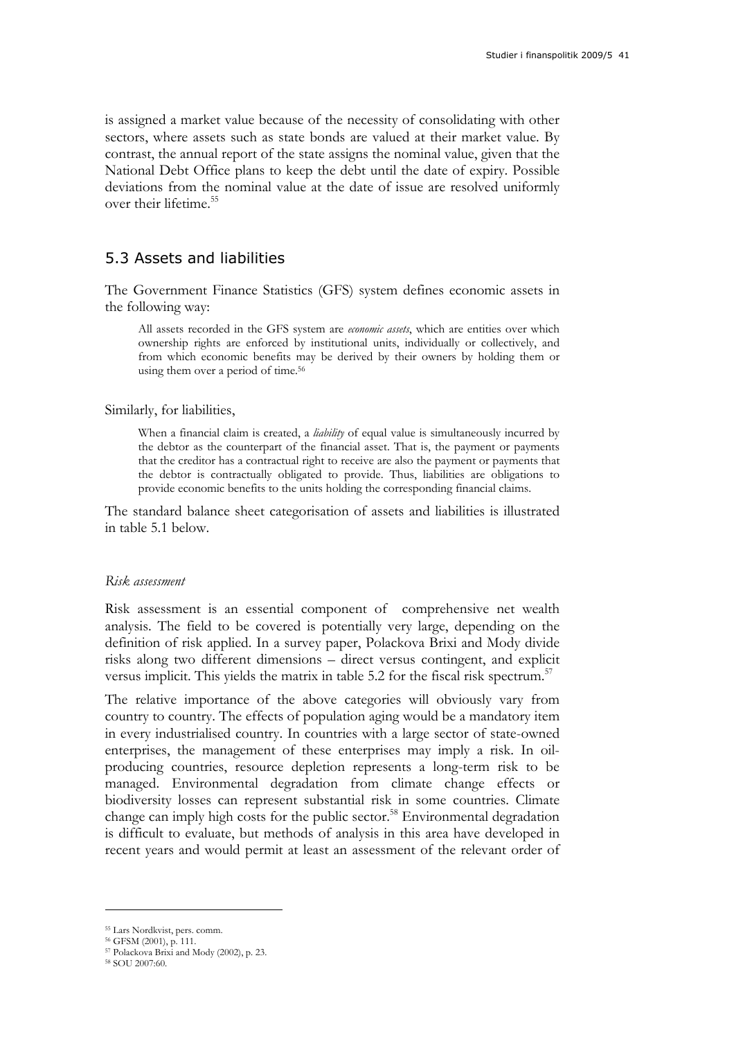is assigned a market value because of the necessity of consolidating with other sectors, where assets such as state bonds are valued at their market value. By contrast, the annual report of the state assigns the nominal value, given that the National Debt Office plans to keep the debt until the date of expiry. Possible deviations from the nominal value at the date of issue are resolved uniformly over their lifetime.[55]

## 5.3 Assets and liabilities

The Government Finance Statistics (GFS) system defines economic assets in the following way:

> All assets recorded in the GFS system are *economic assets*, which are entities over which ownership rights are enforced by institutional units, individually or collectively, and from which economic benefits may be derived by their owners by holding them or using them over a period of time.[56]

Similarly, for liabilities,

> When a financial claim is created, a *liability* of equal value is simultaneously incurred by the debtor as the counterpart of the financial asset. That is, the payment or payments that the creditor has a contractual right to receive are also the payment or payments that the debtor is contractually obligated to provide. Thus, liabilities are obligations to provide economic benefits to the units holding the corresponding financial claims.

The standard balance sheet categorisation of assets and liabilities is illustrated in table 5.1 below.

### *Risk assessment*

Risk assessment is an essential component of comprehensive net wealth analysis. The field to be covered is potentially very large, depending on the definition of risk applied. In a survey paper, Polackova Brixi and Mody divide risks along two different dimensions – direct versus contingent, and explicit versus implicit. This yields the matrix in table 5.2 for the fiscal risk spectrum.[57]

The relative importance of the above categories will obviously vary from country to country. The effects of population aging would be a mandatory item in every industrialised country. In countries with a large sector of state-owned enterprises, the management of these enterprises may imply a risk. In oil-producing countries, resource depletion represents a long-term risk to be managed. Environmental degradation from climate change effects or biodiversity losses can represent substantial risk in some countries. Climate change can imply high costs for the public sector.[58] Environmental degradation is difficult to evaluate, but methods of analysis in this area have developed in recent years and would permit at least an assessment of the relevant order of

---

[55] Lars Nordkvist, pers. comm.

[56] GFSM (2001), p. 111.

[57] Polackova Brixi and Mody (2002), p. 23.

[58] SOU 2007:60.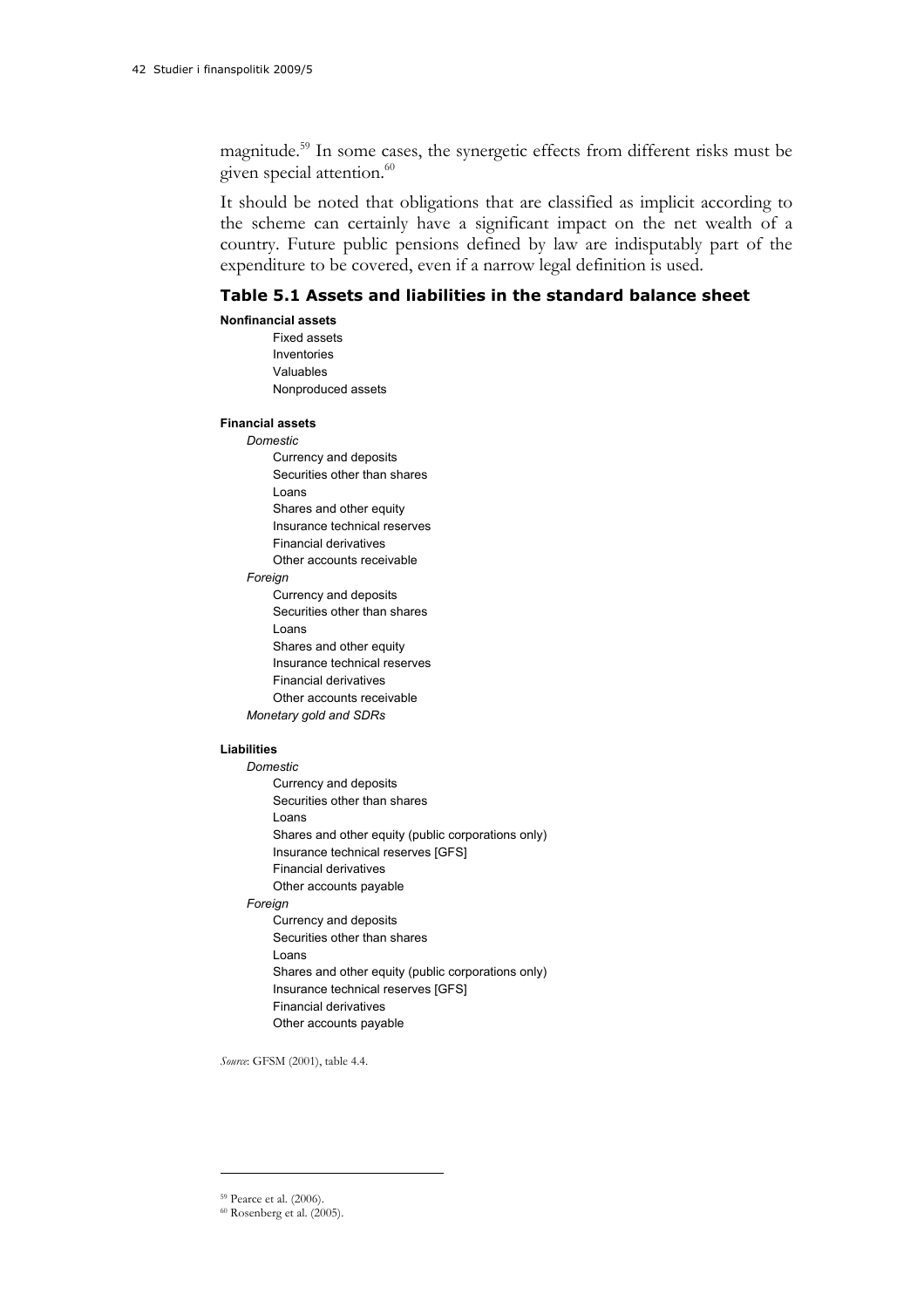magnitude.[59] In some cases, the synergetic effects from different risks must be given special attention.[60]

It should be noted that obligations that are classified as implicit according to the scheme can certainly have a significant impact on the net wealth of a country. Future public pensions defined by law are indisputably part of the expenditure to be covered, even if a narrow legal definition is used.

### Table 5.1 Assets and liabilities in the standard balance sheet

**Nonfinancial assets**

- Fixed assets
- Inventories
- Valuables
- Nonproduced assets

**Financial assets**

*Domestic*

- Currency and deposits
- Securities other than shares
- Loans
- Shares and other equity
- Insurance technical reserves
- Financial derivatives
- Other accounts receivable

*Foreign*

- Currency and deposits
- Securities other than shares
- Loans
- Shares and other equity
- Insurance technical reserves
- Financial derivatives
- Other accounts receivable

*Monetary gold and SDRs*

**Liabilities**

*Domestic*

- Currency and deposits
- Securities other than shares
- Loans
- Shares and other equity (public corporations only)
- Insurance technical reserves [GFS]
- Financial derivatives
- Other accounts payable

*Foreign*

- Currency and deposits
- Securities other than shares
- Loans
- Shares and other equity (public corporations only)
- Insurance technical reserves [GFS]
- Financial derivatives
- Other accounts payable

*Source*: GFSM (2001), table 4.4.

---

[59] Pearce et al. (2006).

[60] Rosenberg et al. (2005).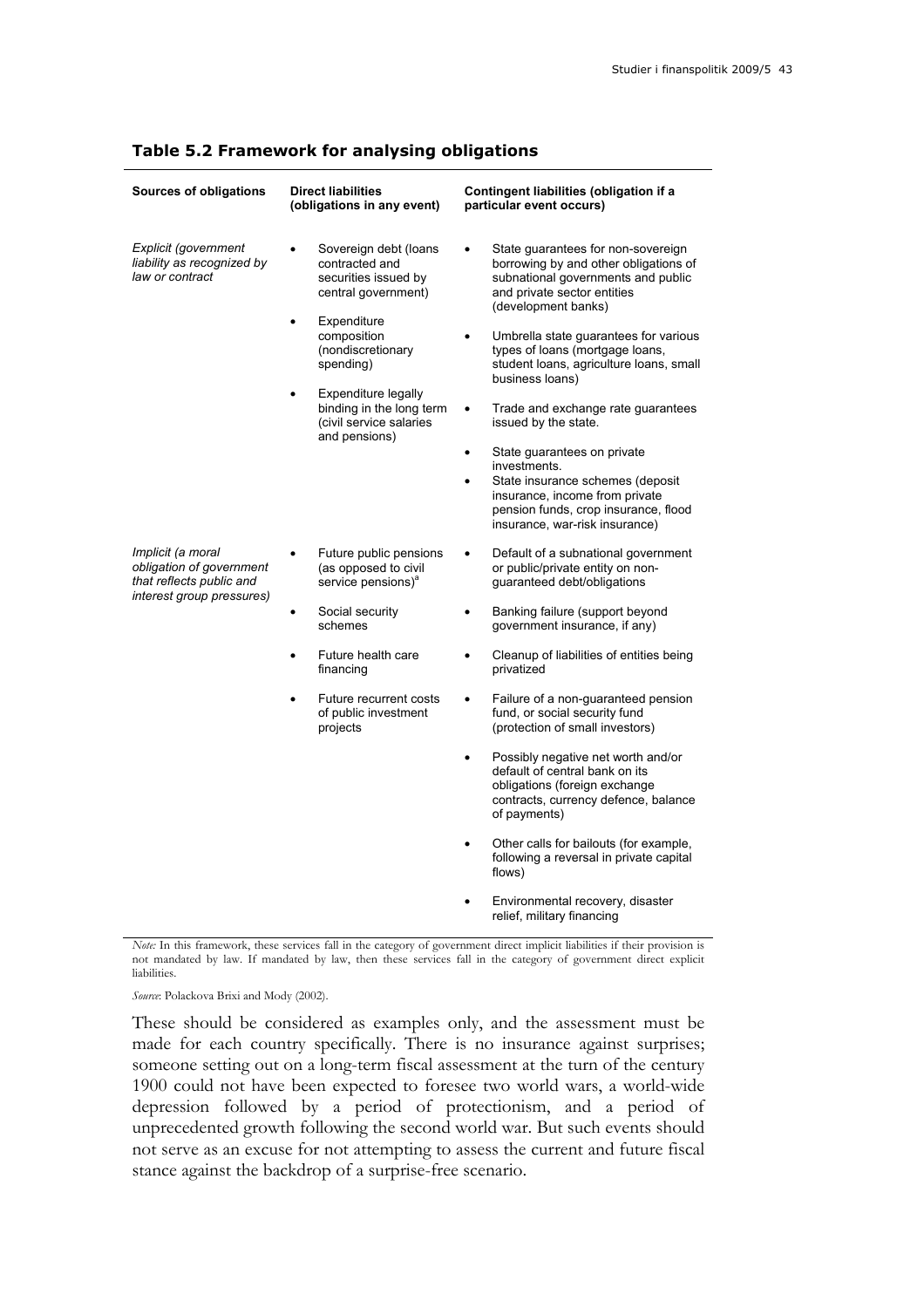### Table 5.2 Framework for analysing obligations

| Sources of obligations | Direct liabilities (obligations in any event) | Contingent liabilities (obligation if a particular event occurs) |
|---|---|---|
| *Explicit (government liability as recognized by law or contract* | • Sovereign debt (loans contracted and securities issued by central government)<br>• Expenditure composition (nondiscretionary spending)<br>• Expenditure legally binding in the long term (civil service salaries and pensions) | • State guarantees for non-sovereign borrowing by and other obligations of subnational governments and public and private sector entities (development banks)<br>• Umbrella state guarantees for various types of loans (mortgage loans, student loans, agriculture loans, small business loans)<br>• Trade and exchange rate guarantees issued by the state.<br>• State guarantees on private investments.<br>• State insurance schemes (deposit insurance, income from private pension funds, crop insurance, flood insurance, war-risk insurance) |
| *Implicit (a moral obligation of government that reflects public and interest group pressures)* | • Future public pensions (as opposed to civil service pensions)[a]<br>• Social security schemes<br>• Future health care financing<br>• Future recurrent costs of public investment projects | • Default of a subnational government or public/private entity on non-guaranteed debt/obligations<br>• Banking failure (support beyond government insurance, if any)<br>• Cleanup of liabilities of entities being privatized<br>• Failure of a non-guaranteed pension fund, or social security fund (protection of small investors)<br>• Possibly negative net worth and/or default of central bank on its obligations (foreign exchange contracts, currency defence, balance of payments)<br>• Other calls for bailouts (for example, following a reversal in private capital flows)<br>• Environmental recovery, disaster relief, military financing |

*Note:* In this framework, these services fall in the category of government direct implicit liabilities if their provision is not mandated by law. If mandated by law, then these services fall in the category of government direct explicit liabilities.

*Source*: Polackova Brixi and Mody (2002).

These should be considered as examples only, and the assessment must be made for each country specifically. There is no insurance against surprises; someone setting out on a long-term fiscal assessment at the turn of the century 1900 could not have been expected to foresee two world wars, a world-wide depression followed by a period of protectionism, and a period of unprecedented growth following the second world war. But such events should not serve as an excuse for not attempting to assess the current and future fiscal stance against the backdrop of a surprise-free scenario.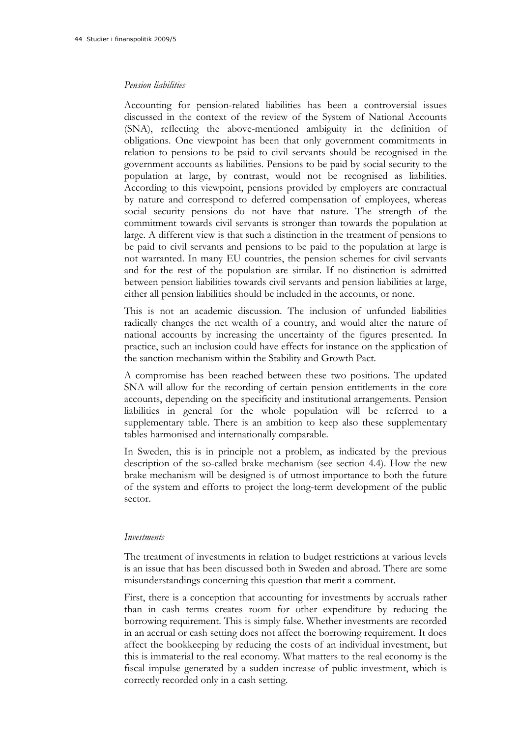*Pension liabilities*

Accounting for pension-related liabilities has been a controversial issues discussed in the context of the review of the System of National Accounts (SNA), reflecting the above-mentioned ambiguity in the definition of obligations. One viewpoint has been that only government commitments in relation to pensions to be paid to civil servants should be recognised in the government accounts as liabilities. Pensions to be paid by social security to the population at large, by contrast, would not be recognised as liabilities. According to this viewpoint, pensions provided by employers are contractual by nature and correspond to deferred compensation of employees, whereas social security pensions do not have that nature. The strength of the commitment towards civil servants is stronger than towards the population at large. A different view is that such a distinction in the treatment of pensions to be paid to civil servants and pensions to be paid to the population at large is not warranted. In many EU countries, the pension schemes for civil servants and for the rest of the population are similar. If no distinction is admitted between pension liabilities towards civil servants and pension liabilities at large, either all pension liabilities should be included in the accounts, or none.

This is not an academic discussion. The inclusion of unfunded liabilities radically changes the net wealth of a country, and would alter the nature of national accounts by increasing the uncertainty of the figures presented. In practice, such an inclusion could have effects for instance on the application of the sanction mechanism within the Stability and Growth Pact.

A compromise has been reached between these two positions. The updated SNA will allow for the recording of certain pension entitlements in the core accounts, depending on the specificity and institutional arrangements. Pension liabilities in general for the whole population will be referred to a supplementary table. There is an ambition to keep also these supplementary tables harmonised and internationally comparable.

In Sweden, this is in principle not a problem, as indicated by the previous description of the so-called brake mechanism (see section 4.4). How the new brake mechanism will be designed is of utmost importance to both the future of the system and efforts to project the long-term development of the public sector.

*Investments*

The treatment of investments in relation to budget restrictions at various levels is an issue that has been discussed both in Sweden and abroad. There are some misunderstandings concerning this question that merit a comment.

First, there is a conception that accounting for investments by accruals rather than in cash terms creates room for other expenditure by reducing the borrowing requirement. This is simply false. Whether investments are recorded in an accrual or cash setting does not affect the borrowing requirement. It does affect the bookkeeping by reducing the costs of an individual investment, but this is immaterial to the real economy. What matters to the real economy is the fiscal impulse generated by a sudden increase of public investment, which is correctly recorded only in a cash setting.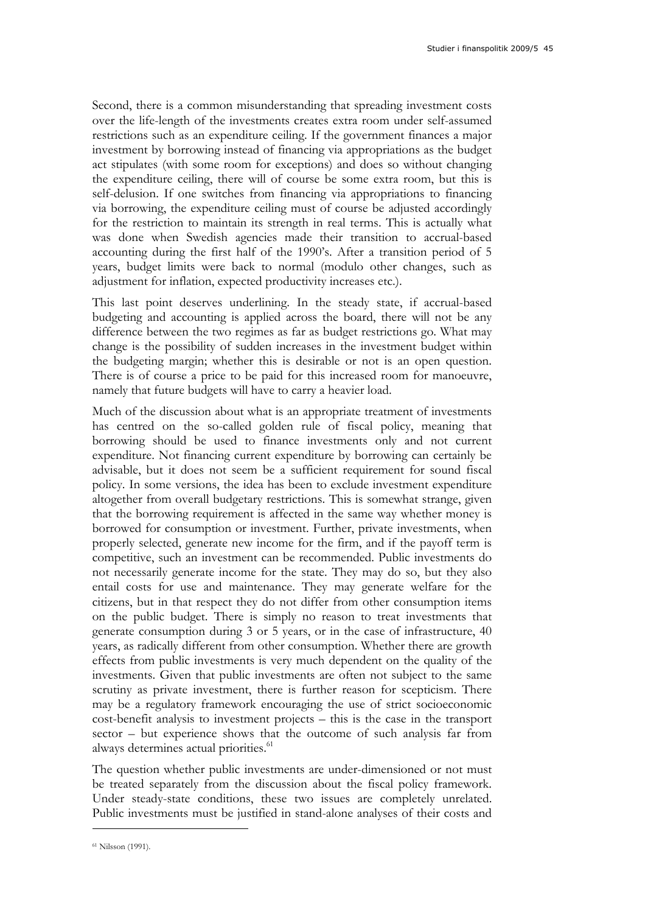Second, there is a common misunderstanding that spreading investment costs over the life-length of the investments creates extra room under self-assumed restrictions such as an expenditure ceiling. If the government finances a major investment by borrowing instead of financing via appropriations as the budget act stipulates (with some room for exceptions) and does so without changing the expenditure ceiling, there will of course be some extra room, but this is self-delusion. If one switches from financing via appropriations to financing via borrowing, the expenditure ceiling must of course be adjusted accordingly for the restriction to maintain its strength in real terms. This is actually what was done when Swedish agencies made their transition to accrual-based accounting during the first half of the 1990's. After a transition period of 5 years, budget limits were back to normal (modulo other changes, such as adjustment for inflation, expected productivity increases etc.).

This last point deserves underlining. In the steady state, if accrual-based budgeting and accounting is applied across the board, there will not be any difference between the two regimes as far as budget restrictions go. What may change is the possibility of sudden increases in the investment budget within the budgeting margin; whether this is desirable or not is an open question. There is of course a price to be paid for this increased room for manoeuvre, namely that future budgets will have to carry a heavier load.

Much of the discussion about what is an appropriate treatment of investments has centred on the so-called golden rule of fiscal policy, meaning that borrowing should be used to finance investments only and not current expenditure. Not financing current expenditure by borrowing can certainly be advisable, but it does not seem be a sufficient requirement for sound fiscal policy. In some versions, the idea has been to exclude investment expenditure altogether from overall budgetary restrictions. This is somewhat strange, given that the borrowing requirement is affected in the same way whether money is borrowed for consumption or investment. Further, private investments, when properly selected, generate new income for the firm, and if the payoff term is competitive, such an investment can be recommended. Public investments do not necessarily generate income for the state. They may do so, but they also entail costs for use and maintenance. They may generate welfare for the citizens, but in that respect they do not differ from other consumption items on the public budget. There is simply no reason to treat investments that generate consumption during 3 or 5 years, or in the case of infrastructure, 40 years, as radically different from other consumption. Whether there are growth effects from public investments is very much dependent on the quality of the investments. Given that public investments are often not subject to the same scrutiny as private investment, there is further reason for scepticism. There may be a regulatory framework encouraging the use of strict socioeconomic cost-benefit analysis to investment projects – this is the case in the transport sector – but experience shows that the outcome of such analysis far from always determines actual priorities.[61]

The question whether public investments are under-dimensioned or not must be treated separately from the discussion about the fiscal policy framework. Under steady-state conditions, these two issues are completely unrelated. Public investments must be justified in stand-alone analyses of their costs and

[61] Nilsson (1991).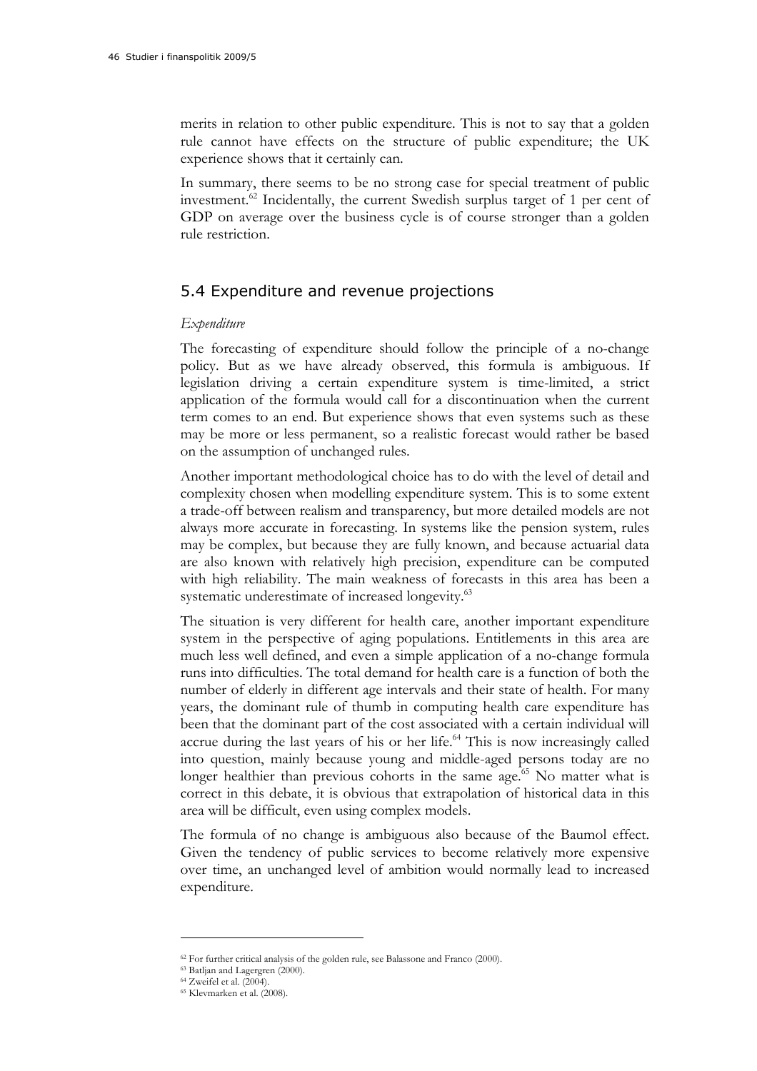merits in relation to other public expenditure. This is not to say that a golden rule cannot have effects on the structure of public expenditure; the UK experience shows that it certainly can.

In summary, there seems to be no strong case for special treatment of public investment.[62] Incidentally, the current Swedish surplus target of 1 per cent of GDP on average over the business cycle is of course stronger than a golden rule restriction.

## 5.4 Expenditure and revenue projections

*Expenditure*

The forecasting of expenditure should follow the principle of a no-change policy. But as we have already observed, this formula is ambiguous. If legislation driving a certain expenditure system is time-limited, a strict application of the formula would call for a discontinuation when the current term comes to an end. But experience shows that even systems such as these may be more or less permanent, so a realistic forecast would rather be based on the assumption of unchanged rules.

Another important methodological choice has to do with the level of detail and complexity chosen when modelling expenditure system. This is to some extent a trade-off between realism and transparency, but more detailed models are not always more accurate in forecasting. In systems like the pension system, rules may be complex, but because they are fully known, and because actuarial data are also known with relatively high precision, expenditure can be computed with high reliability. The main weakness of forecasts in this area has been a systematic underestimate of increased longevity.[63]

The situation is very different for health care, another important expenditure system in the perspective of aging populations. Entitlements in this area are much less well defined, and even a simple application of a no-change formula runs into difficulties. The total demand for health care is a function of both the number of elderly in different age intervals and their state of health. For many years, the dominant rule of thumb in computing health care expenditure has been that the dominant part of the cost associated with a certain individual will accrue during the last years of his or her life.[64] This is now increasingly called into question, mainly because young and middle-aged persons today are no longer healthier than previous cohorts in the same age.[65] No matter what is correct in this debate, it is obvious that extrapolation of historical data in this area will be difficult, even using complex models.

The formula of no change is ambiguous also because of the Baumol effect. Given the tendency of public services to become relatively more expensive over time, an unchanged level of ambition would normally lead to increased expenditure.

---

[62] For further critical analysis of the golden rule, see Balassone and Franco (2000).

[63] Batljan and Lagergren (2000).

[64] Zweifel et al. (2004).

[65] Klevmarken et al. (2008).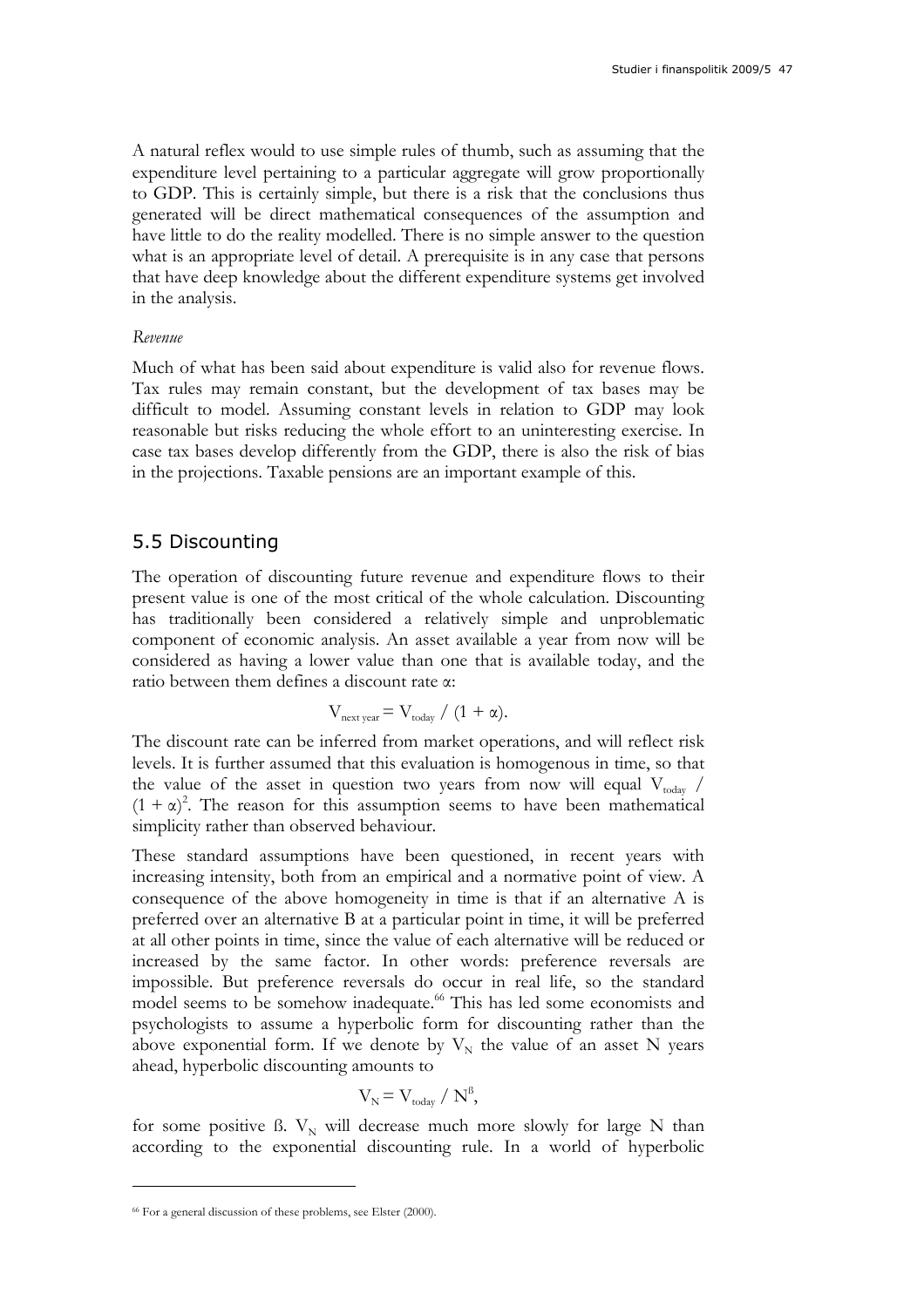A natural reflex would to use simple rules of thumb, such as assuming that the expenditure level pertaining to a particular aggregate will grow proportionally to GDP. This is certainly simple, but there is a risk that the conclusions thus generated will be direct mathematical consequences of the assumption and have little to do the reality modelled. There is no simple answer to the question what is an appropriate level of detail. A prerequisite is in any case that persons that have deep knowledge about the different expenditure systems get involved in the analysis.

*Revenue*

Much of what has been said about expenditure is valid also for revenue flows. Tax rules may remain constant, but the development of tax bases may be difficult to model. Assuming constant levels in relation to GDP may look reasonable but risks reducing the whole effort to an uninteresting exercise. In case tax bases develop differently from the GDP, there is also the risk of bias in the projections. Taxable pensions are an important example of this.

## 5.5 Discounting

The operation of discounting future revenue and expenditure flows to their present value is one of the most critical of the whole calculation. Discounting has traditionally been considered a relatively simple and unproblematic component of economic analysis. An asset available a year from now will be considered as having a lower value than one that is available today, and the ratio between them defines a discount rate α:

$$V_{\text{next year}} = V_{\text{today}} / (1 + \alpha).$$

The discount rate can be inferred from market operations, and will reflect risk levels. It is further assumed that this evaluation is homogenous in time, so that the value of the asset in question two years from now will equal $V_{\text{today}} / (1 + \alpha)^2$. The reason for this assumption seems to have been mathematical simplicity rather than observed behaviour.

These standard assumptions have been questioned, in recent years with increasing intensity, both from an empirical and a normative point of view. A consequence of the above homogeneity in time is that if an alternative A is preferred over an alternative B at a particular point in time, it will be preferred at all other points in time, since the value of each alternative will be reduced or increased by the same factor. In other words: preference reversals are impossible. But preference reversals do occur in real life, so the standard model seems to be somehow inadequate.[66] This has led some economists and psychologists to assume a hyperbolic form for discounting rather than the above exponential form. If we denote by $V_N$ the value of an asset N years ahead, hyperbolic discounting amounts to

$$V_N = V_{\text{today}} / N^{\beta},$$

for some positive ß. $V_N$ will decrease much more slowly for large N than according to the exponential discounting rule. In a world of hyperbolic

[66] For a general discussion of these problems, see Elster (2000).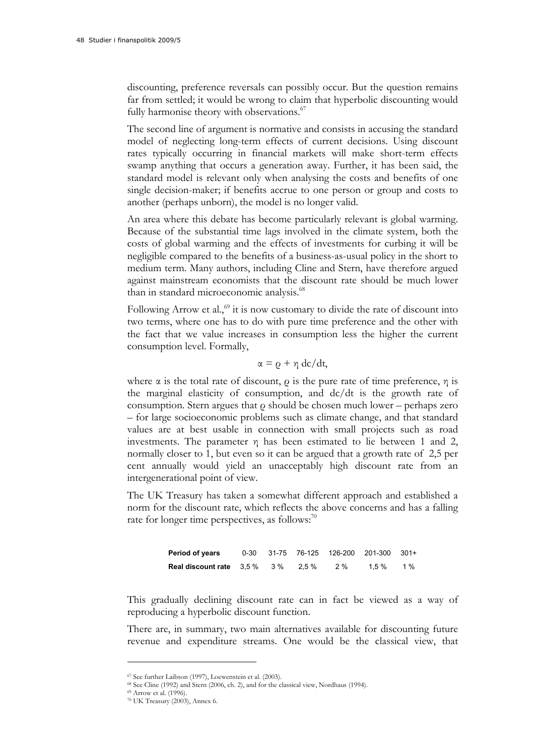discounting, preference reversals can possibly occur. But the question remains far from settled; it would be wrong to claim that hyperbolic discounting would fully harmonise theory with observations.[67]

The second line of argument is normative and consists in accusing the standard model of neglecting long-term effects of current decisions. Using discount rates typically occurring in financial markets will make short-term effects swamp anything that occurs a generation away. Further, it has been said, the standard model is relevant only when analysing the costs and benefits of one single decision-maker; if benefits accrue to one person or group and costs to another (perhaps unborn), the model is no longer valid.

An area where this debate has become particularly relevant is global warming. Because of the substantial time lags involved in the climate system, both the costs of global warming and the effects of investments for curbing it will be negligible compared to the benefits of a business-as-usual policy in the short to medium term. Many authors, including Cline and Stern, have therefore argued against mainstream economists that the discount rate should be much lower than in standard microeconomic analysis.[68]

Following Arrow et al.,[69] it is now customary to divide the rate of discount into two terms, where one has to do with pure time preference and the other with the fact that we value increases in consumption less the higher the current consumption level. Formally,

$$\alpha = \varrho + \eta \, dc/dt,$$

where $\alpha$ is the total rate of discount, $\varrho$ is the pure rate of time preference, $\eta$ is the marginal elasticity of consumption, and $dc/dt$ is the growth rate of consumption. Stern argues that $\varrho$ should be chosen much lower – perhaps zero – for large socioeconomic problems such as climate change, and that standard values are at best usable in connection with small projects such as road investments. The parameter $\eta$ has been estimated to lie between 1 and 2, normally closer to 1, but even so it can be argued that a growth rate of 2,5 per cent annually would yield an unacceptably high discount rate from an intergenerational point of view.

The UK Treasury has taken a somewhat different approach and established a norm for the discount rate, which reflects the above concerns and has a falling rate for longer time perspectives, as follows:[70]

| **Period of years** | 0-30 | 31-75 | 76-125 | 126-200 | 201-300 | 301+ |
|---|---|---|---|---|---|---|
| **Real discount rate** | 3,5 % | 3 % | 2,5 % | 2 % | 1,5 % | 1 % |

This gradually declining discount rate can in fact be viewed as a way of reproducing a hyperbolic discount function.

There are, in summary, two main alternatives available for discounting future revenue and expenditure streams. One would be the classical view, that

---

[67] See further Laibson (1997), Loewenstein et al. (2003).

[68] See Cline (1992) and Stern (2006, ch. 2), and for the classical view, Nordhaus (1994).

[69] Arrow et al. (1996).

[70] UK Treasury (2003), Annex 6.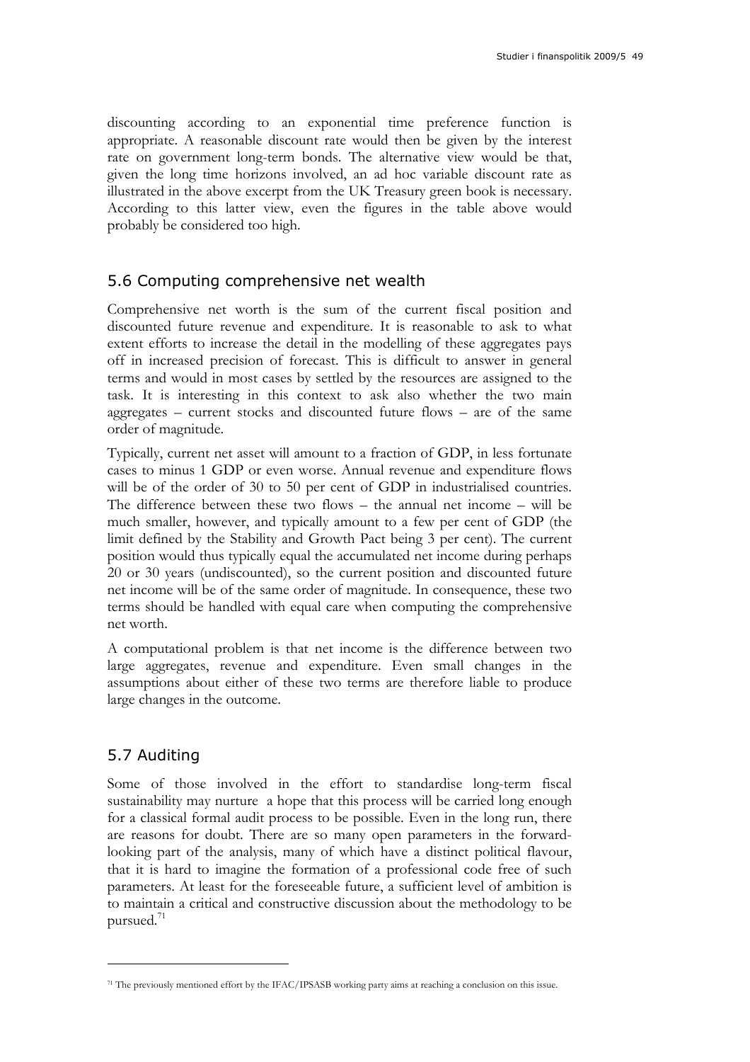discounting according to an exponential time preference function is appropriate. A reasonable discount rate would then be given by the interest rate on government long-term bonds. The alternative view would be that, given the long time horizons involved, an ad hoc variable discount rate as illustrated in the above excerpt from the UK Treasury green book is necessary. According to this latter view, even the figures in the table above would probably be considered too high.

## 5.6 Computing comprehensive net wealth

Comprehensive net worth is the sum of the current fiscal position and discounted future revenue and expenditure. It is reasonable to ask to what extent efforts to increase the detail in the modelling of these aggregates pays off in increased precision of forecast. This is difficult to answer in general terms and would in most cases by settled by the resources are assigned to the task. It is interesting in this context to ask also whether the two main aggregates – current stocks and discounted future flows – are of the same order of magnitude.

Typically, current net asset will amount to a fraction of GDP, in less fortunate cases to minus 1 GDP or even worse. Annual revenue and expenditure flows will be of the order of 30 to 50 per cent of GDP in industrialised countries. The difference between these two flows – the annual net income – will be much smaller, however, and typically amount to a few per cent of GDP (the limit defined by the Stability and Growth Pact being 3 per cent). The current position would thus typically equal the accumulated net income during perhaps 20 or 30 years (undiscounted), so the current position and discounted future net income will be of the same order of magnitude. In consequence, these two terms should be handled with equal care when computing the comprehensive net worth.

A computational problem is that net income is the difference between two large aggregates, revenue and expenditure. Even small changes in the assumptions about either of these two terms are therefore liable to produce large changes in the outcome.

## 5.7 Auditing

Some of those involved in the effort to standardise long-term fiscal sustainability may nurture a hope that this process will be carried long enough for a classical formal audit process to be possible. Even in the long run, there are reasons for doubt. There are so many open parameters in the forward-looking part of the analysis, many of which have a distinct political flavour, that it is hard to imagine the formation of a professional code free of such parameters. At least for the foreseeable future, a sufficient level of ambition is to maintain a critical and constructive discussion about the methodology to be pursued.[71]

---

[71] The previously mentioned effort by the IFAC/IPSASB working party aims at reaching a conclusion on this issue.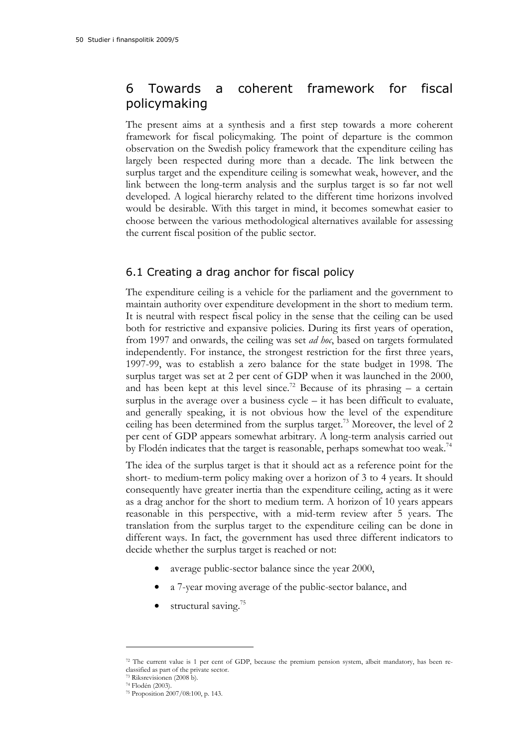# 6 Towards a coherent framework for fiscal policymaking

The present aims at a synthesis and a first step towards a more coherent framework for fiscal policymaking. The point of departure is the common observation on the Swedish policy framework that the expenditure ceiling has largely been respected during more than a decade. The link between the surplus target and the expenditure ceiling is somewhat weak, however, and the link between the long-term analysis and the surplus target is so far not well developed. A logical hierarchy related to the different time horizons involved would be desirable. With this target in mind, it becomes somewhat easier to choose between the various methodological alternatives available for assessing the current fiscal position of the public sector.

## 6.1 Creating a drag anchor for fiscal policy

The expenditure ceiling is a vehicle for the parliament and the government to maintain authority over expenditure development in the short to medium term. It is neutral with respect fiscal policy in the sense that the ceiling can be used both for restrictive and expansive policies. During its first years of operation, from 1997 and onwards, the ceiling was set *ad hoc*, based on targets formulated independently. For instance, the strongest restriction for the first three years, 1997-99, was to establish a zero balance for the state budget in 1998. The surplus target was set at 2 per cent of GDP when it was launched in the 2000, and has been kept at this level since.[72] Because of its phrasing – a certain surplus in the average over a business cycle – it has been difficult to evaluate, and generally speaking, it is not obvious how the level of the expenditure ceiling has been determined from the surplus target.[73] Moreover, the level of 2 per cent of GDP appears somewhat arbitrary. A long-term analysis carried out by Flodén indicates that the target is reasonable, perhaps somewhat too weak.[74]

The idea of the surplus target is that it should act as a reference point for the short- to medium-term policy making over a horizon of 3 to 4 years. It should consequently have greater inertia than the expenditure ceiling, acting as it were as a drag anchor for the short to medium term. A horizon of 10 years appears reasonable in this perspective, with a mid-term review after 5 years. The translation from the surplus target to the expenditure ceiling can be done in different ways. In fact, the government has used three different indicators to decide whether the surplus target is reached or not:

- average public-sector balance since the year 2000,
- a 7-year moving average of the public-sector balance, and
- structural saving.[75]

---

[72] The current value is 1 per cent of GDP, because the premium pension system, albeit mandatory, has been re-classified as part of the private sector.

[73] Riksrevisionen (2008 b).

[74] Flodén (2003).

[75] Proposition 2007/08:100, p. 143.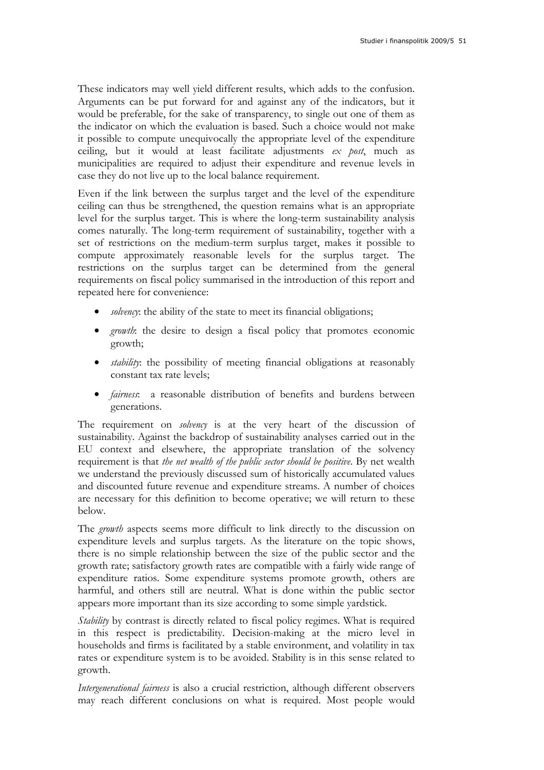These indicators may well yield different results, which adds to the confusion. Arguments can be put forward for and against any of the indicators, but it would be preferable, for the sake of transparency, to single out one of them as the indicator on which the evaluation is based. Such a choice would not make it possible to compute unequivocally the appropriate level of the expenditure ceiling, but it would at least facilitate adjustments *ex post*, much as municipalities are required to adjust their expenditure and revenue levels in case they do not live up to the local balance requirement.

Even if the link between the surplus target and the level of the expenditure ceiling can thus be strengthened, the question remains what is an appropriate level for the surplus target. This is where the long-term sustainability analysis comes naturally. The long-term requirement of sustainability, together with a set of restrictions on the medium-term surplus target, makes it possible to compute approximately reasonable levels for the surplus target. The restrictions on the surplus target can be determined from the general requirements on fiscal policy summarised in the introduction of this report and repeated here for convenience:

- *solvency*: the ability of the state to meet its financial obligations;
- *growth*: the desire to design a fiscal policy that promotes economic growth;
- *stability*: the possibility of meeting financial obligations at reasonably constant tax rate levels;
- *fairness*: a reasonable distribution of benefits and burdens between generations.

The requirement on *solvency* is at the very heart of the discussion of sustainability. Against the backdrop of sustainability analyses carried out in the EU context and elsewhere, the appropriate translation of the solvency requirement is that *the net wealth of the public sector should be positive*. By net wealth we understand the previously discussed sum of historically accumulated values and discounted future revenue and expenditure streams. A number of choices are necessary for this definition to become operative; we will return to these below.

The *growth* aspects seems more difficult to link directly to the discussion on expenditure levels and surplus targets. As the literature on the topic shows, there is no simple relationship between the size of the public sector and the growth rate; satisfactory growth rates are compatible with a fairly wide range of expenditure ratios. Some expenditure systems promote growth, others are harmful, and others still are neutral. What is done within the public sector appears more important than its size according to some simple yardstick.

*Stability* by contrast is directly related to fiscal policy regimes. What is required in this respect is predictability. Decision-making at the micro level in households and firms is facilitated by a stable environment, and volatility in tax rates or expenditure system is to be avoided. Stability is in this sense related to growth.

*Intergenerational fairness* is also a crucial restriction, although different observers may reach different conclusions on what is required. Most people would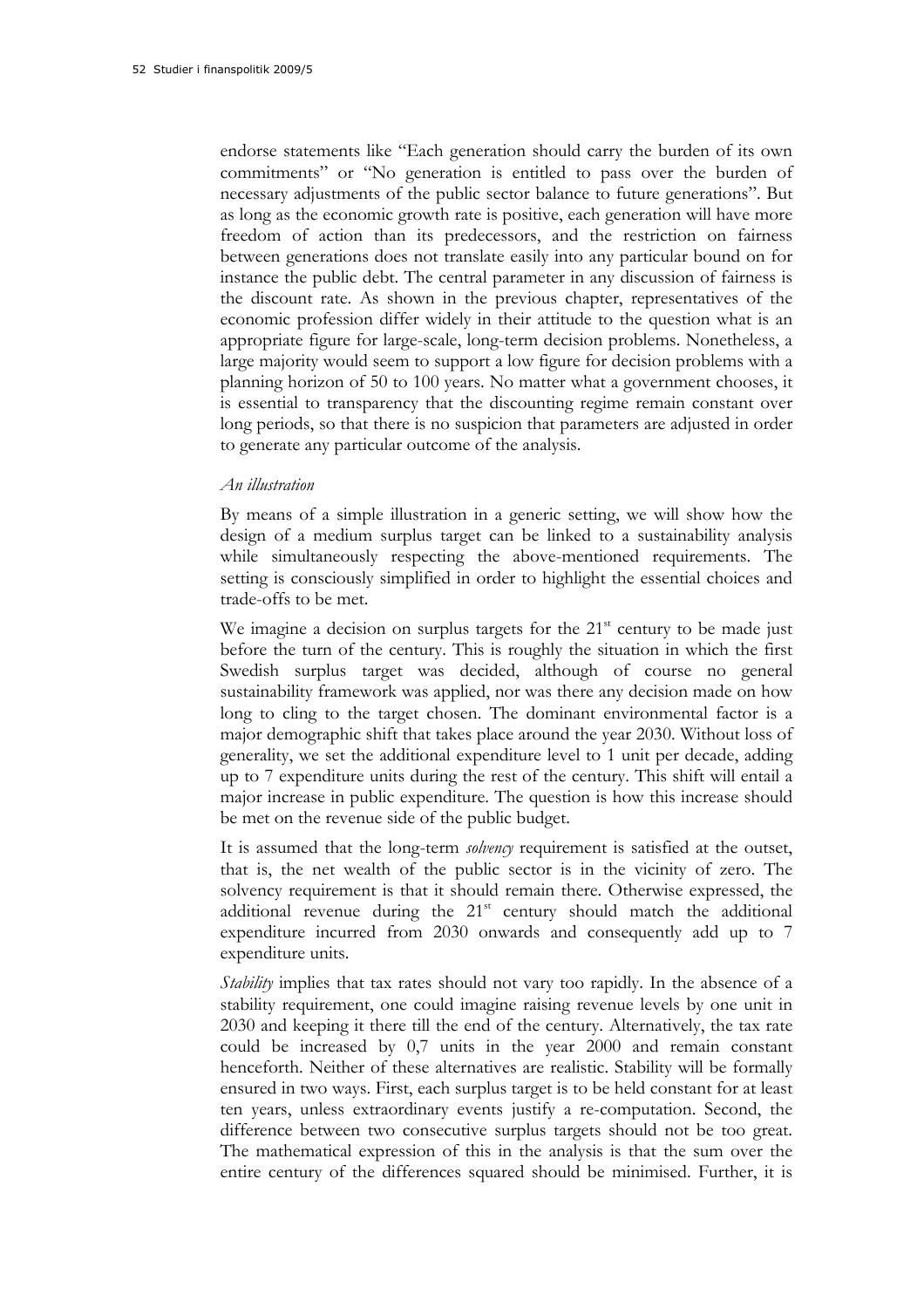endorse statements like "Each generation should carry the burden of its own commitments" or "No generation is entitled to pass over the burden of necessary adjustments of the public sector balance to future generations". But as long as the economic growth rate is positive, each generation will have more freedom of action than its predecessors, and the restriction on fairness between generations does not translate easily into any particular bound on for instance the public debt. The central parameter in any discussion of fairness is the discount rate. As shown in the previous chapter, representatives of the economic profession differ widely in their attitude to the question what is an appropriate figure for large-scale, long-term decision problems. Nonetheless, a large majority would seem to support a low figure for decision problems with a planning horizon of 50 to 100 years. No matter what a government chooses, it is essential to transparency that the discounting regime remain constant over long periods, so that there is no suspicion that parameters are adjusted in order to generate any particular outcome of the analysis.

*An illustration*

By means of a simple illustration in a generic setting, we will show how the design of a medium surplus target can be linked to a sustainability analysis while simultaneously respecting the above-mentioned requirements. The setting is consciously simplified in order to highlight the essential choices and trade-offs to be met.

We imagine a decision on surplus targets for the 21st century to be made just before the turn of the century. This is roughly the situation in which the first Swedish surplus target was decided, although of course no general sustainability framework was applied, nor was there any decision made on how long to cling to the target chosen. The dominant environmental factor is a major demographic shift that takes place around the year 2030. Without loss of generality, we set the additional expenditure level to 1 unit per decade, adding up to 7 expenditure units during the rest of the century. This shift will entail a major increase in public expenditure. The question is how this increase should be met on the revenue side of the public budget.

It is assumed that the long-term *solvency* requirement is satisfied at the outset, that is, the net wealth of the public sector is in the vicinity of zero. The solvency requirement is that it should remain there. Otherwise expressed, the additional revenue during the 21st century should match the additional expenditure incurred from 2030 onwards and consequently add up to 7 expenditure units.

*Stability* implies that tax rates should not vary too rapidly. In the absence of a stability requirement, one could imagine raising revenue levels by one unit in 2030 and keeping it there till the end of the century. Alternatively, the tax rate could be increased by 0,7 units in the year 2000 and remain constant henceforth. Neither of these alternatives are realistic. Stability will be formally ensured in two ways. First, each surplus target is to be held constant for at least ten years, unless extraordinary events justify a re-computation. Second, the difference between two consecutive surplus targets should not be too great. The mathematical expression of this in the analysis is that the sum over the entire century of the differences squared should be minimised. Further, it is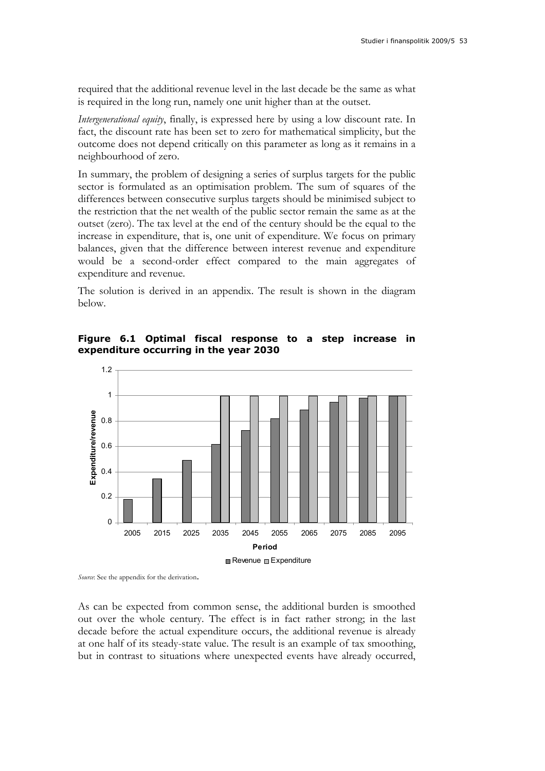required that the additional revenue level in the last decade be the same as what is required in the long run, namely one unit higher than at the outset.

*Intergenerational equity*, finally, is expressed here by using a low discount rate. In fact, the discount rate has been set to zero for mathematical simplicity, but the outcome does not depend critically on this parameter as long as it remains in a neighbourhood of zero.

In summary, the problem of designing a series of surplus targets for the public sector is formulated as an optimisation problem. The sum of squares of the differences between consecutive surplus targets should be minimised subject to the restriction that the net wealth of the public sector remain the same as at the outset (zero). The tax level at the end of the century should be the equal to the increase in expenditure, that is, one unit of expenditure. We focus on primary balances, given that the difference between interest revenue and expenditure would be a second-order effect compared to the main aggregates of expenditure and revenue.

The solution is derived in an appendix. The result is shown in the diagram below.

**Figure 6.1 Optimal fiscal response to a step increase in expenditure occurring in the year 2030**

*Source*: See the appendix for the derivation.

As can be expected from common sense, the additional burden is smoothed out over the whole century. The effect is in fact rather strong; in the last decade before the actual expenditure occurs, the additional revenue is already at one half of its steady-state value. The result is an example of tax smoothing, but in contrast to situations where unexpected events have already occurred,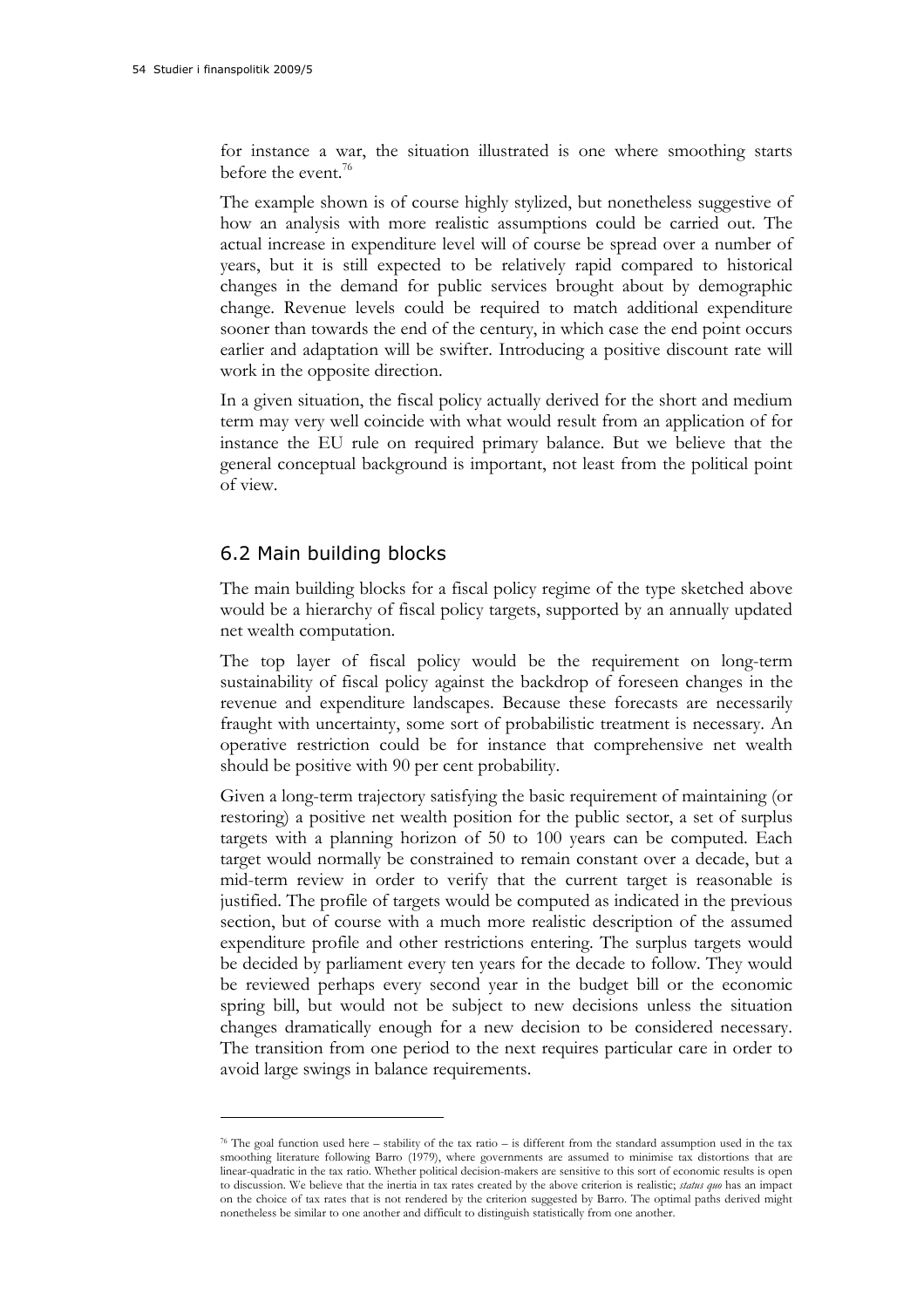for instance a war, the situation illustrated is one where smoothing starts before the event.[76]

The example shown is of course highly stylized, but nonetheless suggestive of how an analysis with more realistic assumptions could be carried out. The actual increase in expenditure level will of course be spread over a number of years, but it is still expected to be relatively rapid compared to historical changes in the demand for public services brought about by demographic change. Revenue levels could be required to match additional expenditure sooner than towards the end of the century, in which case the end point occurs earlier and adaptation will be swifter. Introducing a positive discount rate will work in the opposite direction.

In a given situation, the fiscal policy actually derived for the short and medium term may very well coincide with what would result from an application of for instance the EU rule on required primary balance. But we believe that the general conceptual background is important, not least from the political point of view.

## 6.2 Main building blocks

The main building blocks for a fiscal policy regime of the type sketched above would be a hierarchy of fiscal policy targets, supported by an annually updated net wealth computation.

The top layer of fiscal policy would be the requirement on long-term sustainability of fiscal policy against the backdrop of foreseen changes in the revenue and expenditure landscapes. Because these forecasts are necessarily fraught with uncertainty, some sort of probabilistic treatment is necessary. An operative restriction could be for instance that comprehensive net wealth should be positive with 90 per cent probability.

Given a long-term trajectory satisfying the basic requirement of maintaining (or restoring) a positive net wealth position for the public sector, a set of surplus targets with a planning horizon of 50 to 100 years can be computed. Each target would normally be constrained to remain constant over a decade, but a mid-term review in order to verify that the current target is reasonable is justified. The profile of targets would be computed as indicated in the previous section, but of course with a much more realistic description of the assumed expenditure profile and other restrictions entering. The surplus targets would be decided by parliament every ten years for the decade to follow. They would be reviewed perhaps every second year in the budget bill or the economic spring bill, but would not be subject to new decisions unless the situation changes dramatically enough for a new decision to be considered necessary. The transition from one period to the next requires particular care in order to avoid large swings in balance requirements.

---

[76] The goal function used here – stability of the tax ratio – is different from the standard assumption used in the tax smoothing literature following Barro (1979), where governments are assumed to minimise tax distortions that are linear-quadratic in the tax ratio. Whether political decision-makers are sensitive to this sort of economic results is open to discussion. We believe that the inertia in tax rates created by the above criterion is realistic; *status quo* has an impact on the choice of tax rates that is not rendered by the criterion suggested by Barro. The optimal paths derived might nonetheless be similar to one another and difficult to distinguish statistically from one another.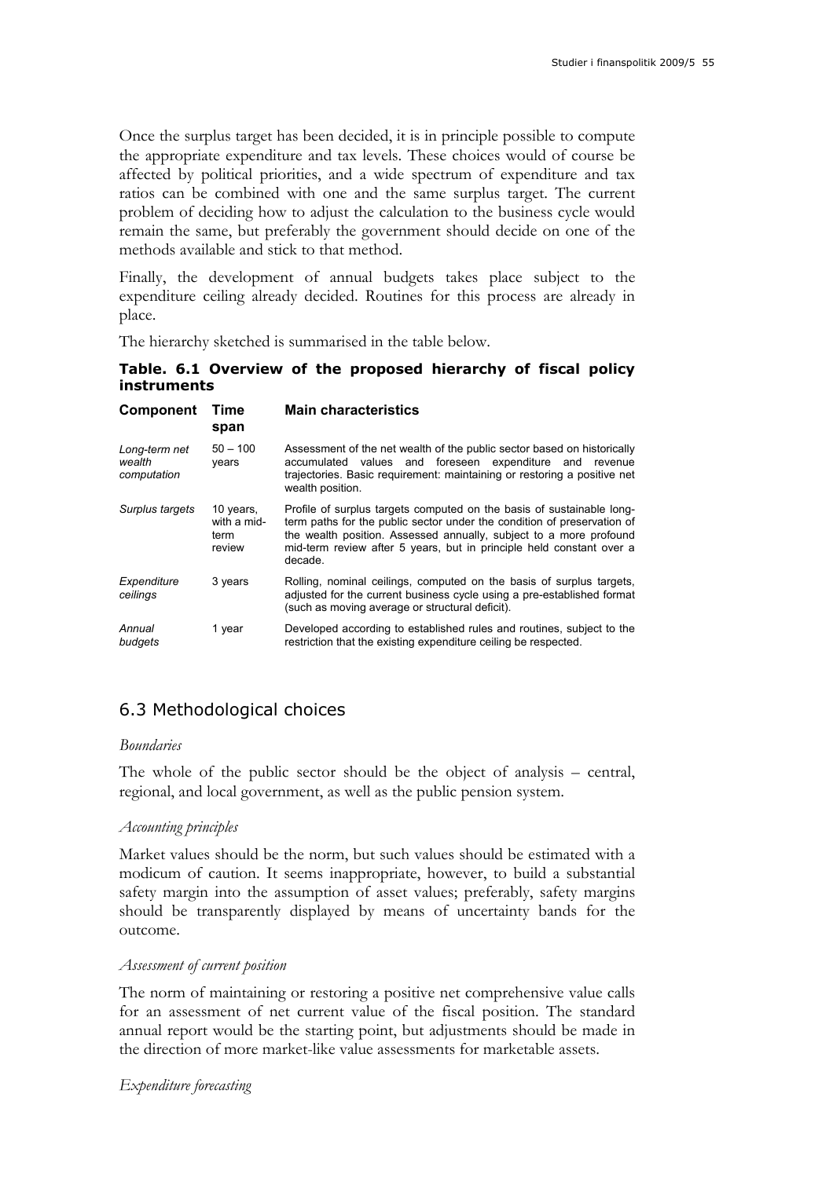Once the surplus target has been decided, it is in principle possible to compute the appropriate expenditure and tax levels. These choices would of course be affected by political priorities, and a wide spectrum of expenditure and tax ratios can be combined with one and the same surplus target. The current problem of deciding how to adjust the calculation to the business cycle would remain the same, but preferably the government should decide on one of the methods available and stick to that method.

Finally, the development of annual budgets takes place subject to the expenditure ceiling already decided. Routines for this process are already in place.

The hierarchy sketched is summarised in the table below.

**Table. 6.1 Overview of the proposed hierarchy of fiscal policy instruments**

| Component | Time span | Main characteristics |
|---|---|---|
| *Long-term net wealth computation* | 50 – 100 years | Assessment of the net wealth of the public sector based on historically accumulated values and foreseen expenditure and revenue trajectories. Basic requirement: maintaining or restoring a positive net wealth position. |
| *Surplus targets* | 10 years, with a mid-term review | Profile of surplus targets computed on the basis of sustainable long-term paths for the public sector under the condition of preservation of the wealth position. Assessed annually, subject to a more profound mid-term review after 5 years, but in principle held constant over a decade. |
| *Expenditure ceilings* | 3 years | Rolling, nominal ceilings, computed on the basis of surplus targets, adjusted for the current business cycle using a pre-established format (such as moving average or structural deficit). |
| *Annual budgets* | 1 year | Developed according to established rules and routines, subject to the restriction that the existing expenditure ceiling be respected. |

## 6.3 Methodological choices

*Boundaries*

The whole of the public sector should be the object of analysis – central, regional, and local government, as well as the public pension system.

*Accounting principles*

Market values should be the norm, but such values should be estimated with a modicum of caution. It seems inappropriate, however, to build a substantial safety margin into the assumption of asset values; preferably, safety margins should be transparently displayed by means of uncertainty bands for the outcome.

*Assessment of current position*

The norm of maintaining or restoring a positive net comprehensive value calls for an assessment of net current value of the fiscal position. The standard annual report would be the starting point, but adjustments should be made in the direction of more market-like value assessments for marketable assets.

*Expenditure forecasting*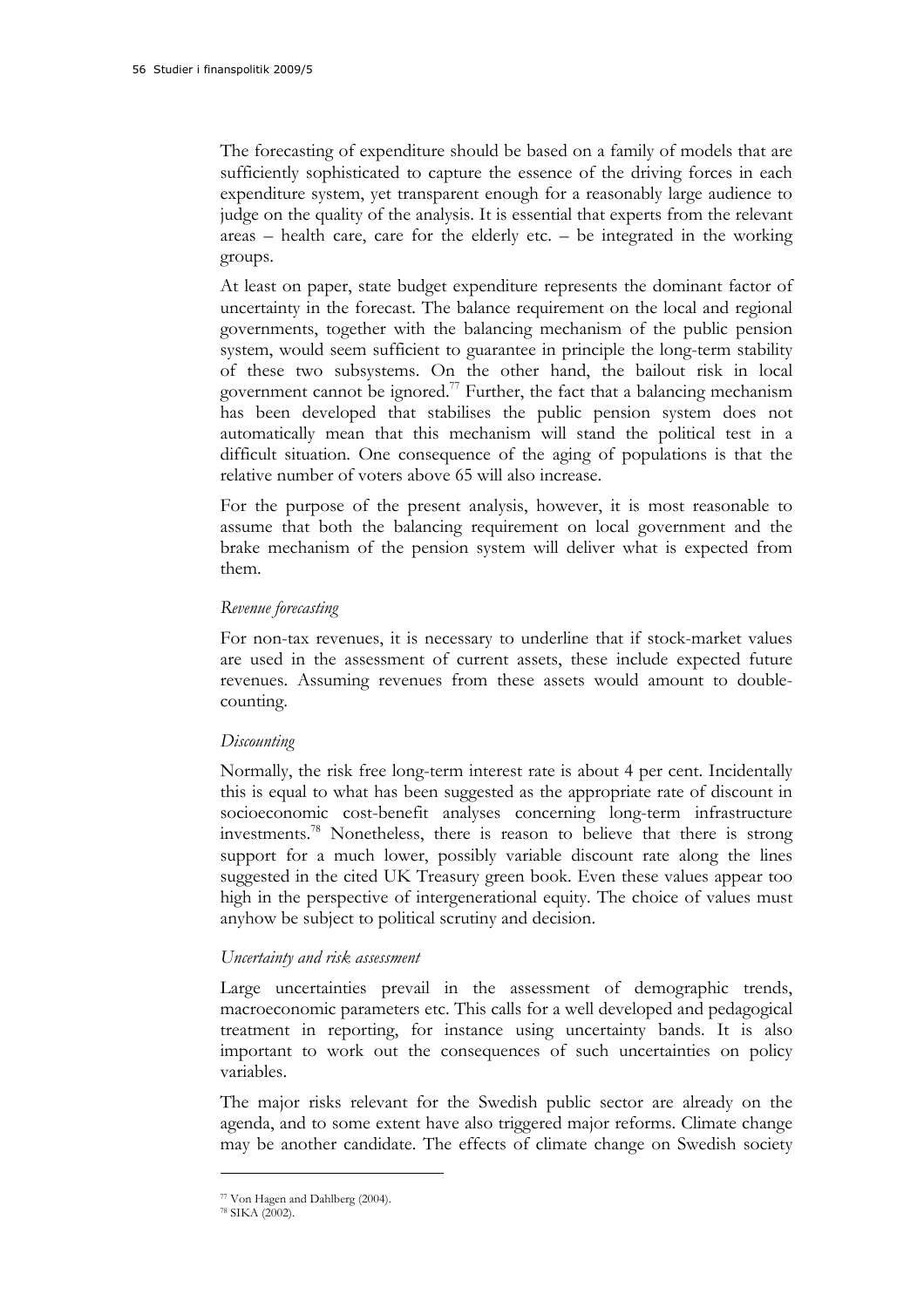The forecasting of expenditure should be based on a family of models that are sufficiently sophisticated to capture the essence of the driving forces in each expenditure system, yet transparent enough for a reasonably large audience to judge on the quality of the analysis. It is essential that experts from the relevant areas – health care, care for the elderly etc. – be integrated in the working groups.

At least on paper, state budget expenditure represents the dominant factor of uncertainty in the forecast. The balance requirement on the local and regional governments, together with the balancing mechanism of the public pension system, would seem sufficient to guarantee in principle the long-term stability of these two subsystems. On the other hand, the bailout risk in local government cannot be ignored.[77] Further, the fact that a balancing mechanism has been developed that stabilises the public pension system does not automatically mean that this mechanism will stand the political test in a difficult situation. One consequence of the aging of populations is that the relative number of voters above 65 will also increase.

For the purpose of the present analysis, however, it is most reasonable to assume that both the balancing requirement on local government and the brake mechanism of the pension system will deliver what is expected from them.

*Revenue forecasting*

For non-tax revenues, it is necessary to underline that if stock-market values are used in the assessment of current assets, these include expected future revenues. Assuming revenues from these assets would amount to double-counting.

*Discounting*

Normally, the risk free long-term interest rate is about 4 per cent. Incidentally this is equal to what has been suggested as the appropriate rate of discount in socioeconomic cost-benefit analyses concerning long-term infrastructure investments.[78] Nonetheless, there is reason to believe that there is strong support for a much lower, possibly variable discount rate along the lines suggested in the cited UK Treasury green book. Even these values appear too high in the perspective of intergenerational equity. The choice of values must anyhow be subject to political scrutiny and decision.

*Uncertainty and risk assessment*

Large uncertainties prevail in the assessment of demographic trends, macroeconomic parameters etc. This calls for a well developed and pedagogical treatment in reporting, for instance using uncertainty bands. It is also important to work out the consequences of such uncertainties on policy variables.

The major risks relevant for the Swedish public sector are already on the agenda, and to some extent have also triggered major reforms. Climate change may be another candidate. The effects of climate change on Swedish society

[77] Von Hagen and Dahlberg (2004).

[78] SIKA (2002).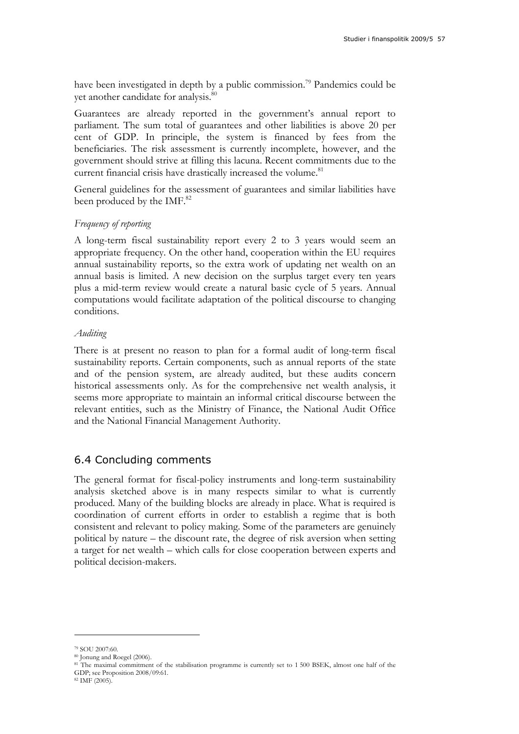have been investigated in depth by a public commission.[79] Pandemics could be yet another candidate for analysis.[80]

Guarantees are already reported in the government's annual report to parliament. The sum total of guarantees and other liabilities is above 20 per cent of GDP. In principle, the system is financed by fees from the beneficiaries. The risk assessment is currently incomplete, however, and the government should strive at filling this lacuna. Recent commitments due to the current financial crisis have drastically increased the volume.[81]

General guidelines for the assessment of guarantees and similar liabilities have been produced by the IMF.[82]

*Frequency of reporting*

A long-term fiscal sustainability report every 2 to 3 years would seem an appropriate frequency. On the other hand, cooperation within the EU requires annual sustainability reports, so the extra work of updating net wealth on an annual basis is limited. A new decision on the surplus target every ten years plus a mid-term review would create a natural basic cycle of 5 years. Annual computations would facilitate adaptation of the political discourse to changing conditions.

*Auditing*

There is at present no reason to plan for a formal audit of long-term fiscal sustainability reports. Certain components, such as annual reports of the state and of the pension system, are already audited, but these audits concern historical assessments only. As for the comprehensive net wealth analysis, it seems more appropriate to maintain an informal critical discourse between the relevant entities, such as the Ministry of Finance, the National Audit Office and the National Financial Management Authority.

## 6.4 Concluding comments

The general format for fiscal-policy instruments and long-term sustainability analysis sketched above is in many respects similar to what is currently produced. Many of the building blocks are already in place. What is required is coordination of current efforts in order to establish a regime that is both consistent and relevant to policy making. Some of the parameters are genuinely political by nature – the discount rate, the degree of risk aversion when setting a target for net wealth – which calls for close cooperation between experts and political decision-makers.

---

[79] SOU 2007:60.

[80] Jonung and Roegel (2006).

[81] The maximal commitment of the stabilisation programme is currently set to 1 500 BSEK, almost one half of the GDP; see Proposition 2008/09:61.

[82] IMF (2005).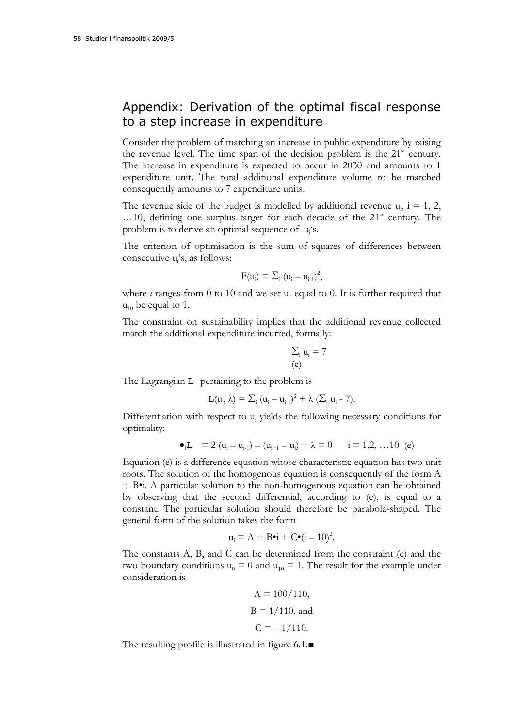## Appendix: Derivation of the optimal fiscal response to a step increase in expenditure

Consider the problem of matching an increase in public expenditure by raising the revenue level. The time span of the decision problem is the 21[st] century. The increase in expenditure is expected to occur in 2030 and amounts to 1 expenditure unit. The total additional expenditure volume to be matched consequently amounts to 7 expenditure units.

The revenue side of the budget is modelled by additional revenue $u_i$, $i = 1, 2, \ldots 10$, defining one surplus target for each decade of the 21[st] century. The problem is to derive an optimal sequence of $u_i$'s.

The criterion of optimisation is the sum of squares of differences between consecutive $u_i$'s, as follows:

$$F(u_i) = \Sigma_i (u_i - u_{i-1})^2,$$

where *i* ranges from 0 to 10 and we set $u_0$ equal to 0. It is further required that $u_{10}$ be equal to 1.

The constraint on sustainability implies that the additional revenue collected match the additional expenditure incurred, formally:

$$\Sigma_i u_i = 7 \quad \text{(c)}$$

The Lagrangian L pertaining to the problem is

$$L(u_i, \lambda) = \Sigma_i (u_i - u_{i-1})^2 + \lambda (\Sigma_i u_i - 7).$$

Differentiation with respect to $u_i$ yields the following necessary conditions for optimality:

$$\bullet_i L = 2 (u_i - u_{i-1}) - (u_{i+1} - u_i) + \lambda = 0 \qquad i = 1,2, \ldots 10 \quad \text{(e)}$$

Equation (e) is a difference equation whose characteristic equation has two unit roots. The solution of the homogenous equation is consequently of the form A + B•i. A particular solution to the non-homogenous equation can be obtained by observing that the second differential, according to (e), is equal to a constant. The particular solution should therefore be parabola-shaped. The general form of the solution takes the form

$$u_i = A + B \bullet i + C \bullet (i - 10)^2.$$

The constants A, B, and C can be determined from the constraint (c) and the two boundary conditions $u_0 = 0$ and $u_{10} = 1$. The result for the example under consideration is

$$A = 100/110,$$

$$B = 1/110, \text{ and}$$

$$C = -1/110.$$

The resulting profile is illustrated in figure 6.1.■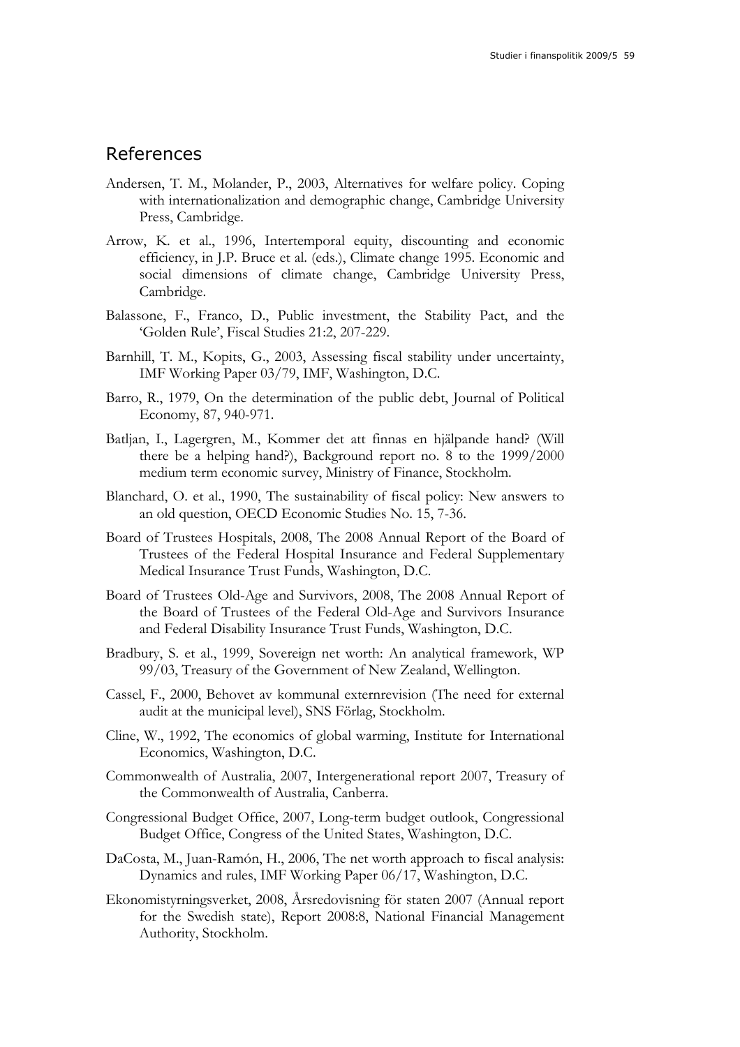## References

Andersen, T. M., Molander, P., 2003, Alternatives for welfare policy. Coping with internationalization and demographic change, Cambridge University Press, Cambridge.

Arrow, K. et al., 1996, Intertemporal equity, discounting and economic efficiency, in J.P. Bruce et al. (eds.), Climate change 1995. Economic and social dimensions of climate change, Cambridge University Press, Cambridge.

Balassone, F., Franco, D., Public investment, the Stability Pact, and the 'Golden Rule', Fiscal Studies 21:2, 207-229.

Barnhill, T. M., Kopits, G., 2003, Assessing fiscal stability under uncertainty, IMF Working Paper 03/79, IMF, Washington, D.C.

Barro, R., 1979, On the determination of the public debt, Journal of Political Economy, 87, 940-971.

Batljan, I., Lagergren, M., Kommer det att finnas en hjälpande hand? (Will there be a helping hand?), Background report no. 8 to the 1999/2000 medium term economic survey, Ministry of Finance, Stockholm.

Blanchard, O. et al., 1990, The sustainability of fiscal policy: New answers to an old question, OECD Economic Studies No. 15, 7-36.

Board of Trustees Hospitals, 2008, The 2008 Annual Report of the Board of Trustees of the Federal Hospital Insurance and Federal Supplementary Medical Insurance Trust Funds, Washington, D.C.

Board of Trustees Old-Age and Survivors, 2008, The 2008 Annual Report of the Board of Trustees of the Federal Old-Age and Survivors Insurance and Federal Disability Insurance Trust Funds, Washington, D.C.

Bradbury, S. et al., 1999, Sovereign net worth: An analytical framework, WP 99/03, Treasury of the Government of New Zealand, Wellington.

Cassel, F., 2000, Behovet av kommunal externrevision (The need for external audit at the municipal level), SNS Förlag, Stockholm.

Cline, W., 1992, The economics of global warming, Institute for International Economics, Washington, D.C.

Commonwealth of Australia, 2007, Intergenerational report 2007, Treasury of the Commonwealth of Australia, Canberra.

Congressional Budget Office, 2007, Long-term budget outlook, Congressional Budget Office, Congress of the United States, Washington, D.C.

DaCosta, M., Juan-Ramón, H., 2006, The net worth approach to fiscal analysis: Dynamics and rules, IMF Working Paper 06/17, Washington, D.C.

Ekonomistyrningsverket, 2008, Årsredovisning för staten 2007 (Annual report for the Swedish state), Report 2008:8, National Financial Management Authority, Stockholm.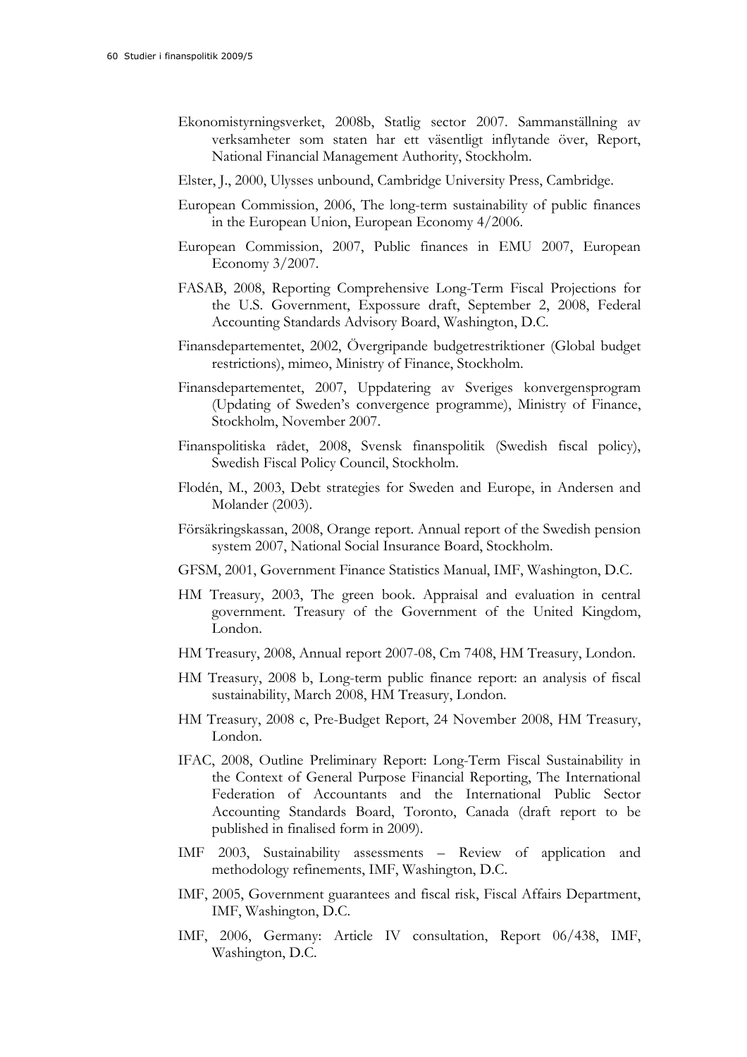Ekonomistyrningsverket, 2008b, Statlig sector 2007. Sammanställning av verksamheter som staten har ett väsentligt inflytande över, Report, National Financial Management Authority, Stockholm.

Elster, J., 2000, Ulysses unbound, Cambridge University Press, Cambridge.

European Commission, 2006, The long-term sustainability of public finances in the European Union, European Economy 4/2006.

European Commission, 2007, Public finances in EMU 2007, European Economy 3/2007.

FASAB, 2008, Reporting Comprehensive Long-Term Fiscal Projections for the U.S. Government, Expossure draft, September 2, 2008, Federal Accounting Standards Advisory Board, Washington, D.C.

Finansdepartementet, 2002, Övergripande budgetrestriktioner (Global budget restrictions), mimeo, Ministry of Finance, Stockholm.

Finansdepartementet, 2007, Uppdatering av Sveriges konvergensprogram (Updating of Sweden's convergence programme), Ministry of Finance, Stockholm, November 2007.

Finanspolitiska rådet, 2008, Svensk finanspolitik (Swedish fiscal policy), Swedish Fiscal Policy Council, Stockholm.

Flodén, M., 2003, Debt strategies for Sweden and Europe, in Andersen and Molander (2003).

Försäkringskassan, 2008, Orange report. Annual report of the Swedish pension system 2007, National Social Insurance Board, Stockholm.

GFSM, 2001, Government Finance Statistics Manual, IMF, Washington, D.C.

HM Treasury, 2003, The green book. Appraisal and evaluation in central government. Treasury of the Government of the United Kingdom, London.

HM Treasury, 2008, Annual report 2007-08, Cm 7408, HM Treasury, London.

HM Treasury, 2008 b, Long-term public finance report: an analysis of fiscal sustainability, March 2008, HM Treasury, London.

HM Treasury, 2008 c, Pre-Budget Report, 24 November 2008, HM Treasury, London.

IFAC, 2008, Outline Preliminary Report: Long-Term Fiscal Sustainability in the Context of General Purpose Financial Reporting, The International Federation of Accountants and the International Public Sector Accounting Standards Board, Toronto, Canada (draft report to be published in finalised form in 2009).

IMF 2003, Sustainability assessments – Review of application and methodology refinements, IMF, Washington, D.C.

IMF, 2005, Government guarantees and fiscal risk, Fiscal Affairs Department, IMF, Washington, D.C.

IMF, 2006, Germany: Article IV consultation, Report 06/438, IMF, Washington, D.C.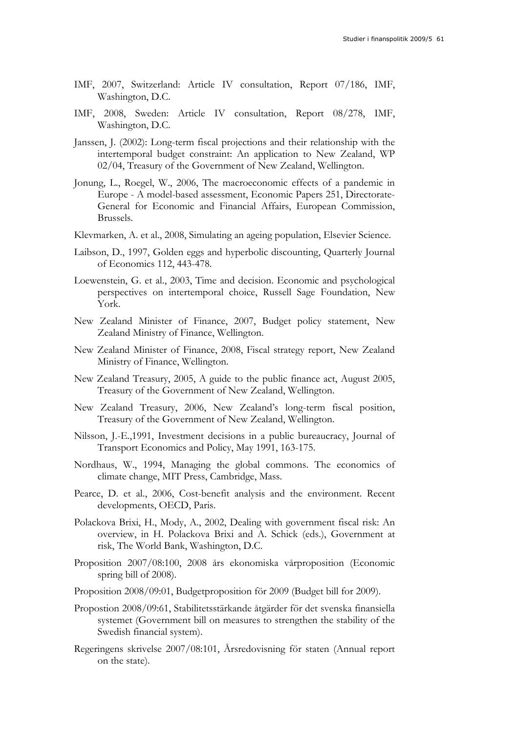IMF, 2007, Switzerland: Article IV consultation, Report 07/186, IMF, Washington, D.C.

IMF, 2008, Sweden: Article IV consultation, Report 08/278, IMF, Washington, D.C.

Janssen, J. (2002): Long-term fiscal projections and their relationship with the intertemporal budget constraint: An application to New Zealand, WP 02/04, Treasury of the Government of New Zealand, Wellington.

Jonung, L., Roegel, W., 2006, The macroeconomic effects of a pandemic in Europe - A model-based assessment, Economic Papers 251, Directorate-General for Economic and Financial Affairs, European Commission, Brussels.

Klevmarken, A. et al., 2008, Simulating an ageing population, Elsevier Science.

Laibson, D., 1997, Golden eggs and hyperbolic discounting, Quarterly Journal of Economics 112, 443-478.

Loewenstein, G. et al., 2003, Time and decision. Economic and psychological perspectives on intertemporal choice, Russell Sage Foundation, New York.

New Zealand Minister of Finance, 2007, Budget policy statement, New Zealand Ministry of Finance, Wellington.

New Zealand Minister of Finance, 2008, Fiscal strategy report, New Zealand Ministry of Finance, Wellington.

New Zealand Treasury, 2005, A guide to the public finance act, August 2005, Treasury of the Government of New Zealand, Wellington.

New Zealand Treasury, 2006, New Zealand's long-term fiscal position, Treasury of the Government of New Zealand, Wellington.

Nilsson, J.-E.,1991, Investment decisions in a public bureaucracy, Journal of Transport Economics and Policy, May 1991, 163-175.

Nordhaus, W., 1994, Managing the global commons. The economics of climate change, MIT Press, Cambridge, Mass.

Pearce, D. et al., 2006, Cost-benefit analysis and the environment. Recent developments, OECD, Paris.

Polackova Brixi, H., Mody, A., 2002, Dealing with government fiscal risk: An overview, in H. Polackova Brixi and A. Schick (eds.), Government at risk, The World Bank, Washington, D.C.

Proposition 2007/08:100, 2008 års ekonomiska vårproposition (Economic spring bill of 2008).

Proposition 2008/09:01, Budgetproposition för 2009 (Budget bill for 2009).

Propostion 2008/09:61, Stabilitetsstärkande åtgärder för det svenska finansiella systemet (Government bill on measures to strengthen the stability of the Swedish financial system).

Regeringens skrivelse 2007/08:101, Årsredovisning för staten (Annual report on the state).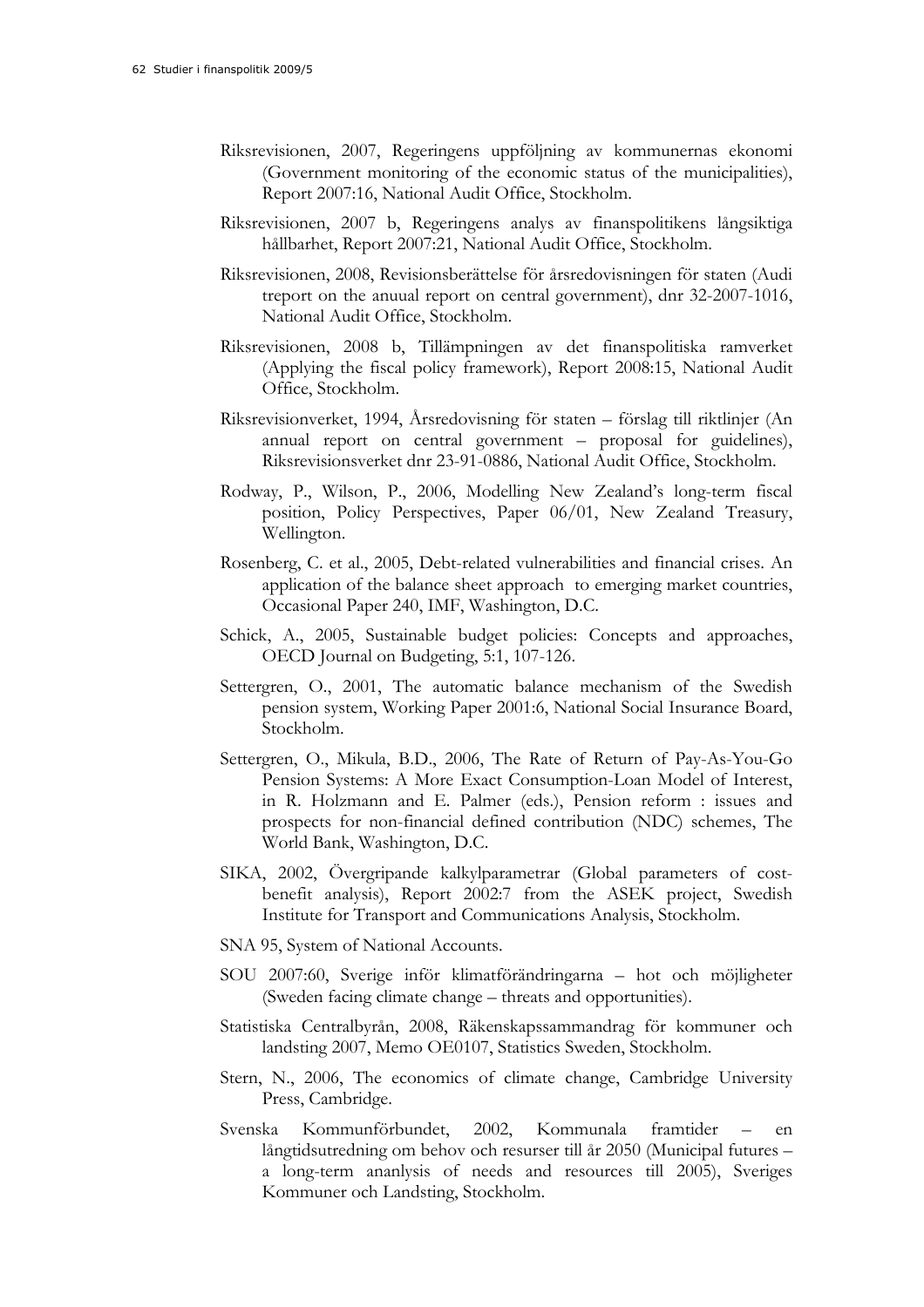Riksrevisionen, 2007, Regeringens uppföljning av kommunernas ekonomi (Government monitoring of the economic status of the municipalities), Report 2007:16, National Audit Office, Stockholm.

Riksrevisionen, 2007 b, Regeringens analys av finanspolitikens långsiktiga hållbarhet, Report 2007:21, National Audit Office, Stockholm.

Riksrevisionen, 2008, Revisionsberättelse för årsredovisningen för staten (Audi treport on the anuual report on central government), dnr 32-2007-1016, National Audit Office, Stockholm.

Riksrevisionen, 2008 b, Tillämpningen av det finanspolitiska ramverket (Applying the fiscal policy framework), Report 2008:15, National Audit Office, Stockholm.

Riksrevisionverket, 1994, Årsredovisning för staten – förslag till riktlinjer (An annual report on central government – proposal for guidelines), Riksrevisionsverket dnr 23-91-0886, National Audit Office, Stockholm.

Rodway, P., Wilson, P., 2006, Modelling New Zealand's long-term fiscal position, Policy Perspectives, Paper 06/01, New Zealand Treasury, Wellington.

Rosenberg, C. et al., 2005, Debt-related vulnerabilities and financial crises. An application of the balance sheet approach to emerging market countries, Occasional Paper 240, IMF, Washington, D.C.

Schick, A., 2005, Sustainable budget policies: Concepts and approaches, OECD Journal on Budgeting, 5:1, 107-126.

Settergren, O., 2001, The automatic balance mechanism of the Swedish pension system, Working Paper 2001:6, National Social Insurance Board, Stockholm.

Settergren, O., Mikula, B.D., 2006, The Rate of Return of Pay-As-You-Go Pension Systems: A More Exact Consumption-Loan Model of Interest, in R. Holzmann and E. Palmer (eds.), Pension reform : issues and prospects for non-financial defined contribution (NDC) schemes, The World Bank, Washington, D.C.

SIKA, 2002, Övergripande kalkylparametrar (Global parameters of cost-benefit analysis), Report 2002:7 from the ASEK project, Swedish Institute for Transport and Communications Analysis, Stockholm.

SNA 95, System of National Accounts.

SOU 2007:60, Sverige inför klimatförändringarna – hot och möjligheter (Sweden facing climate change – threats and opportunities).

Statistiska Centralbyrån, 2008, Räkenskapssammandrag för kommuner och landsting 2007, Memo OE0107, Statistics Sweden, Stockholm.

Stern, N., 2006, The economics of climate change, Cambridge University Press, Cambridge.

Svenska Kommunförbundet, 2002, Kommunala framtider – en långtidsutredning om behov och resurser till år 2050 (Municipal futures – a long-term ananlysis of needs and resources till 2005), Sveriges Kommuner och Landsting, Stockholm.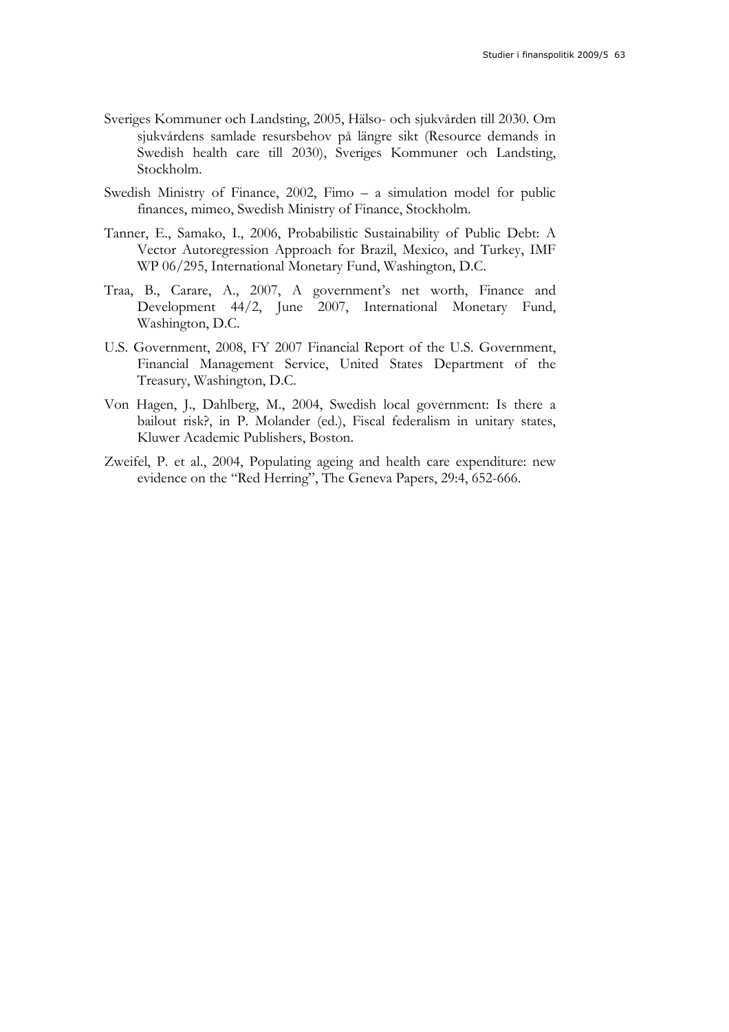Sveriges Kommuner och Landsting, 2005, Hälso- och sjukvården till 2030. Om sjukvårdens samlade resursbehov på längre sikt (Resource demands in Swedish health care till 2030), Sveriges Kommuner och Landsting, Stockholm.

Swedish Ministry of Finance, 2002, Fimo – a simulation model for public finances, mimeo, Swedish Ministry of Finance, Stockholm.

Tanner, E., Samako, I., 2006, Probabilistic Sustainability of Public Debt: A Vector Autoregression Approach for Brazil, Mexico, and Turkey, IMF WP 06/295, International Monetary Fund, Washington, D.C.

Traa, B., Carare, A., 2007, A government's net worth, Finance and Development 44/2, June 2007, International Monetary Fund, Washington, D.C.

U.S. Government, 2008, FY 2007 Financial Report of the U.S. Government, Financial Management Service, United States Department of the Treasury, Washington, D.C.

Von Hagen, J., Dahlberg, M., 2004, Swedish local government: Is there a bailout risk?, in P. Molander (ed.), Fiscal federalism in unitary states, Kluwer Academic Publishers, Boston.

Zweifel, P. et al., 2004, Populating ageing and health care expenditure: new evidence on the "Red Herring", The Geneva Papers, 29:4, 652-666.